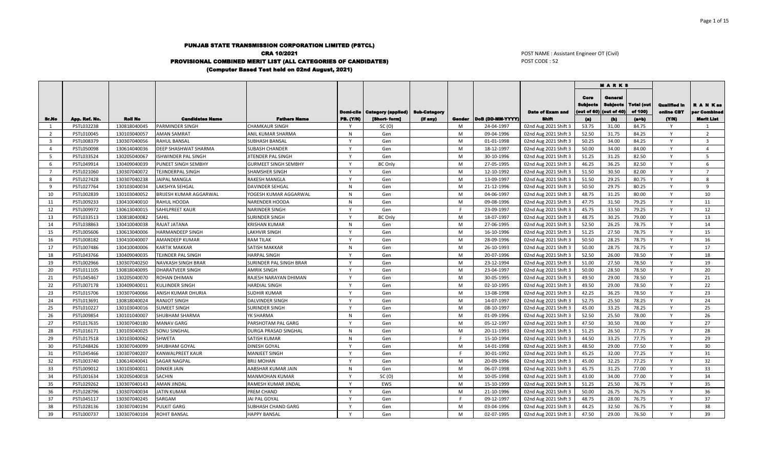# PUNJAB STATE TRANSMISSION CORPORATION LIMITED (PSTCL)

**CRA 10/2021**

**PROVISIONAL COMBINED MERIT LIST (ALL CATEGORIES OF CANDIDATES)**

**(Computer Based Test held on 02nd August, 2021)**

POST NAME : Assistant Engineer OT (Civil)
POST CODE : 52

| Sr.No | App. Ref. No. | Roll No | Candidates Name | Fathers Name | Domi-cile PB. (Y/N) | Category (applied) [Short- form] | Sub-Category (if any) | Gender | DoB (DD-MM-YYYY) | Date of Exam and Shift | MARKS Core Subjects (out of 60) (a) | General Subjects (out of 40) (b) | Total (out of 100) (a+b) | Qualified in online CBT (Y/N) | RANK as per Combined Merit List |
|---|---|---|---|---|---|---|---|---|---|---|---|---|---|---|---|
| 1 | PSTL032238 | 130818040045 | PARMINDER SINGH | CHAMKAUR SINGH | Y | SC (O) | | M | 24-04-1997 | 02nd Aug 2021 Shift 3 | 53.75 | 31.00 | 84.75 | Y | 1 |
| 2 | PSTL010045 | 130103040057 | AMAN SAMRAT | ANIL KUMAR SHARMA | N | Gen | | M | 09-04-1996 | 02nd Aug 2021 Shift 3 | 52.50 | 31.75 | 84.25 | Y | 2 |
| 3 | PSTL008379 | 130307040056 | RAHUL BANSAL | SUBHASH BANSAL | Y | Gen | | M | 01-01-1998 | 02nd Aug 2021 Shift 3 | 50.25 | 34.00 | 84.25 | Y | 3 |
| 4 | PSTL050098 | 130614040036 | DEEP SHASHWAT SHARMA | SUBASH CHANDER | Y | Gen | | M | 18-12-1997 | 02nd Aug 2021 Shift 3 | 50.00 | 34.00 | 84.00 | Y | 4 |
| 5 | PSTL033524 | 130205040067 | ISHWINDER PAL SINGH | JITENDER PAL SINGH | Y | Gen | | M | 30-10-1996 | 02nd Aug 2021 Shift 3 | 51.25 | 31.25 | 82.50 | Y | 5 |
| 6 | PSTL049914 | 130409040039 | PUNEET SINGH SEMBHY | GURMEET SINGH SEMBHY | Y | BC Only | | M | 27-05-1995 | 02nd Aug 2021 Shift 3 | 46.25 | 36.25 | 82.50 | Y | 6 |
| 7 | PSTL021060 | 130307040072 | TEJINDERPAL SINGH | SHAMSHER SINGH | Y | Gen | | M | 12-10-1992 | 02nd Aug 2021 Shift 3 | 51.50 | 30.50 | 82.00 | Y | 7 |
| 8 | PSTL027428 | 130307040238 | JAIPAL MANGLA | RAKESH MANGLA | Y | Gen | | M | 13-09-1997 | 02nd Aug 2021 Shift 3 | 51.50 | 29.25 | 80.75 | Y | 8 |
| 9 | PSTL027764 | 130103040034 | LAKSHYA SEHGAL | DAVINDER SEHGAL | N | Gen | | M | 21-12-1996 | 02nd Aug 2021 Shift 3 | 50.50 | 29.75 | 80.25 | Y | 9 |
| 10 | PSTL002839 | 130103040052 | BRIJESH KUMAR AGGARWAL | YOGESH KUMAR AGGARWAL | N | Gen | | M | 04-06-1997 | 02nd Aug 2021 Shift 3 | 48.75 | 31.25 | 80.00 | Y | 10 |
| 11 | PSTL009233 | 130410040010 | RAHUL HOODA | NARENDER HOODA | N | Gen | | M | 09-08-1996 | 02nd Aug 2021 Shift 3 | 47.75 | 31.50 | 79.25 | Y | 11 |
| 12 | PSTL009972 | 130613040015 | SAHILPREET KAUR | NARINDER SINGH | Y | Gen | | F | 23-09-1997 | 02nd Aug 2021 Shift 3 | 45.75 | 33.50 | 79.25 | Y | 12 |
| 13 | PSTL033513 | 130818040082 | SAHIL | SURINDER SINGH | Y | BC Only | | M | 18-07-1997 | 02nd Aug 2021 Shift 3 | 48.75 | 30.25 | 79.00 | Y | 13 |
| 14 | PSTL038863 | 130410040038 | RAJAT JATANA | KRISHAN KUMAR | N | Gen | | M | 27-06-1995 | 02nd Aug 2021 Shift 3 | 52.50 | 26.25 | 78.75 | Y | 14 |
| 15 | PSTL005606 | 130613040006 | HARMANDEEP SINGH | LAKHVIR SINGH | Y | Gen | | M | 16-10-1996 | 02nd Aug 2021 Shift 3 | 51.25 | 27.50 | 78.75 | Y | 15 |
| 16 | PSTL008182 | 130410040007 | AMANDEEP KUMAR | RAM TILAK | Y | Gen | | M | 28-09-1996 | 02nd Aug 2021 Shift 3 | 50.50 | 28.25 | 78.75 | Y | 16 |
| 17 | PSTL007486 | 130410040006 | KARTIK MAKKAR | SATISH MAKKAR | N | Gen | | M | 26-10-1993 | 02nd Aug 2021 Shift 3 | 50.00 | 28.75 | 78.75 | Y | 17 |
| 18 | PSTL043766 | 130409040035 | TEJINDER PAL SINGH | HARPAL SINGH | Y | Gen | | M | 20-07-1996 | 02nd Aug 2021 Shift 3 | 52.50 | 26.00 | 78.50 | Y | 18 |
| 19 | PSTL002966 | 130307040250 | NAVKASH SINGH BRAR | SURINDER PAL SINGH BRAR | Y | Gen | | M | 23-12-1994 | 02nd Aug 2021 Shift 3 | 51.00 | 27.50 | 78.50 | Y | 19 |
| 20 | PSTL011105 | 130818040095 | DHARATVEER SINGH | AMRIK SINGH | Y | Gen | | M | 23-04-1997 | 02nd Aug 2021 Shift 3 | 50.00 | 28.50 | 78.50 | Y | 20 |
| 21 | PSTL045467 | 130205040070 | ROHAN DHIMAN | RAJESH NARAYAN DHIMAN | Y | Gen | | M | 30-05-1995 | 02nd Aug 2021 Shift 3 | 49.50 | 29.00 | 78.50 | Y | 21 |
| 22 | PSTL007178 | 130409040011 | KULJINDER SINGH | HARDIAL SINGH | Y | Gen | | M | 02-10-1995 | 02nd Aug 2021 Shift 3 | 49.50 | 29.00 | 78.50 | Y | 22 |
| 23 | PSTL015706 | 130307040066 | ANISH KUMAR DHURIA | SUDHIR KUMAR | Y | Gen | | M | 13-08-1998 | 02nd Aug 2021 Shift 3 | 42.25 | 36.25 | 78.50 | Y | 23 |
| 24 | PSTL013691 | 130818040024 | RANJOT SINGH | DALVINDER SINGH | Y | Gen | | M | 14-07-1997 | 02nd Aug 2021 Shift 3 | 52.75 | 25.50 | 78.25 | Y | 24 |
| 25 | PSTL010227 | 130103040016 | SUMEET SINGH | SURINDER SINGH | Y | Gen | | M | 08-10-1997 | 02nd Aug 2021 Shift 3 | 45.00 | 33.25 | 78.25 | Y | 25 |
| 26 | PSTL009854 | 130101040007 | SHUBHAM SHARMA | YK SHARMA | N | Gen | | M | 01-09-1996 | 02nd Aug 2021 Shift 3 | 52.50 | 25.50 | 78.00 | Y | 26 |
| 27 | PSTL017635 | 130307040180 | MANAV GARG | PARSHOTAM PAL GARG | Y | Gen | | M | 05-12-1997 | 02nd Aug 2021 Shift 3 | 47.50 | 30.50 | 78.00 | Y | 27 |
| 28 | PSTL016171 | 130103040025 | SONU SINGHAL | DURGA PRASAD SINGHAL | N | Gen | | M | 20-11-1993 | 02nd Aug 2021 Shift 3 | 51.25 | 26.50 | 77.75 | Y | 28 |
| 29 | PSTL017518 | 130103040062 | SHWETA | SATISH KUMAR | N | Gen | | F | 15-10-1994 | 02nd Aug 2021 Shift 3 | 44.50 | 33.25 | 77.75 | Y | 29 |
| 30 | PSTL048426 | 130307040099 | SHUBHAM GOYAL | DINESH GOYAL | Y | Gen | | M | 14-01-1998 | 02nd Aug 2021 Shift 3 | 48.50 | 29.00 | 77.50 | Y | 30 |
| 31 | PSTL045466 | 130307040207 | KANWALPREET KAUR | MANJEET SINGH | Y | Gen | | F | 30-01-1992 | 02nd Aug 2021 Shift 3 | 45.25 | 32.00 | 77.25 | Y | 31 |
| 32 | PSTL003740 | 130614040041 | SAGAR NAGPAL | BRIJ MOHAN | Y | Gen | | M | 20-09-1996 | 02nd Aug 2021 Shift 3 | 45.00 | 32.25 | 77.25 | Y | 32 |
| 33 | PSTL009012 | 130103040011 | DINKER JAIN | AABSHAR KUMAR JAIN | N | Gen | | M | 06-07-1998 | 02nd Aug 2021 Shift 3 | 45.75 | 31.25 | 77.00 | Y | 33 |
| 34 | PSTL001634 | 130205040018 | SACHIN | MANMOHAN KUMAR | Y | SC (O) | | M | 10-05-1998 | 02nd Aug 2021 Shift 3 | 43.00 | 34.00 | 77.00 | Y | 34 |
| 35 | PSTL029262 | 130307040143 | AMAN JINDAL | RAMESH KUMAR JINDAL | Y | EWS | | M | 15-10-1999 | 02nd Aug 2021 Shift 3 | 51.25 | 25.50 | 76.75 | Y | 35 |
| 36 | PSTL028796 | 130307040034 | JATIN KUMAR | PREM CHAND | Y | Gen | | M | 21-10-1996 | 02nd Aug 2021 Shift 3 | 50.00 | 26.75 | 76.75 | Y | 36 |
| 37 | PSTL045117 | 130307040245 | SARGAM | JAI PAL GOYAL | Y | Gen | | F | 09-12-1997 | 02nd Aug 2021 Shift 3 | 48.75 | 28.00 | 76.75 | Y | 37 |
| 38 | PSTL028136 | 130307040194 | PULKIT GARG | SUBHASH CHAND GARG | Y | Gen | | M | 03-04-1996 | 02nd Aug 2021 Shift 3 | 44.25 | 32.50 | 76.75 | Y | 38 |
| 39 | PSTL000737 | 130307040104 | ROHIT BANSAL | HAPPY BANSAL | Y | Gen | | M | 02-07-1995 | 02nd Aug 2021 Shift 3 | 47.50 | 29.00 | 76.50 | Y | 39 |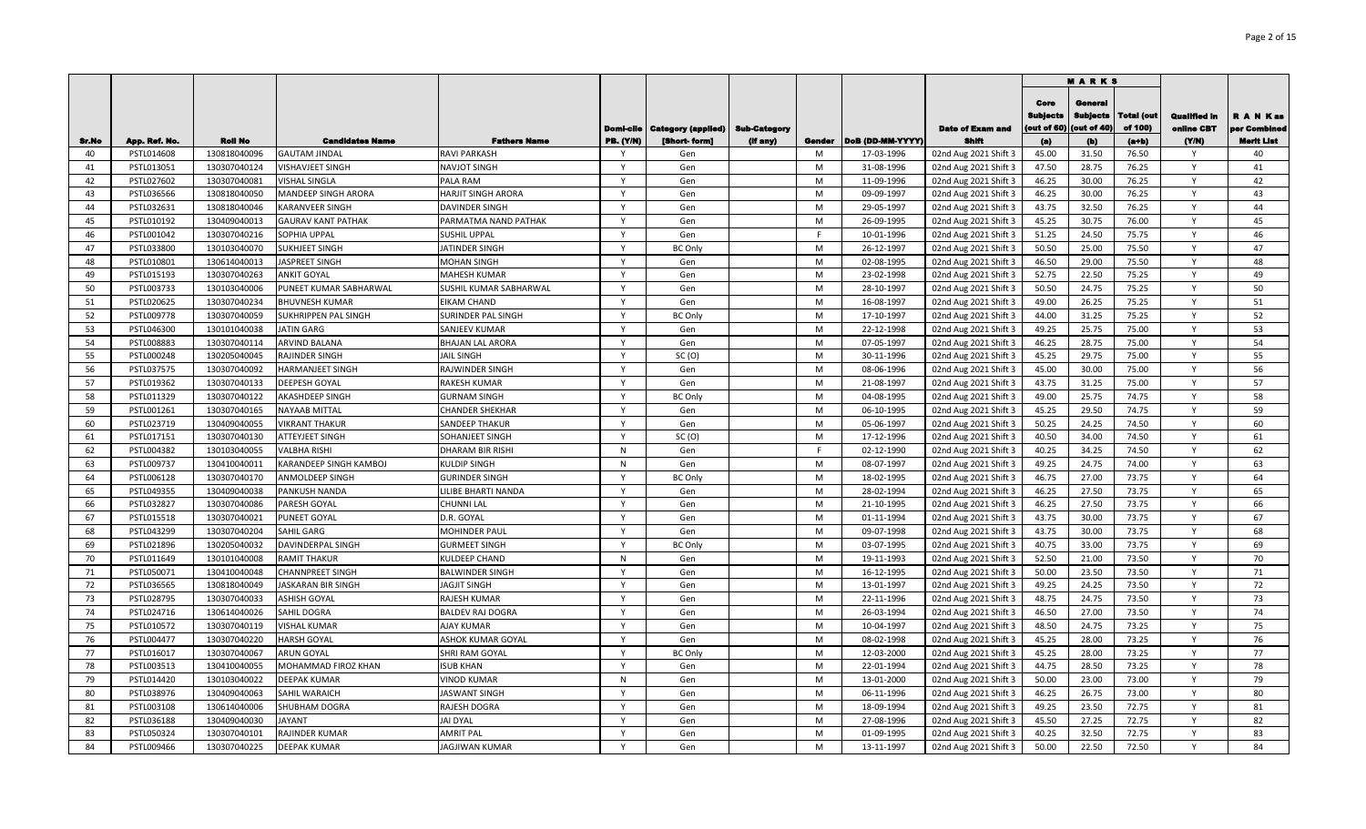| Sr.No | App. Ref. No. | Roll No | Candidates Name | Fathers Name | Domi-cile PB. (Y/N) | Category (applied) [Short- form] | Sub-Category (If any) | Gender | DoB (DD-MM-YYYY) | Date of Exam and Shift | MARKS | | | Qualified in online CBT (Y/N) | R A N K as per Combined Merit List |
|---|---|---|---|---|---|---|---|---|---|---|---|---|---|---|---|
| | | | | | | | | | | | Core Subjects (out of 60) (a) | General Subjects (out of 40) (b) | Total (out of 100) (a+b) | | |
| 40 | PSTL014608 | 130818040096 | GAUTAM JINDAL | RAVI PARKASH | Y | Gen | | M | 17-03-1996 | 02nd Aug 2021 Shift 3 | 45.00 | 31.50 | 76.50 | Y | 40 |
| 41 | PSTL013051 | 130307040124 | VISHAVJEET SINGH | NAVJOT SINGH | Y | Gen | | M | 31-08-1996 | 02nd Aug 2021 Shift 3 | 47.50 | 28.75 | 76.25 | Y | 41 |
| 42 | PSTL027602 | 130307040081 | VISHAL SINGLA | PALA RAM | Y | Gen | | M | 11-09-1996 | 02nd Aug 2021 Shift 3 | 46.25 | 30.00 | 76.25 | Y | 42 |
| 43 | PSTL036566 | 130818040050 | MANDEEP SINGH ARORA | HARJIT SINGH ARORA | Y | Gen | | M | 09-09-1997 | 02nd Aug 2021 Shift 3 | 46.25 | 30.00 | 76.25 | Y | 43 |
| 44 | PSTL032631 | 130818040046 | KARANVEER SINGH | DAVINDER SINGH | Y | Gen | | M | 29-05-1997 | 02nd Aug 2021 Shift 3 | 43.75 | 32.50 | 76.25 | Y | 44 |
| 45 | PSTL010192 | 130409040013 | GAURAV KANT PATHAK | PARMATMA NAND PATHAK | Y | Gen | | M | 26-09-1995 | 02nd Aug 2021 Shift 3 | 45.25 | 30.75 | 76.00 | Y | 45 |
| 46 | PSTL001042 | 130307040216 | SOPHIA UPPAL | SUSHIL UPPAL | Y | Gen | | F | 10-01-1996 | 02nd Aug 2021 Shift 3 | 51.25 | 24.50 | 75.75 | Y | 46 |
| 47 | PSTL033800 | 130103040070 | SUKHJEET SINGH | JATINDER SINGH | Y | BC Only | | M | 26-12-1997 | 02nd Aug 2021 Shift 3 | 50.50 | 25.00 | 75.50 | Y | 47 |
| 48 | PSTL010801 | 130614040013 | JASPREET SINGH | MOHAN SINGH | Y | Gen | | M | 02-08-1995 | 02nd Aug 2021 Shift 3 | 46.50 | 29.00 | 75.50 | Y | 48 |
| 49 | PSTL015193 | 130307040263 | ANKIT GOYAL | MAHESH KUMAR | Y | Gen | | M | 23-02-1998 | 02nd Aug 2021 Shift 3 | 52.75 | 22.50 | 75.25 | Y | 49 |
| 50 | PSTL003733 | 130103040006 | PUNEET KUMAR SABHARWAL | SUSHIL KUMAR SABHARWAL | Y | Gen | | M | 28-10-1997 | 02nd Aug 2021 Shift 3 | 50.50 | 24.75 | 75.25 | Y | 50 |
| 51 | PSTL020625 | 130307040234 | BHUVNESH KUMAR | EIKAM CHAND | Y | Gen | | M | 16-08-1997 | 02nd Aug 2021 Shift 3 | 49.00 | 26.25 | 75.25 | Y | 51 |
| 52 | PSTL009778 | 130307040059 | SUKHRIPPEN PAL SINGH | SURINDER PAL SINGH | Y | BC Only | | M | 17-10-1997 | 02nd Aug 2021 Shift 3 | 44.00 | 31.25 | 75.25 | Y | 52 |
| 53 | PSTL046300 | 130101040038 | JATIN GARG | SANJEEV KUMAR | Y | Gen | | M | 22-12-1998 | 02nd Aug 2021 Shift 3 | 49.25 | 25.75 | 75.00 | Y | 53 |
| 54 | PSTL008883 | 130307040114 | ARVIND BALANA | BHAJAN LAL ARORA | Y | Gen | | M | 07-05-1997 | 02nd Aug 2021 Shift 3 | 46.25 | 28.75 | 75.00 | Y | 54 |
| 55 | PSTL000248 | 130205040045 | RAJINDER SINGH | JAIL SINGH | Y | SC (O) | | M | 30-11-1996 | 02nd Aug 2021 Shift 3 | 45.25 | 29.75 | 75.00 | Y | 55 |
| 56 | PSTL037575 | 130307040092 | HARMANJEET SINGH | RAJWINDER SINGH | Y | Gen | | M | 08-06-1996 | 02nd Aug 2021 Shift 3 | 45.00 | 30.00 | 75.00 | Y | 56 |
| 57 | PSTL019362 | 130307040133 | DEEPESH GOYAL | RAKESH KUMAR | Y | Gen | | M | 21-08-1997 | 02nd Aug 2021 Shift 3 | 43.75 | 31.25 | 75.00 | Y | 57 |
| 58 | PSTL011329 | 130307040122 | AKASHDEEP SINGH | GURNAM SINGH | Y | BC Only | | M | 04-08-1995 | 02nd Aug 2021 Shift 3 | 49.00 | 25.75 | 74.75 | Y | 58 |
| 59 | PSTL001261 | 130307040165 | NAYAAB MITTAL | CHANDER SHEKHAR | Y | Gen | | M | 06-10-1995 | 02nd Aug 2021 Shift 3 | 45.25 | 29.50 | 74.75 | Y | 59 |
| 60 | PSTL023719 | 130409040055 | VIKRANT THAKUR | SANDEEP THAKUR | Y | Gen | | M | 05-06-1997 | 02nd Aug 2021 Shift 3 | 50.25 | 24.25 | 74.50 | Y | 60 |
| 61 | PSTL017151 | 130307040130 | ATTEYJEET SINGH | SOHANJEET SINGH | Y | SC (O) | | M | 17-12-1996 | 02nd Aug 2021 Shift 3 | 40.50 | 34.00 | 74.50 | Y | 61 |
| 62 | PSTL004382 | 130103040055 | VALBHA RISHI | DHARAM BIR RISHI | N | Gen | | F | 02-12-1990 | 02nd Aug 2021 Shift 3 | 40.25 | 34.25 | 74.50 | Y | 62 |
| 63 | PSTL009737 | 130410040011 | KARANDEEP SINGH KAMBOJ | KULDIP SINGH | N | Gen | | M | 08-07-1997 | 02nd Aug 2021 Shift 3 | 49.25 | 24.75 | 74.00 | Y | 63 |
| 64 | PSTL006128 | 130307040170 | ANMOLDEEP SINGH | GURINDER SINGH | Y | BC Only | | M | 18-02-1995 | 02nd Aug 2021 Shift 3 | 46.75 | 27.00 | 73.75 | Y | 64 |
| 65 | PSTL049355 | 130409040038 | PANKUSH NANDA | LILIBE BHARTI NANDA | Y | Gen | | M | 28-02-1994 | 02nd Aug 2021 Shift 3 | 46.25 | 27.50 | 73.75 | Y | 65 |
| 66 | PSTL032827 | 130307040086 | PARESH GOYAL | CHUNNI LAL | Y | Gen | | M | 21-10-1995 | 02nd Aug 2021 Shift 3 | 46.25 | 27.50 | 73.75 | Y | 66 |
| 67 | PSTL015518 | 130307040021 | PUNEET GOYAL | D.R. GOYAL | Y | Gen | | M | 01-11-1994 | 02nd Aug 2021 Shift 3 | 43.75 | 30.00 | 73.75 | Y | 67 |
| 68 | PSTL043299 | 130307040204 | SAHIL GARG | MOHINDER PAUL | Y | Gen | | M | 09-07-1998 | 02nd Aug 2021 Shift 3 | 43.75 | 30.00 | 73.75 | Y | 68 |
| 69 | PSTL021896 | 130205040032 | DAVINDERPAL SINGH | GURMEET SINGH | Y | BC Only | | M | 03-07-1995 | 02nd Aug 2021 Shift 3 | 40.75 | 33.00 | 73.75 | Y | 69 |
| 70 | PSTL011649 | 130101040008 | RAMIT THAKUR | KULDEEP CHAND | N | Gen | | M | 19-11-1993 | 02nd Aug 2021 Shift 3 | 52.50 | 21.00 | 73.50 | Y | 70 |
| 71 | PSTL050071 | 130410040048 | CHANNPREET SINGH | BALWINDER SINGH | Y | Gen | | M | 16-12-1995 | 02nd Aug 2021 Shift 3 | 50.00 | 23.50 | 73.50 | Y | 71 |
| 72 | PSTL036565 | 130818040049 | JASKARAN BIR SINGH | JAGJIT SINGH | Y | Gen | | M | 13-01-1997 | 02nd Aug 2021 Shift 3 | 49.25 | 24.25 | 73.50 | Y | 72 |
| 73 | PSTL028795 | 130307040033 | ASHISH GOYAL | RAJESH KUMAR | Y | Gen | | M | 22-11-1996 | 02nd Aug 2021 Shift 3 | 48.75 | 24.75 | 73.50 | Y | 73 |
| 74 | PSTL024716 | 130614040026 | SAHIL DOGRA | BALDEV RAJ DOGRA | Y | Gen | | M | 26-03-1994 | 02nd Aug 2021 Shift 3 | 46.50 | 27.00 | 73.50 | Y | 74 |
| 75 | PSTL010572 | 130307040119 | VISHAL KUMAR | AJAY KUMAR | Y | Gen | | M | 10-04-1997 | 02nd Aug 2021 Shift 3 | 48.50 | 24.75 | 73.25 | Y | 75 |
| 76 | PSTL004477 | 130307040220 | HARSH GOYAL | ASHOK KUMAR GOYAL | Y | Gen | | M | 08-02-1998 | 02nd Aug 2021 Shift 3 | 45.25 | 28.00 | 73.25 | Y | 76 |
| 77 | PSTL016017 | 130307040067 | ARUN GOYAL | SHRI RAM GOYAL | Y | BC Only | | M | 12-03-2000 | 02nd Aug 2021 Shift 3 | 45.25 | 28.00 | 73.25 | Y | 77 |
| 78 | PSTL003513 | 130410040055 | MOHAMMAD FIROZ KHAN | ISUB KHAN | Y | Gen | | M | 22-01-1994 | 02nd Aug 2021 Shift 3 | 44.75 | 28.50 | 73.25 | Y | 78 |
| 79 | PSTL014420 | 130103040022 | DEEPAK KUMAR | VINOD KUMAR | N | Gen | | M | 13-01-2000 | 02nd Aug 2021 Shift 3 | 50.00 | 23.00 | 73.00 | Y | 79 |
| 80 | PSTL038976 | 130409040063 | SAHIL WARAICH | JASWANT SINGH | Y | Gen | | M | 06-11-1996 | 02nd Aug 2021 Shift 3 | 46.25 | 26.75 | 73.00 | Y | 80 |
| 81 | PSTL003108 | 130614040006 | SHUBHAM DOGRA | RAJESH DOGRA | Y | Gen | | M | 18-09-1994 | 02nd Aug 2021 Shift 3 | 49.25 | 23.50 | 72.75 | Y | 81 |
| 82 | PSTL036188 | 130409040030 | JAYANT | JAI DYAL | Y | Gen | | M | 27-08-1996 | 02nd Aug 2021 Shift 3 | 45.50 | 27.25 | 72.75 | Y | 82 |
| 83 | PSTL050324 | 130307040101 | RAJINDER KUMAR | AMRIT PAL | Y | Gen | | M | 01-09-1995 | 02nd Aug 2021 Shift 3 | 40.25 | 32.50 | 72.75 | Y | 83 |
| 84 | PSTL009466 | 130307040225 | DEEPAK KUMAR | JAGJIWAN KUMAR | Y | Gen | | M | 13-11-1997 | 02nd Aug 2021 Shift 3 | 50.00 | 22.50 | 72.50 | Y | 84 |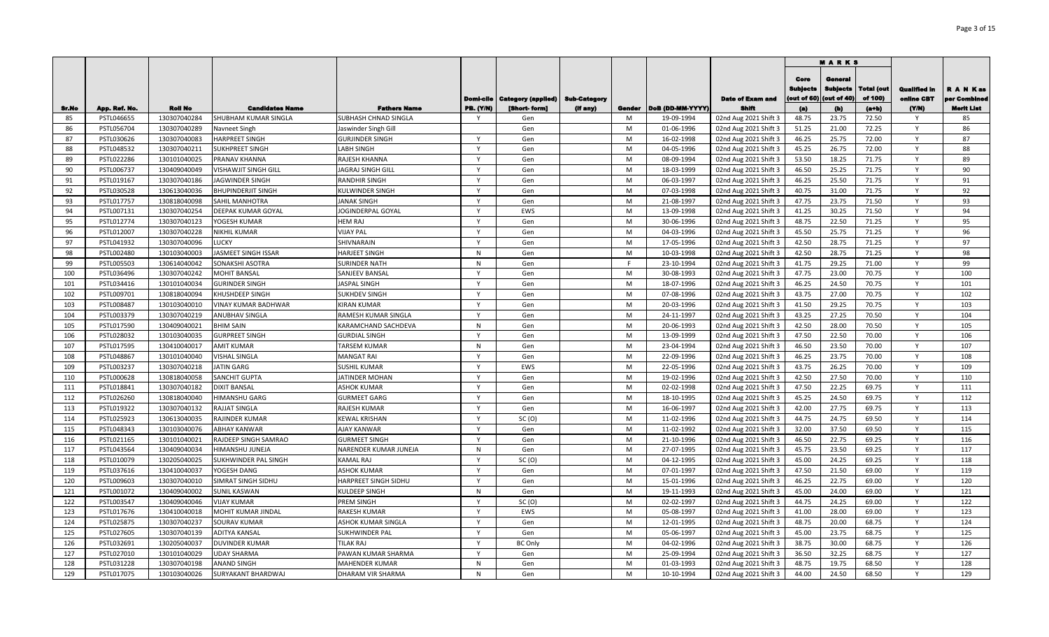| Sr.No | App. Ref. No. | Roll No | Candidates Name | Fathers Name | Domi-cile PB. (Y/N) | Category (applied) [Short- form] | Sub-Category (If any) | Gender | DoB (DD-MM-YYYY) | Date of Exam and Shift | MARKS | | | Qualified in online CBT (Y/N) | R A N K as per Combined Merit List |
|---|---|---|---|---|---|---|---|---|---|---|---|---|---|---|---|
| | | | | | | | | | | | Core Subjects (out of 60) (a) | General Subjects (out of 40) (b) | Total (out of 100) (a+b) | | |
| 85 | PSTL046655 | 130307040284 | SHUBHAM KUMAR SINGLA | SUBHASH CHNAD SINGLA | Y | Gen | | M | 19-09-1994 | 02nd Aug 2021 Shift 3 | 48.75 | 23.75 | 72.50 | Y | 85 |
| 86 | PSTL056704 | 130307040289 | Navneet Singh | Jaswinder Singh Gill | | Gen | | M | 01-06-1996 | 02nd Aug 2021 Shift 3 | 51.25 | 21.00 | 72.25 | Y | 86 |
| 87 | PSTL030626 | 130307040083 | HARPREET SINGH | GURJINDER SINGH | Y | Gen | | M | 16-02-1998 | 02nd Aug 2021 Shift 3 | 46.25 | 25.75 | 72.00 | Y | 87 |
| 88 | PSTL048532 | 130307040211 | SUKHPREET SINGH | LABH SINGH | Y | Gen | | M | 04-05-1996 | 02nd Aug 2021 Shift 3 | 45.25 | 26.75 | 72.00 | Y | 88 |
| 89 | PSTL022286 | 130101040025 | PRANAV KHANNA | RAJESH KHANNA | Y | Gen | | M | 08-09-1994 | 02nd Aug 2021 Shift 3 | 53.50 | 18.25 | 71.75 | Y | 89 |
| 90 | PSTL006737 | 130409040049 | VISHAWJIT SINGH GILL | JAGRAJ SINGH GILL | Y | Gen | | M | 18-03-1999 | 02nd Aug 2021 Shift 3 | 46.50 | 25.25 | 71.75 | Y | 90 |
| 91 | PSTL019167 | 130307040186 | JAGWINDER SINGH | RANDHIR SINGH | Y | Gen | | M | 06-03-1997 | 02nd Aug 2021 Shift 3 | 46.25 | 25.50 | 71.75 | Y | 91 |
| 92 | PSTL030528 | 130613040036 | BHUPINDERJIT SINGH | KULWINDER SINGH | Y | Gen | | M | 07-03-1998 | 02nd Aug 2021 Shift 3 | 40.75 | 31.00 | 71.75 | Y | 92 |
| 93 | PSTL017757 | 130818040098 | SAHIL MANHOTRA | JANAK SINGH | Y | Gen | | M | 21-08-1997 | 02nd Aug 2021 Shift 3 | 47.75 | 23.75 | 71.50 | Y | 93 |
| 94 | PSTL007131 | 130307040254 | DEEPAK KUMAR GOYAL | JOGINDERPAL GOYAL | Y | EWS | | M | 13-09-1998 | 02nd Aug 2021 Shift 3 | 41.25 | 30.25 | 71.50 | Y | 94 |
| 95 | PSTL012774 | 130307040123 | YOGESH KUMAR | HEM RAJ | Y | Gen | | M | 30-06-1996 | 02nd Aug 2021 Shift 3 | 48.75 | 22.50 | 71.25 | Y | 95 |
| 96 | PSTL012007 | 130307040228 | NIKHIL KUMAR | VIJAY PAL | Y | Gen | | M | 04-03-1996 | 02nd Aug 2021 Shift 3 | 45.50 | 25.75 | 71.25 | Y | 96 |
| 97 | PSTL041932 | 130307040096 | LUCKY | SHIVNARAIN | Y | Gen | | M | 17-05-1996 | 02nd Aug 2021 Shift 3 | 42.50 | 28.75 | 71.25 | Y | 97 |
| 98 | PSTL002480 | 130103040003 | JASMEET SINGH ISSAR | HARJEET SINGH | N | Gen | | M | 10-03-1998 | 02nd Aug 2021 Shift 3 | 42.50 | 28.75 | 71.25 | Y | 98 |
| 99 | PSTL005503 | 130614040042 | SONAKSHI ASOTRA | SURINDER NATH | N | Gen | | F | 23-10-1994 | 02nd Aug 2021 Shift 3 | 41.75 | 29.25 | 71.00 | Y | 99 |
| 100 | PSTL036496 | 130307040242 | MOHIT BANSAL | SANJEEV BANSAL | Y | Gen | | M | 30-08-1993 | 02nd Aug 2021 Shift 3 | 47.75 | 23.00 | 70.75 | Y | 100 |
| 101 | PSTL034416 | 130101040034 | GURINDER SINGH | JASPAL SINGH | Y | Gen | | M | 18-07-1996 | 02nd Aug 2021 Shift 3 | 46.25 | 24.50 | 70.75 | Y | 101 |
| 102 | PSTL009701 | 130818040094 | KHUSHDEEP SINGH | SUKHDEV SINGH | Y | Gen | | M | 07-08-1996 | 02nd Aug 2021 Shift 3 | 43.75 | 27.00 | 70.75 | Y | 102 |
| 103 | PSTL008487 | 130103040010 | VINAY KUMAR BADHWAR | KIRAN KUMAR | Y | Gen | | M | 20-03-1996 | 02nd Aug 2021 Shift 3 | 41.50 | 29.25 | 70.75 | Y | 103 |
| 104 | PSTL003379 | 130307040219 | ANUBHAV SINGLA | RAMESH KUMAR SINGLA | Y | Gen | | M | 24-11-1997 | 02nd Aug 2021 Shift 3 | 43.25 | 27.25 | 70.50 | Y | 104 |
| 105 | PSTL017590 | 130409040021 | BHIM SAIN | KARAMCHAND SACHDEVA | N | Gen | | M | 20-06-1993 | 02nd Aug 2021 Shift 3 | 42.50 | 28.00 | 70.50 | Y | 105 |
| 106 | PSTL028032 | 130103040035 | GURPREET SINGH | GURDIAL SINGH | Y | Gen | | M | 13-09-1999 | 02nd Aug 2021 Shift 3 | 47.50 | 22.50 | 70.00 | Y | 106 |
| 107 | PSTL017595 | 130410040017 | AMIT KUMAR | TARSEM KUMAR | N | Gen | | M | 23-04-1994 | 02nd Aug 2021 Shift 3 | 46.50 | 23.50 | 70.00 | Y | 107 |
| 108 | PSTL048867 | 130101040040 | VISHAL SINGLA | MANGAT RAI | Y | Gen | | M | 22-09-1996 | 02nd Aug 2021 Shift 3 | 46.25 | 23.75 | 70.00 | Y | 108 |
| 109 | PSTL003237 | 130307040218 | JATIN GARG | SUSHIL KUMAR | Y | EWS | | M | 22-05-1996 | 02nd Aug 2021 Shift 3 | 43.75 | 26.25 | 70.00 | Y | 109 |
| 110 | PSTL000628 | 130818040058 | SANCHIT GUPTA | JATINDER MOHAN | Y | Gen | | M | 19-02-1996 | 02nd Aug 2021 Shift 3 | 42.50 | 27.50 | 70.00 | Y | 110 |
| 111 | PSTL018841 | 130307040182 | DIXIT BANSAL | ASHOK KUMAR | Y | Gen | | M | 02-02-1998 | 02nd Aug 2021 Shift 3 | 47.50 | 22.25 | 69.75 | Y | 111 |
| 112 | PSTL026260 | 130818040040 | HIMANSHU GARG | GURMEET GARG | Y | Gen | | M | 18-10-1995 | 02nd Aug 2021 Shift 3 | 45.25 | 24.50 | 69.75 | Y | 112 |
| 113 | PSTL019322 | 130307040132 | RAJJAT SINGLA | RAJESH KUMAR | Y | Gen | | M | 16-06-1997 | 02nd Aug 2021 Shift 3 | 42.00 | 27.75 | 69.75 | Y | 113 |
| 114 | PSTL025923 | 130613040035 | RAJINDER KUMAR | KEWAL KRISHAN | Y | SC (O) | | M | 11-02-1996 | 02nd Aug 2021 Shift 3 | 44.75 | 24.75 | 69.50 | Y | 114 |
| 115 | PSTL048343 | 130103040076 | ABHAY KANWAR | AJAY KANWAR | Y | Gen | | M | 11-02-1992 | 02nd Aug 2021 Shift 3 | 32.00 | 37.50 | 69.50 | Y | 115 |
| 116 | PSTL021165 | 130101040021 | RAJDEEP SINGH SAMRAO | GURMEET SINGH | Y | Gen | | M | 21-10-1996 | 02nd Aug 2021 Shift 3 | 46.50 | 22.75 | 69.25 | Y | 116 |
| 117 | PSTL043564 | 130409040034 | HIMANSHU JUNEJA | NARENDER KUMAR JUNEJA | N | Gen | | M | 27-07-1995 | 02nd Aug 2021 Shift 3 | 45.75 | 23.50 | 69.25 | Y | 117 |
| 118 | PSTL010079 | 130205040025 | SUKHWINDER PAL SINGH | KAMAL RAJ | Y | SC (O) | | M | 04-12-1995 | 02nd Aug 2021 Shift 3 | 45.00 | 24.25 | 69.25 | Y | 118 |
| 119 | PSTL037616 | 130410040037 | YOGESH DANG | ASHOK KUMAR | Y | Gen | | M | 07-01-1997 | 02nd Aug 2021 Shift 3 | 47.50 | 21.50 | 69.00 | Y | 119 |
| 120 | PSTL009603 | 130307040010 | SIMRAT SINGH SIDHU | HARPREET SINGH SIDHU | Y | Gen | | M | 15-01-1996 | 02nd Aug 2021 Shift 3 | 46.25 | 22.75 | 69.00 | Y | 120 |
| 121 | PSTL001072 | 130409040002 | SUNIL KASWAN | KULDEEP SINGH | N | Gen | | M | 19-11-1993 | 02nd Aug 2021 Shift 3 | 45.00 | 24.00 | 69.00 | Y | 121 |
| 122 | PSTL003547 | 130409040046 | VIJAY KUMAR | PREM SINGH | Y | SC (O) | | M | 02-02-1997 | 02nd Aug 2021 Shift 3 | 44.75 | 24.25 | 69.00 | Y | 122 |
| 123 | PSTL017676 | 130410040018 | MOHIT KUMAR JINDAL | RAKESH KUMAR | Y | EWS | | M | 05-08-1997 | 02nd Aug 2021 Shift 3 | 41.00 | 28.00 | 69.00 | Y | 123 |
| 124 | PSTL025875 | 130307040237 | SOURAV KUMAR | ASHOK KUMAR SINGLA | Y | Gen | | M | 12-01-1995 | 02nd Aug 2021 Shift 3 | 48.75 | 20.00 | 68.75 | Y | 124 |
| 125 | PSTL027605 | 130307040139 | ADITYA KANSAL | SUKHWINDER PAL | Y | Gen | | M | 05-06-1997 | 02nd Aug 2021 Shift 3 | 45.00 | 23.75 | 68.75 | Y | 125 |
| 126 | PSTL032691 | 130205040037 | DUVINDER KUMAR | TILAK RAJ | Y | BC Only | | M | 04-02-1996 | 02nd Aug 2021 Shift 3 | 38.75 | 30.00 | 68.75 | Y | 126 |
| 127 | PSTL027010 | 130101040029 | UDAY SHARMA | PAWAN KUMAR SHARMA | Y | Gen | | M | 25-09-1994 | 02nd Aug 2021 Shift 3 | 36.50 | 32.25 | 68.75 | Y | 127 |
| 128 | PSTL031228 | 130307040198 | ANAND SINGH | MAHENDER KUMAR | N | Gen | | M | 01-03-1993 | 02nd Aug 2021 Shift 3 | 48.75 | 19.75 | 68.50 | Y | 128 |
| 129 | PSTL017075 | 130103040026 | SURYAKANT BHARDWAJ | DHARAM VIR SHARMA | N | Gen | | M | 10-10-1994 | 02nd Aug 2021 Shift 3 | 44.00 | 24.50 | 68.50 | Y | 129 |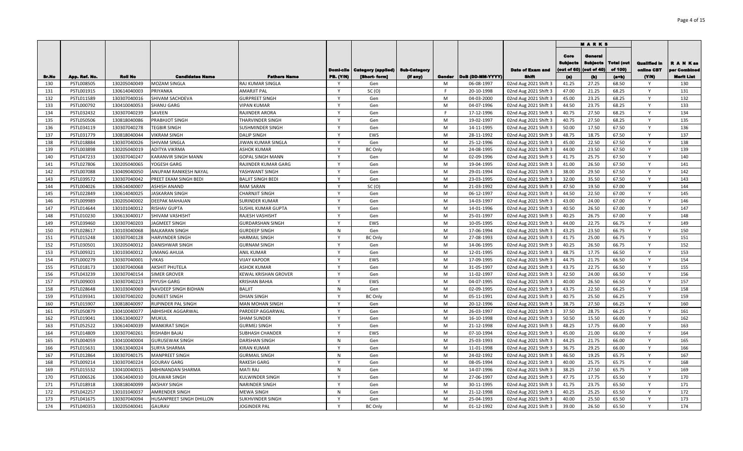| Sr.No | App. Ref. No. | Roll No | Candidates Name | Fathers Name | Domi-cile PB. (Y/N) | Category (applied) [Short- form] | Sub-Category (if any) | Gender | DoB (DD-MM-YYYY) | Date of Exam and Shift | MARKS | | | Qualified in online CBT (Y/N) | R A N K as per Combined Merit List |
|---|---|---|---|---|---|---|---|---|---|---|---|---|---|---|---|
| | | | | | | | | | | | Core Subjects (out of 60) (a) | General Subjects (out of 40) (b) | Total (out of 100) (a+b) | | |
| 130 | PSTL008505 | 130205040049 | MOZAM SINGLA | RAJ KUMAR SINGLA | Y | Gen | | M | 06-08-1997 | 02nd Aug 2021 Shift 3 | 41.25 | 27.25 | 68.50 | Y | 130 |
| 131 | PSTL001915 | 130614040003 | PRIYANKA | AMARJIT PAL | Y | SC (O) | | F | 20-10-1998 | 02nd Aug 2021 Shift 3 | 47.00 | 21.25 | 68.25 | Y | 131 |
| 132 | PSTL011589 | 130307040016 | SHIVAM SACHDEVA | GURPREET SINGH | Y | Gen | | M | 04-03-2000 | 02nd Aug 2021 Shift 3 | 45.00 | 23.25 | 68.25 | Y | 132 |
| 133 | PSTL000792 | 130410040053 | SHANU GARG | VIPAN KUMAR | Y | Gen | | M | 04-07-1996 | 02nd Aug 2021 Shift 3 | 44.50 | 23.75 | 68.25 | Y | 133 |
| 134 | PSTL032432 | 130307040239 | SAVEEN | RAJINDER ARORA | Y | Gen | | F | 17-12-1996 | 02nd Aug 2021 Shift 3 | 40.75 | 27.50 | 68.25 | Y | 134 |
| 135 | PSTL050506 | 130818040086 | PRABHJOT SINGH | THARVINDER SINGH | Y | Gen | | M | 19-02-1997 | 02nd Aug 2021 Shift 3 | 40.75 | 27.50 | 68.25 | Y | 135 |
| 136 | PSTL034119 | 130307040278 | TEGBIR SINGH | SUSHMINDER SINGH | Y | Gen | | M | 14-11-1995 | 02nd Aug 2021 Shift 3 | 50.00 | 17.50 | 67.50 | Y | 136 |
| 137 | PSTL031779 | 130818040044 | VIKRAM SINGH | DALIP SINGH | Y | EWS | | M | 28-11-1992 | 02nd Aug 2021 Shift 3 | 48.75 | 18.75 | 67.50 | Y | 137 |
| 138 | PSTL018884 | 130307040026 | SHIVAM SINGLA | JIWAN KUMAR SINGLA | Y | Gen | | M | 25-12-1996 | 02nd Aug 2021 Shift 3 | 45.00 | 22.50 | 67.50 | Y | 138 |
| 139 | PSTL003898 | 130205040019 | ADITYA VIKRMA | ASHOK KUMAR | Y | BC Only | | M | 24-08-1995 | 02nd Aug 2021 Shift 3 | 44.00 | 23.50 | 67.50 | Y | 139 |
| 140 | PSTL047233 | 130307040247 | KARANVIR SINGH MANN | GOPAL SINGH MANN | Y | Gen | | M | 02-09-1996 | 02nd Aug 2021 Shift 3 | 41.75 | 25.75 | 67.50 | Y | 140 |
| 141 | PSTL027806 | 130205040065 | YOGESH GARG | RAJINDER KUMAR GARG | Y | Gen | | M | 19-04-1995 | 02nd Aug 2021 Shift 3 | 41.00 | 26.50 | 67.50 | Y | 141 |
| 142 | PSTL007088 | 130409040050 | ANUPAM RANIKESH NAYAL | YASHWANT SINGH | Y | Gen | | M | 29-01-1994 | 02nd Aug 2021 Shift 3 | 38.00 | 29.50 | 67.50 | Y | 142 |
| 143 | PSTL039572 | 130307040042 | PREET EKAM SINGH BEDI | BALJIT SINGH BEDI | Y | Gen | | M | 23-03-1995 | 02nd Aug 2021 Shift 3 | 32.00 | 35.50 | 67.50 | Y | 143 |
| 144 | PSTL004026 | 130614040007 | ASHISH ANAND | RAM SARAN | Y | SC (O) | | M | 21-03-1992 | 02nd Aug 2021 Shift 3 | 47.50 | 19.50 | 67.00 | Y | 144 |
| 145 | PSTL022849 | 130614040025 | JASKARAN SINGH | CHARNJIT SINGH | Y | Gen | | M | 06-12-1997 | 02nd Aug 2021 Shift 3 | 44.50 | 22.50 | 67.00 | Y | 145 |
| 146 | PSTL009989 | 130205040002 | DEEPAK MAHAJAN | SURINDER KUMAR | Y | Gen | | M | 14-03-1997 | 02nd Aug 2021 Shift 3 | 43.00 | 24.00 | 67.00 | Y | 146 |
| 147 | PSTL014644 | 130101040012 | RISHAV GUPTA | SUSHIL KUMAR GUPTA | Y | Gen | | M | 14-01-1996 | 02nd Aug 2021 Shift 3 | 40.50 | 26.50 | 67.00 | Y | 147 |
| 148 | PSTL010230 | 130613040017 | SHIVAM VASHISHT | RAJESH VASHISHT | Y | Gen | | M | 25-01-1997 | 02nd Aug 2021 Shift 3 | 40.25 | 26.75 | 67.00 | Y | 148 |
| 149 | PSTL039460 | 130307040203 | JAGMEET SINGH | GURDARSHAN SINGH | Y | EWS | | M | 10-05-1995 | 02nd Aug 2021 Shift 3 | 44.00 | 22.75 | 66.75 | Y | 149 |
| 150 | PSTL028617 | 130103040068 | BALKARAN SINGH | GURDEEP SINGH | N | Gen | | M | 17-06-1994 | 02nd Aug 2021 Shift 3 | 43.25 | 23.50 | 66.75 | Y | 150 |
| 151 | PSTL015248 | 130307040128 | HARVINDER SINGH | HARMAIL SINGH | Y | BC Only | | M | 27-08-1993 | 02nd Aug 2021 Shift 3 | 41.75 | 25.00 | 66.75 | Y | 151 |
| 152 | PSTL030501 | 130205040012 | DANISHWAR SINGH | GURNAM SINGH | Y | Gen | | M | 14-06-1995 | 02nd Aug 2021 Shift 3 | 40.25 | 26.50 | 66.75 | Y | 152 |
| 153 | PSTL009321 | 130103040012 | UMANG AHUJA | ANIL KUMAR | Y | Gen | | M | 12-01-1995 | 02nd Aug 2021 Shift 3 | 48.75 | 17.75 | 66.50 | Y | 153 |
| 154 | PSTL000279 | 130307040001 | VIKAS | VIJAY KAPOOR | Y | EWS | | M | 17-09-1995 | 02nd Aug 2021 Shift 3 | 44.75 | 21.75 | 66.50 | Y | 154 |
| 155 | PSTL018173 | 130307040068 | AKSHIT PHUTELA | ASHOK KUMAR | Y | Gen | | M | 31-05-1997 | 02nd Aug 2021 Shift 3 | 43.75 | 22.75 | 66.50 | Y | 155 |
| 156 | PSTL043239 | 130307040154 | SIMER GROVER | KEWAL KRISHAN GROVER | Y | Gen | | M | 11-02-1997 | 02nd Aug 2021 Shift 3 | 42.50 | 24.00 | 66.50 | Y | 156 |
| 157 | PSTL009003 | 130307040223 | PIYUSH GARG | KRISHAN BAHIA | Y | EWS | | M | 04-07-1995 | 02nd Aug 2021 Shift 3 | 40.00 | 26.50 | 66.50 | Y | 157 |
| 158 | PSTL028648 | 130103040069 | NAVDEEP SINGH BIDHAN | BALJIT | N | Gen | | M | 02-09-1995 | 02nd Aug 2021 Shift 3 | 43.75 | 22.50 | 66.25 | Y | 158 |
| 159 | PSTL039341 | 130307040202 | DUNEET SINGH | DHIAN SINGH | Y | BC Only | | M | 05-11-1991 | 02nd Aug 2021 Shift 3 | 40.75 | 25.50 | 66.25 | Y | 159 |
| 160 | PSTL015907 | 130818040097 | RUPINDER PAL SINGH | MAN MOHAN SINGH | Y | Gen | | M | 20-12-1996 | 02nd Aug 2021 Shift 3 | 38.75 | 27.50 | 66.25 | Y | 160 |
| 161 | PSTL050879 | 130410040077 | ABHISHEK AGGARWAL | PARDEEP AGGARWAL | Y | Gen | | M | 26-03-1997 | 02nd Aug 2021 Shift 3 | 37.50 | 28.75 | 66.25 | Y | 161 |
| 162 | PSTL019041 | 130613040027 | MUKUL | SHAM SUNDER | Y | Gen | | M | 16-10-1998 | 02nd Aug 2021 Shift 3 | 50.50 | 15.50 | 66.00 | Y | 162 |
| 163 | PSTL052522 | 130614040039 | MANKIRAT SINGH | GURMEJ SINGH | Y | Gen | | M | 21-12-1998 | 02nd Aug 2021 Shift 3 | 48.25 | 17.75 | 66.00 | Y | 163 |
| 164 | PSTL014809 | 130307040261 | RISHABH BAJAJ | SUBHASH CHANDER | Y | EWS | | M | 07-10-1994 | 02nd Aug 2021 Shift 3 | 45.00 | 21.00 | 66.00 | Y | 164 |
| 165 | PSTL004059 | 130410040004 | GURUSEWAK SINGH | DARSHAN SINGH | N | Gen | | M | 25-03-1993 | 02nd Aug 2021 Shift 3 | 44.25 | 21.75 | 66.00 | Y | 165 |
| 166 | PSTL015631 | 130613040024 | SURYA SHARMA | KIRAN KUMAR | Y | Gen | | M | 11-01-1998 | 02nd Aug 2021 Shift 3 | 36.75 | 29.25 | 66.00 | Y | 166 |
| 167 | PSTL012864 | 130307040175 | MANPREET SINGH | GURMAIL SINGH | N | Gen | | M | 24-02-1992 | 02nd Aug 2021 Shift 3 | 46.50 | 19.25 | 65.75 | Y | 167 |
| 168 | PSTL009214 | 130307040224 | GOURAV GARG | RAKESH GARG | Y | Gen | | M | 08-05-1994 | 02nd Aug 2021 Shift 3 | 40.00 | 25.75 | 65.75 | Y | 168 |
| 169 | PSTL015532 | 130410040015 | ABHINANDAN SHARMA | MATI RAJ | N | Gen | | M | 14-07-1996 | 02nd Aug 2021 Shift 3 | 38.25 | 27.50 | 65.75 | Y | 169 |
| 170 | PSTL006526 | 130614040010 | DILAWAR SINGH | KULWINDER SINGH | Y | Gen | | M | 27-06-1997 | 02nd Aug 2021 Shift 3 | 47.75 | 17.75 | 65.50 | Y | 170 |
| 171 | PSTL018918 | 130818040099 | AKSHAY SINGH | NARINDER SINGH | Y | Gen | | M | 30-11-1995 | 02nd Aug 2021 Shift 3 | 41.75 | 23.75 | 65.50 | Y | 171 |
| 172 | PSTL042257 | 130101040037 | AMRENDER SINGH | MEWA SINGH | N | Gen | | M | 21-12-1998 | 02nd Aug 2021 Shift 3 | 40.25 | 25.25 | 65.50 | Y | 172 |
| 173 | PSTL041675 | 130307040094 | HUSANPREET SINGH DHILLON | SUKHVINDER SINGH | Y | Gen | | M | 25-04-1993 | 02nd Aug 2021 Shift 3 | 40.00 | 25.50 | 65.50 | Y | 173 |
| 174 | PSTL040353 | 130205040041 | GAURAV | JOGINDER PAL | Y | BC Only | | M | 01-12-1992 | 02nd Aug 2021 Shift 3 | 39.00 | 26.50 | 65.50 | Y | 174 |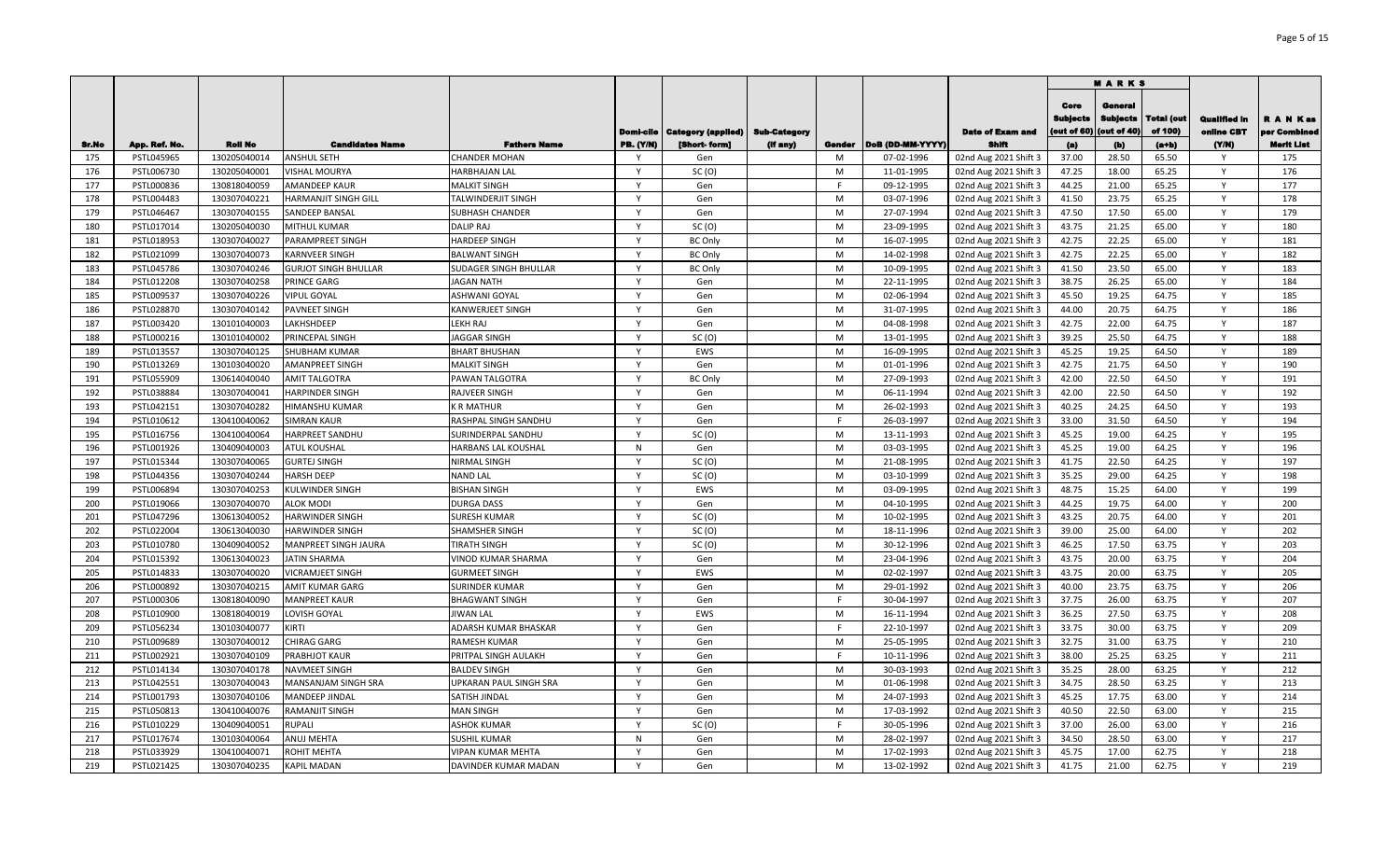| Sr.No | App. Ref. No. | Roll No | Candidates Name | Fathers Name | Domi-cile PB. (Y/N) | Category (applied) [Short- form] | Sub-Category (if any) | Gender | DoB (DD-MM-YYYY) | Date of Exam and Shift | MARKS | | | Qualified in online CBT (Y/N) | R A N K as per Combined Merit List |
|---|---|---|---|---|---|---|---|---|---|---|---|---|---|---|---|
| | | | | | | | | | | | Core Subjects (out of 60) (a) | General Subjects (out of 40) (b) | Total (out of 100) (a+b) | | |
| 175 | PSTL045965 | 130205040014 | ANSHUL SETH | CHANDER MOHAN | Y | Gen | | M | 07-02-1996 | 02nd Aug 2021 Shift 3 | 37.00 | 28.50 | 65.50 | Y | 175 |
| 176 | PSTL006730 | 130205040001 | VISHAL MOURYA | HARBHAJAN LAL | Y | SC (O) | | M | 11-01-1995 | 02nd Aug 2021 Shift 3 | 47.25 | 18.00 | 65.25 | Y | 176 |
| 177 | PSTL000836 | 130818040059 | AMANDEEP KAUR | MALKIT SINGH | Y | Gen | | F | 09-12-1995 | 02nd Aug 2021 Shift 3 | 44.25 | 21.00 | 65.25 | Y | 177 |
| 178 | PSTL004483 | 130307040221 | HARMANJIT SINGH GILL | TALWINDERJIT SINGH | Y | Gen | | M | 03-07-1996 | 02nd Aug 2021 Shift 3 | 41.50 | 23.75 | 65.25 | Y | 178 |
| 179 | PSTL046467 | 130307040155 | SANDEEP BANSAL | SUBHASH CHANDER | Y | Gen | | M | 27-07-1994 | 02nd Aug 2021 Shift 3 | 47.50 | 17.50 | 65.00 | Y | 179 |
| 180 | PSTL017014 | 130205040030 | MITHUL KUMAR | DALIP RAJ | Y | SC (O) | | M | 23-09-1995 | 02nd Aug 2021 Shift 3 | 43.75 | 21.25 | 65.00 | Y | 180 |
| 181 | PSTL018953 | 130307040027 | PARAMPREET SINGH | HARDEEP SINGH | Y | BC Only | | M | 16-07-1995 | 02nd Aug 2021 Shift 3 | 42.75 | 22.25 | 65.00 | Y | 181 |
| 182 | PSTL021099 | 130307040073 | KARNVEER SINGH | BALWANT SINGH | Y | BC Only | | M | 14-02-1998 | 02nd Aug 2021 Shift 3 | 42.75 | 22.25 | 65.00 | Y | 182 |
| 183 | PSTL045786 | 130307040246 | GURJOT SINGH BHULLAR | SUDAGER SINGH BHULLAR | Y | BC Only | | M | 10-09-1995 | 02nd Aug 2021 Shift 3 | 41.50 | 23.50 | 65.00 | Y | 183 |
| 184 | PSTL012208 | 130307040258 | PRINCE GARG | JAGAN NATH | Y | Gen | | M | 22-11-1995 | 02nd Aug 2021 Shift 3 | 38.75 | 26.25 | 65.00 | Y | 184 |
| 185 | PSTL009537 | 130307040226 | VIPUL GOYAL | ASHWANI GOYAL | Y | Gen | | M | 02-06-1994 | 02nd Aug 2021 Shift 3 | 45.50 | 19.25 | 64.75 | Y | 185 |
| 186 | PSTL028870 | 130307040142 | PAVNEET SINGH | KANWERJEET SINGH | Y | Gen | | M | 31-07-1995 | 02nd Aug 2021 Shift 3 | 44.00 | 20.75 | 64.75 | Y | 186 |
| 187 | PSTL003420 | 130101040003 | LAKHSHDEEP | LEKH RAJ | Y | Gen | | M | 04-08-1998 | 02nd Aug 2021 Shift 3 | 42.75 | 22.00 | 64.75 | Y | 187 |
| 188 | PSTL000216 | 130101040002 | PRINCEPAL SINGH | JAGGAR SINGH | Y | SC (O) | | M | 13-01-1995 | 02nd Aug 2021 Shift 3 | 39.25 | 25.50 | 64.75 | Y | 188 |
| 189 | PSTL013557 | 130307040125 | SHUBHAM KUMAR | BHART BHUSHAN | Y | EWS | | M | 16-09-1995 | 02nd Aug 2021 Shift 3 | 45.25 | 19.25 | 64.50 | Y | 189 |
| 190 | PSTL013269 | 130103040020 | AMANPREET SINGH | MALKIT SINGH | Y | Gen | | M | 01-01-1996 | 02nd Aug 2021 Shift 3 | 42.75 | 21.75 | 64.50 | Y | 190 |
| 191 | PSTL055909 | 130614040040 | AMIT TALGOTRA | PAWAN TALGOTRA | Y | BC Only | | M | 27-09-1993 | 02nd Aug 2021 Shift 3 | 42.00 | 22.50 | 64.50 | Y | 191 |
| 192 | PSTL038884 | 130307040041 | HARPINDER SINGH | RAJVEER SINGH | Y | Gen | | M | 06-11-1994 | 02nd Aug 2021 Shift 3 | 42.00 | 22.50 | 64.50 | Y | 192 |
| 193 | PSTL042151 | 130307040282 | HIMANSHU KUMAR | K R MATHUR | Y | Gen | | M | 26-02-1993 | 02nd Aug 2021 Shift 3 | 40.25 | 24.25 | 64.50 | Y | 193 |
| 194 | PSTL010612 | 130410040062 | SIMRAN KAUR | RASHPAL SINGH SANDHU | Y | Gen | | F | 26-03-1997 | 02nd Aug 2021 Shift 3 | 33.00 | 31.50 | 64.50 | Y | 194 |
| 195 | PSTL016756 | 130410040064 | HARPREET SANDHU | SURINDERPAL SANDHU | Y | SC (O) | | M | 13-11-1993 | 02nd Aug 2021 Shift 3 | 45.25 | 19.00 | 64.25 | Y | 195 |
| 196 | PSTL001926 | 130409040003 | ATUL KOUSHAL | HARBANS LAL KOUSHAL | N | Gen | | M | 03-03-1995 | 02nd Aug 2021 Shift 3 | 45.25 | 19.00 | 64.25 | Y | 196 |
| 197 | PSTL015344 | 130307040065 | GURTEJ SINGH | NIRMAL SINGH | Y | SC (O) | | M | 21-08-1995 | 02nd Aug 2021 Shift 3 | 41.75 | 22.50 | 64.25 | Y | 197 |
| 198 | PSTL044356 | 130307040244 | HARSH DEEP | NAND LAL | Y | SC (O) | | M | 03-10-1999 | 02nd Aug 2021 Shift 3 | 35.25 | 29.00 | 64.25 | Y | 198 |
| 199 | PSTL006894 | 130307040253 | KULWINDER SINGH | BISHAN SINGH | Y | EWS | | M | 03-09-1995 | 02nd Aug 2021 Shift 3 | 48.75 | 15.25 | 64.00 | Y | 199 |
| 200 | PSTL019066 | 130307040070 | ALOK MODI | DURGA DASS | Y | Gen | | M | 04-10-1995 | 02nd Aug 2021 Shift 3 | 44.25 | 19.75 | 64.00 | Y | 200 |
| 201 | PSTL047296 | 130613040052 | HARWINDER SINGH | SURESH KUMAR | Y | SC (O) | | M | 10-02-1995 | 02nd Aug 2021 Shift 3 | 43.25 | 20.75 | 64.00 | Y | 201 |
| 202 | PSTL022004 | 130613040030 | HARWINDER SINGH | SHAMSHER SINGH | Y | SC (O) | | M | 18-11-1996 | 02nd Aug 2021 Shift 3 | 39.00 | 25.00 | 64.00 | Y | 202 |
| 203 | PSTL010780 | 130409040052 | MANPREET SINGH JAURA | TIRATH SINGH | Y | SC (O) | | M | 30-12-1996 | 02nd Aug 2021 Shift 3 | 46.25 | 17.50 | 63.75 | Y | 203 |
| 204 | PSTL015392 | 130613040023 | JATIN SHARMA | VINOD KUMAR SHARMA | Y | Gen | | M | 23-04-1996 | 02nd Aug 2021 Shift 3 | 43.75 | 20.00 | 63.75 | Y | 204 |
| 205 | PSTL014833 | 130307040020 | VICRAMJEET SINGH | GURMEET SINGH | Y | EWS | | M | 02-02-1997 | 02nd Aug 2021 Shift 3 | 43.75 | 20.00 | 63.75 | Y | 205 |
| 206 | PSTL000892 | 130307040215 | AMIT KUMAR GARG | SURINDER KUMAR | Y | Gen | | M | 29-01-1992 | 02nd Aug 2021 Shift 3 | 40.00 | 23.75 | 63.75 | Y | 206 |
| 207 | PSTL000306 | 130818040090 | MANPREET KAUR | BHAGWANT SINGH | Y | Gen | | F | 30-04-1997 | 02nd Aug 2021 Shift 3 | 37.75 | 26.00 | 63.75 | Y | 207 |
| 208 | PSTL010900 | 130818040019 | LOVISH GOYAL | JIWAN LAL | Y | EWS | | M | 16-11-1994 | 02nd Aug 2021 Shift 3 | 36.25 | 27.50 | 63.75 | Y | 208 |
| 209 | PSTL056234 | 130103040077 | KIRTI | ADARSH KUMAR BHASKAR | Y | Gen | | F | 22-10-1997 | 02nd Aug 2021 Shift 3 | 33.75 | 30.00 | 63.75 | Y | 209 |
| 210 | PSTL009689 | 130307040012 | CHIRAG GARG | RAMESH KUMAR | Y | Gen | | M | 25-05-1995 | 02nd Aug 2021 Shift 3 | 32.75 | 31.00 | 63.75 | Y | 210 |
| 211 | PSTL002921 | 130307040109 | PRABHJOT KAUR | PRITPAL SINGH AULAKH | Y | Gen | | F | 10-11-1996 | 02nd Aug 2021 Shift 3 | 38.00 | 25.25 | 63.25 | Y | 211 |
| 212 | PSTL014134 | 130307040178 | NAVMEET SINGH | BALDEV SINGH | Y | Gen | | M | 30-03-1993 | 02nd Aug 2021 Shift 3 | 35.25 | 28.00 | 63.25 | Y | 212 |
| 213 | PSTL042551 | 130307040043 | MANSANJAM SINGH SRA | UPKARAN PAUL SINGH SRA | Y | Gen | | M | 01-06-1998 | 02nd Aug 2021 Shift 3 | 34.75 | 28.50 | 63.25 | Y | 213 |
| 214 | PSTL001793 | 130307040106 | MANDEEP JINDAL | SATISH JINDAL | Y | Gen | | M | 24-07-1993 | 02nd Aug 2021 Shift 3 | 45.25 | 17.75 | 63.00 | Y | 214 |
| 215 | PSTL050813 | 130410040076 | RAMANJIT SINGH | MAN SINGH | Y | Gen | | M | 17-03-1992 | 02nd Aug 2021 Shift 3 | 40.50 | 22.50 | 63.00 | Y | 215 |
| 216 | PSTL010229 | 130409040051 | RUPALI | ASHOK KUMAR | Y | SC (O) | | F | 30-05-1996 | 02nd Aug 2021 Shift 3 | 37.00 | 26.00 | 63.00 | Y | 216 |
| 217 | PSTL017674 | 130103040064 | ANUJ MEHTA | SUSHIL KUMAR | N | Gen | | M | 28-02-1997 | 02nd Aug 2021 Shift 3 | 34.50 | 28.50 | 63.00 | Y | 217 |
| 218 | PSTL033929 | 130410040071 | ROHIT MEHTA | VIPAN KUMAR MEHTA | Y | Gen | | M | 17-02-1993 | 02nd Aug 2021 Shift 3 | 45.75 | 17.00 | 62.75 | Y | 218 |
| 219 | PSTL021425 | 130307040235 | KAPIL MADAN | DAVINDER KUMAR MADAN | Y | Gen | | M | 13-02-1992 | 02nd Aug 2021 Shift 3 | 41.75 | 21.00 | 62.75 | Y | 219 |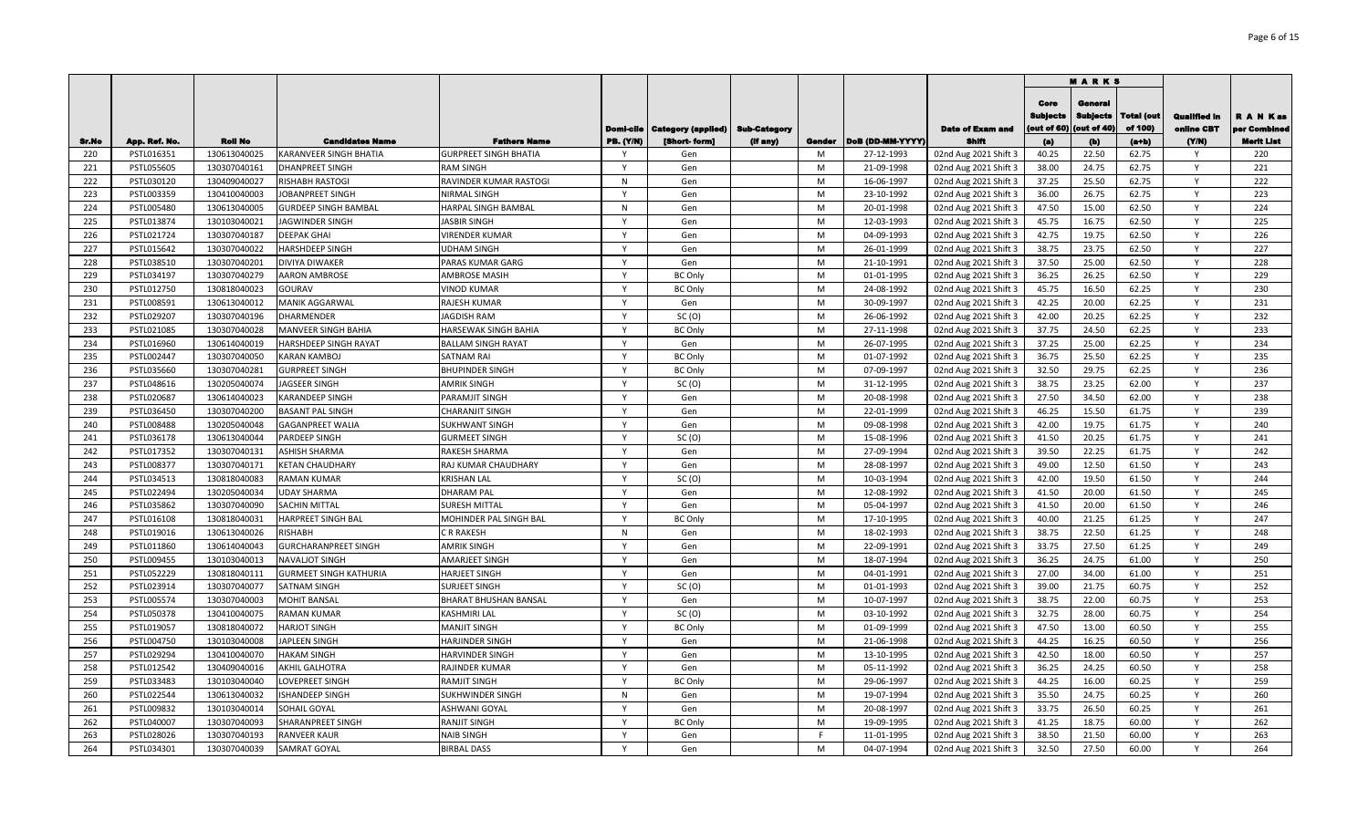| Sr.No | App. Ref. No. | Roll No | Candidates Name | Fathers Name | Domi-cile PB. (Y/N) | Category (applied) [Short- form] | Sub-Category (if any) | Gender | DoB (DD-MM-YYYY) | Date of Exam and Shift | MARKS | | | Qualified in online CBT (Y/N) | R A N K as per Combined Merit List |
|---|---|---|---|---|---|---|---|---|---|---|---|---|---|---|---|
| | | | | | | | | | | | Core Subjects (out of 60) (a) | General Subjects (out of 40) (b) | Total (out of 100) (a+b) | | |
| 220 | PSTL016351 | 130613040025 | KARANVEER SINGH BHATIA | GURPREET SINGH BHATIA | Y | Gen | | M | 27-12-1993 | 02nd Aug 2021 Shift 3 | 40.25 | 22.50 | 62.75 | Y | 220 |
| 221 | PSTL055605 | 130307040161 | DHANPREET SINGH | RAM SINGH | Y | Gen | | M | 21-09-1998 | 02nd Aug 2021 Shift 3 | 38.00 | 24.75 | 62.75 | Y | 221 |
| 222 | PSTL030120 | 130409040027 | RISHABH RASTOGI | RAVINDER KUMAR RASTOGI | N | Gen | | M | 16-06-1997 | 02nd Aug 2021 Shift 3 | 37.25 | 25.50 | 62.75 | Y | 222 |
| 223 | PSTL003359 | 130410040003 | JOBANPREET SINGH | NIRMAL SINGH | Y | Gen | | M | 23-10-1992 | 02nd Aug 2021 Shift 3 | 36.00 | 26.75 | 62.75 | Y | 223 |
| 224 | PSTL005480 | 130613040005 | GURDEEP SINGH BAMBAL | HARPAL SINGH BAMBAL | N | Gen | | M | 20-01-1998 | 02nd Aug 2021 Shift 3 | 47.50 | 15.00 | 62.50 | Y | 224 |
| 225 | PSTL013874 | 130103040021 | JAGWINDER SINGH | JASBIR SINGH | Y | Gen | | M | 12-03-1993 | 02nd Aug 2021 Shift 3 | 45.75 | 16.75 | 62.50 | Y | 225 |
| 226 | PSTL021724 | 130307040187 | DEEPAK GHAI | VIRENDER KUMAR | Y | Gen | | M | 04-09-1993 | 02nd Aug 2021 Shift 3 | 42.75 | 19.75 | 62.50 | Y | 226 |
| 227 | PSTL015642 | 130307040022 | HARSHDEEP SINGH | UDHAM SINGH | Y | Gen | | M | 26-01-1999 | 02nd Aug 2021 Shift 3 | 38.75 | 23.75 | 62.50 | Y | 227 |
| 228 | PSTL038510 | 130307040201 | DIVIYA DIWAKER | PARAS KUMAR GARG | Y | Gen | | M | 21-10-1991 | 02nd Aug 2021 Shift 3 | 37.50 | 25.00 | 62.50 | Y | 228 |
| 229 | PSTL034197 | 130307040279 | AARON AMBROSE | AMBROSE MASIH | Y | BC Only | | M | 01-01-1995 | 02nd Aug 2021 Shift 3 | 36.25 | 26.25 | 62.50 | Y | 229 |
| 230 | PSTL012750 | 130818040023 | GOURAV | VINOD KUMAR | Y | BC Only | | M | 24-08-1992 | 02nd Aug 2021 Shift 3 | 45.75 | 16.50 | 62.25 | Y | 230 |
| 231 | PSTL008591 | 130613040012 | MANIK AGGARWAL | RAJESH KUMAR | Y | Gen | | M | 30-09-1997 | 02nd Aug 2021 Shift 3 | 42.25 | 20.00 | 62.25 | Y | 231 |
| 232 | PSTL029207 | 130307040196 | DHARMENDER | JAGDISH RAM | Y | SC (O) | | M | 26-06-1992 | 02nd Aug 2021 Shift 3 | 42.00 | 20.25 | 62.25 | Y | 232 |
| 233 | PSTL021085 | 130307040028 | MANVEER SINGH BAHIA | HARSEWAK SINGH BAHIA | Y | BC Only | | M | 27-11-1998 | 02nd Aug 2021 Shift 3 | 37.75 | 24.50 | 62.25 | Y | 233 |
| 234 | PSTL016960 | 130614040019 | HARSHDEEP SINGH RAYAT | BALLAM SINGH RAYAT | Y | Gen | | M | 26-07-1995 | 02nd Aug 2021 Shift 3 | 37.25 | 25.00 | 62.25 | Y | 234 |
| 235 | PSTL002447 | 130307040050 | KARAN KAMBOJ | SATNAM RAI | Y | BC Only | | M | 01-07-1992 | 02nd Aug 2021 Shift 3 | 36.75 | 25.50 | 62.25 | Y | 235 |
| 236 | PSTL035660 | 130307040281 | GURPREET SINGH | BHUPINDER SINGH | Y | BC Only | | M | 07-09-1997 | 02nd Aug 2021 Shift 3 | 32.50 | 29.75 | 62.25 | Y | 236 |
| 237 | PSTL048616 | 130205040074 | JAGSEER SINGH | AMRIK SINGH | Y | SC (O) | | M | 31-12-1995 | 02nd Aug 2021 Shift 3 | 38.75 | 23.25 | 62.00 | Y | 237 |
| 238 | PSTL020687 | 130614040023 | KARANDEEP SINGH | PARAMJIT SINGH | Y | Gen | | M | 20-08-1998 | 02nd Aug 2021 Shift 3 | 27.50 | 34.50 | 62.00 | Y | 238 |
| 239 | PSTL036450 | 130307040200 | BASANT PAL SINGH | CHARANJIT SINGH | Y | Gen | | M | 22-01-1999 | 02nd Aug 2021 Shift 3 | 46.25 | 15.50 | 61.75 | Y | 239 |
| 240 | PSTL008488 | 130205040048 | GAGANPREET WALIA | SUKHWANT SINGH | Y | Gen | | M | 09-08-1998 | 02nd Aug 2021 Shift 3 | 42.00 | 19.75 | 61.75 | Y | 240 |
| 241 | PSTL036178 | 130613040044 | PARDEEP SINGH | GURMEET SINGH | Y | SC (O) | | M | 15-08-1996 | 02nd Aug 2021 Shift 3 | 41.50 | 20.25 | 61.75 | Y | 241 |
| 242 | PSTL017352 | 130307040131 | ASHISH SHARMA | RAKESH SHARMA | Y | Gen | | M | 27-09-1994 | 02nd Aug 2021 Shift 3 | 39.50 | 22.25 | 61.75 | Y | 242 |
| 243 | PSTL008377 | 130307040171 | KETAN CHAUDHARY | RAJ KUMAR CHAUDHARY | Y | Gen | | M | 28-08-1997 | 02nd Aug 2021 Shift 3 | 49.00 | 12.50 | 61.50 | Y | 243 |
| 244 | PSTL034513 | 130818040083 | RAMAN KUMAR | KRISHAN LAL | Y | SC (O) | | M | 10-03-1994 | 02nd Aug 2021 Shift 3 | 42.00 | 19.50 | 61.50 | Y | 244 |
| 245 | PSTL022494 | 130205040034 | UDAY SHARMA | DHARAM PAL | Y | Gen | | M | 12-08-1992 | 02nd Aug 2021 Shift 3 | 41.50 | 20.00 | 61.50 | Y | 245 |
| 246 | PSTL035862 | 130307040090 | SACHIN MITTAL | SURESH MITTAL | Y | Gen | | M | 05-04-1997 | 02nd Aug 2021 Shift 3 | 41.50 | 20.00 | 61.50 | Y | 246 |
| 247 | PSTL016108 | 130818040031 | HARPREET SINGH BAL | MOHINDER PAL SINGH BAL | Y | BC Only | | M | 17-10-1995 | 02nd Aug 2021 Shift 3 | 40.00 | 21.25 | 61.25 | Y | 247 |
| 248 | PSTL019016 | 130613040026 | RISHABH | C R RAKESH | N | Gen | | M | 18-02-1993 | 02nd Aug 2021 Shift 3 | 38.75 | 22.50 | 61.25 | Y | 248 |
| 249 | PSTL011860 | 130614040043 | GURCHARANPREET SINGH | AMRIK SINGH | Y | Gen | | M | 22-09-1991 | 02nd Aug 2021 Shift 3 | 33.75 | 27.50 | 61.25 | Y | 249 |
| 250 | PSTL009455 | 130103040013 | NAVALJOT SINGH | AMARJEET SINGH | Y | Gen | | M | 18-07-1994 | 02nd Aug 2021 Shift 3 | 36.25 | 24.75 | 61.00 | Y | 250 |
| 251 | PSTL052229 | 130818040111 | GURMEET SINGH KATHURIA | HARJEET SINGH | Y | Gen | | M | 04-01-1991 | 02nd Aug 2021 Shift 3 | 27.00 | 34.00 | 61.00 | Y | 251 |
| 252 | PSTL023914 | 130307040077 | SATNAM SINGH | SURJEET SINGH | Y | SC (O) | | M | 01-01-1993 | 02nd Aug 2021 Shift 3 | 39.00 | 21.75 | 60.75 | Y | 252 |
| 253 | PSTL005574 | 130307040003 | MOHIT BANSAL | BHARAT BHUSHAN BANSAL | Y | Gen | | M | 10-07-1997 | 02nd Aug 2021 Shift 3 | 38.75 | 22.00 | 60.75 | Y | 253 |
| 254 | PSTL050378 | 130410040075 | RAMAN KUMAR | KASHMIRI LAL | Y | SC (O) | | M | 03-10-1992 | 02nd Aug 2021 Shift 3 | 32.75 | 28.00 | 60.75 | Y | 254 |
| 255 | PSTL019057 | 130818040072 | HARJOT SINGH | MANJIT SINGH | Y | BC Only | | M | 01-09-1999 | 02nd Aug 2021 Shift 3 | 47.50 | 13.00 | 60.50 | Y | 255 |
| 256 | PSTL004750 | 130103040008 | JAPLEEN SINGH | HARJINDER SINGH | Y | Gen | | M | 21-06-1998 | 02nd Aug 2021 Shift 3 | 44.25 | 16.25 | 60.50 | Y | 256 |
| 257 | PSTL029294 | 130410040070 | HAKAM SINGH | HARVINDER SINGH | Y | Gen | | M | 13-10-1995 | 02nd Aug 2021 Shift 3 | 42.50 | 18.00 | 60.50 | Y | 257 |
| 258 | PSTL012542 | 130409040016 | AKHIL GALHOTRA | RAJINDER KUMAR | Y | Gen | | M | 05-11-1992 | 02nd Aug 2021 Shift 3 | 36.25 | 24.25 | 60.50 | Y | 258 |
| 259 | PSTL033483 | 130103040040 | LOVEPREET SINGH | RAMJIT SINGH | Y | BC Only | | M | 29-06-1997 | 02nd Aug 2021 Shift 3 | 44.25 | 16.00 | 60.25 | Y | 259 |
| 260 | PSTL022544 | 130613040032 | ISHANDEEP SINGH | SUKHWINDER SINGH | N | Gen | | M | 19-07-1994 | 02nd Aug 2021 Shift 3 | 35.50 | 24.75 | 60.25 | Y | 260 |
| 261 | PSTL009832 | 130103040014 | SOHAIL GOYAL | ASHWANI GOYAL | Y | Gen | | M | 20-08-1997 | 02nd Aug 2021 Shift 3 | 33.75 | 26.50 | 60.25 | Y | 261 |
| 262 | PSTL040007 | 130307040093 | SHARANPREET SINGH | RANJIT SINGH | Y | BC Only | | M | 19-09-1995 | 02nd Aug 2021 Shift 3 | 41.25 | 18.75 | 60.00 | Y | 262 |
| 263 | PSTL028026 | 130307040193 | RANVEER KAUR | NAIB SINGH | Y | Gen | | F | 11-01-1995 | 02nd Aug 2021 Shift 3 | 38.50 | 21.50 | 60.00 | Y | 263 |
| 264 | PSTL034301 | 130307040039 | SAMRAT GOYAL | BIRBAL DASS | Y | Gen | | M | 04-07-1994 | 02nd Aug 2021 Shift 3 | 32.50 | 27.50 | 60.00 | Y | 264 |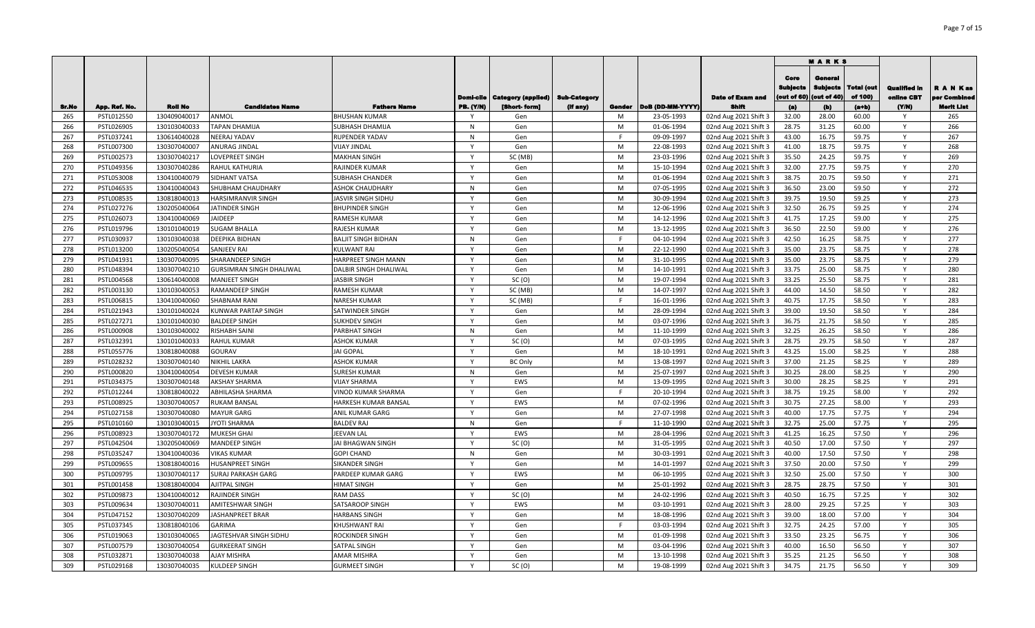| Sr.No | App. Ref. No. | Roll No | Candidates Name | Fathers Name | Domi-cile PB. (Y/N) | Category (applied) [Short- form] | Sub-Category (if any) | Gender | DoB (DD-MM-YYYY) | Date of Exam and Shift | MARKS Core Subjects (out of 60) (a) | General Subjects (out of 40) (b) | Total (out of 100) (a+b) | Qualified in online CBT (Y/N) | R A N K as per Combined Merit List |
|---|---|---|---|---|---|---|---|---|---|---|---|---|---|---|---|
| 265 | PSTL012550 | 130409040017 | ANMOL | BHUSHAN KUMAR | Y | Gen | | M | 23-05-1993 | 02nd Aug 2021 Shift 3 | 32.00 | 28.00 | 60.00 | Y | 265 |
| 266 | PSTL026905 | 130103040033 | TAPAN DHAMIJA | SUBHASH DHAMIJA | N | Gen | | M | 01-06-1994 | 02nd Aug 2021 Shift 3 | 28.75 | 31.25 | 60.00 | Y | 266 |
| 267 | PSTL037241 | 130614040028 | NEERAJ YADAV | RUPENDER YADAV | N | Gen | | F | 09-09-1997 | 02nd Aug 2021 Shift 3 | 43.00 | 16.75 | 59.75 | Y | 267 |
| 268 | PSTL007300 | 130307040007 | ANURAG JINDAL | VIJAY JINDAL | Y | Gen | | M | 22-08-1993 | 02nd Aug 2021 Shift 3 | 41.00 | 18.75 | 59.75 | Y | 268 |
| 269 | PSTL002573 | 130307040217 | LOVEPREET SINGH | MAKHAN SINGH | Y | SC (MB) | | M | 23-03-1996 | 02nd Aug 2021 Shift 3 | 35.50 | 24.25 | 59.75 | Y | 269 |
| 270 | PSTL049356 | 130307040286 | RAHUL KATHURIA | RAJINDER KUMAR | Y | Gen | | M | 15-10-1994 | 02nd Aug 2021 Shift 3 | 32.00 | 27.75 | 59.75 | Y | 270 |
| 271 | PSTL053008 | 130410040079 | SIDHANT VATSA | SUBHASH CHANDER | Y | Gen | | M | 01-06-1994 | 02nd Aug 2021 Shift 3 | 38.75 | 20.75 | 59.50 | Y | 271 |
| 272 | PSTL046535 | 130410040043 | SHUBHAM CHAUDHARY | ASHOK CHAUDHARY | N | Gen | | M | 07-05-1995 | 02nd Aug 2021 Shift 3 | 36.50 | 23.00 | 59.50 | Y | 272 |
| 273 | PSTL008535 | 130818040013 | HARSIMRANVIR SINGH | JASVIR SINGH SIDHU | Y | Gen | | M | 30-09-1994 | 02nd Aug 2021 Shift 3 | 39.75 | 19.50 | 59.25 | Y | 273 |
| 274 | PSTL027276 | 130205040064 | JATINDER SINGH | BHUPINDER SINGH | Y | Gen | | M | 12-06-1996 | 02nd Aug 2021 Shift 3 | 32.50 | 26.75 | 59.25 | Y | 274 |
| 275 | PSTL026073 | 130410040069 | JAIDEEP | RAMESH KUMAR | Y | Gen | | M | 14-12-1996 | 02nd Aug 2021 Shift 3 | 41.75 | 17.25 | 59.00 | Y | 275 |
| 276 | PSTL019796 | 130101040019 | SUGAM BHALLA | RAJESH KUMAR | Y | Gen | | M | 13-12-1995 | 02nd Aug 2021 Shift 3 | 36.50 | 22.50 | 59.00 | Y | 276 |
| 277 | PSTL030937 | 130103040038 | DEEPIKA BIDHAN | BALJIT SINGH BIDHAN | N | Gen | | F | 04-10-1994 | 02nd Aug 2021 Shift 3 | 42.50 | 16.25 | 58.75 | Y | 277 |
| 278 | PSTL013200 | 130205040054 | SANJEEV RAI | KULWANT RAI | Y | Gen | | M | 22-12-1990 | 02nd Aug 2021 Shift 3 | 35.00 | 23.75 | 58.75 | Y | 278 |
| 279 | PSTL041931 | 130307040095 | SHARANDEEP SINGH | HARPREET SINGH MANN | Y | Gen | | M | 31-10-1995 | 02nd Aug 2021 Shift 3 | 35.00 | 23.75 | 58.75 | Y | 279 |
| 280 | PSTL048394 | 130307040210 | GURSIMRAN SINGH DHALIWAL | DALBIR SINGH DHALIWAL | Y | Gen | | M | 14-10-1991 | 02nd Aug 2021 Shift 3 | 33.75 | 25.00 | 58.75 | Y | 280 |
| 281 | PSTL004568 | 130614040008 | MANJEET SINGH | JASBIR SINGH | Y | SC (O) | | M | 19-07-1994 | 02nd Aug 2021 Shift 3 | 33.25 | 25.50 | 58.75 | Y | 281 |
| 282 | PSTL003130 | 130103040053 | RAMANDEEP SINGH | RAMESH KUMAR | Y | SC (MB) | | M | 14-07-1997 | 02nd Aug 2021 Shift 3 | 44.00 | 14.50 | 58.50 | Y | 282 |
| 283 | PSTL006815 | 130410040060 | SHABNAM RANI | NARESH KUMAR | Y | SC (MB) | | F | 16-01-1996 | 02nd Aug 2021 Shift 3 | 40.75 | 17.75 | 58.50 | Y | 283 |
| 284 | PSTL021943 | 130101040024 | KUNWAR PARTAP SINGH | SATWINDER SINGH | Y | Gen | | M | 28-09-1994 | 02nd Aug 2021 Shift 3 | 39.00 | 19.50 | 58.50 | Y | 284 |
| 285 | PSTL027271 | 130101040030 | BALDEEP SINGH | SUKHDEV SINGH | Y | Gen | | M | 03-07-1996 | 02nd Aug 2021 Shift 3 | 36.75 | 21.75 | 58.50 | Y | 285 |
| 286 | PSTL000908 | 130103040002 | RISHABH SAINI | PARBHAT SINGH | N | Gen | | M | 11-10-1999 | 02nd Aug 2021 Shift 3 | 32.25 | 26.25 | 58.50 | Y | 286 |
| 287 | PSTL032391 | 130101040033 | RAHUL KUMAR | ASHOK KUMAR | Y | SC (O) | | M | 07-03-1995 | 02nd Aug 2021 Shift 3 | 28.75 | 29.75 | 58.50 | Y | 287 |
| 288 | PSTL055776 | 130818040088 | GOURAV | JAI GOPAL | Y | Gen | | M | 18-10-1991 | 02nd Aug 2021 Shift 3 | 43.25 | 15.00 | 58.25 | Y | 288 |
| 289 | PSTL028232 | 130307040140 | NIKHIL LAKRA | ASHOK KUMAR | Y | BC Only | | M | 13-08-1997 | 02nd Aug 2021 Shift 3 | 37.00 | 21.25 | 58.25 | Y | 289 |
| 290 | PSTL000820 | 130410040054 | DEVESH KUMAR | SURESH KUMAR | N | Gen | | M | 25-07-1997 | 02nd Aug 2021 Shift 3 | 30.25 | 28.00 | 58.25 | Y | 290 |
| 291 | PSTL034375 | 130307040148 | AKSHAY SHARMA | VIJAY SHARMA | Y | EWS | | M | 13-09-1995 | 02nd Aug 2021 Shift 3 | 30.00 | 28.25 | 58.25 | Y | 291 |
| 292 | PSTL012244 | 130818040022 | ABHILASHA SHARMA | VINOD KUMAR SHARMA | Y | Gen | | F | 20-10-1994 | 02nd Aug 2021 Shift 3 | 38.75 | 19.25 | 58.00 | Y | 292 |
| 293 | PSTL008925 | 130307040057 | RUKAM BANSAL | HARKESH KUMAR BANSAL | Y | EWS | | M | 07-02-1996 | 02nd Aug 2021 Shift 3 | 30.75 | 27.25 | 58.00 | Y | 293 |
| 294 | PSTL027158 | 130307040080 | MAYUR GARG | ANIL KUMAR GARG | Y | Gen | | M | 27-07-1998 | 02nd Aug 2021 Shift 3 | 40.00 | 17.75 | 57.75 | Y | 294 |
| 295 | PSTL010160 | 130103040015 | JYOTI SHARMA | BALDEV RAJ | N | Gen | | F | 11-10-1990 | 02nd Aug 2021 Shift 3 | 32.75 | 25.00 | 57.75 | Y | 295 |
| 296 | PSTL008923 | 130307040172 | MUKESH GHAI | JEEVAN LAL | Y | EWS | | M | 28-04-1996 | 02nd Aug 2021 Shift 3 | 41.25 | 16.25 | 57.50 | Y | 296 |
| 297 | PSTL042504 | 130205040069 | MANDEEP SINGH | JAI BHAGWAN SINGH | Y | SC (O) | | M | 31-05-1995 | 02nd Aug 2021 Shift 3 | 40.50 | 17.00 | 57.50 | Y | 297 |
| 298 | PSTL035247 | 130410040036 | VIKAS KUMAR | GOPI CHAND | N | Gen | | M | 30-03-1991 | 02nd Aug 2021 Shift 3 | 40.00 | 17.50 | 57.50 | Y | 298 |
| 299 | PSTL009655 | 130818040016 | HUSANPREET SINGH | SIKANDER SINGH | Y | Gen | | M | 14-01-1997 | 02nd Aug 2021 Shift 3 | 37.50 | 20.00 | 57.50 | Y | 299 |
| 300 | PSTL009795 | 130307040117 | SURAJ PARKASH GARG | PARDEEP KUMAR GARG | Y | EWS | | M | 06-10-1995 | 02nd Aug 2021 Shift 3 | 32.50 | 25.00 | 57.50 | Y | 300 |
| 301 | PSTL001458 | 130818040004 | AJITPAL SINGH | HIMAT SINGH | Y | Gen | | M | 25-01-1992 | 02nd Aug 2021 Shift 3 | 28.75 | 28.75 | 57.50 | Y | 301 |
| 302 | PSTL009873 | 130410040012 | RAJINDER SINGH | RAM DASS | Y | SC (O) | | M | 24-02-1996 | 02nd Aug 2021 Shift 3 | 40.50 | 16.75 | 57.25 | Y | 302 |
| 303 | PSTL009634 | 130307040011 | AMITESHWAR SINGH | SATSAROOP SINGH | Y | EWS | | M | 03-10-1991 | 02nd Aug 2021 Shift 3 | 28.00 | 29.25 | 57.25 | Y | 303 |
| 304 | PSTL047152 | 130307040209 | JASHANPREET BRAR | HARBANS SINGH | Y | Gen | | M | 18-08-1996 | 02nd Aug 2021 Shift 3 | 39.00 | 18.00 | 57.00 | Y | 304 |
| 305 | PSTL037345 | 130818040106 | GARIMA | KHUSHWANT RAI | Y | Gen | | F | 03-03-1994 | 02nd Aug 2021 Shift 3 | 32.75 | 24.25 | 57.00 | Y | 305 |
| 306 | PSTL019063 | 130103040065 | JAGTESHVAR SINGH SIDHU | ROCKINDER SINGH | Y | Gen | | M | 01-09-1998 | 02nd Aug 2021 Shift 3 | 33.50 | 23.25 | 56.75 | Y | 306 |
| 307 | PSTL007579 | 130307040054 | GURKEERAT SINGH | SATPAL SINGH | Y | Gen | | M | 03-04-1996 | 02nd Aug 2021 Shift 3 | 40.00 | 16.50 | 56.50 | Y | 307 |
| 308 | PSTL032871 | 130307040038 | AJAY MISHRA | AMAR MISHRA | Y | Gen | | M | 13-10-1998 | 02nd Aug 2021 Shift 3 | 35.25 | 21.25 | 56.50 | Y | 308 |
| 309 | PSTL029168 | 130307040035 | KULDEEP SINGH | GURMEET SINGH | Y | SC (O) | | M | 19-08-1999 | 02nd Aug 2021 Shift 3 | 34.75 | 21.75 | 56.50 | Y | 309 |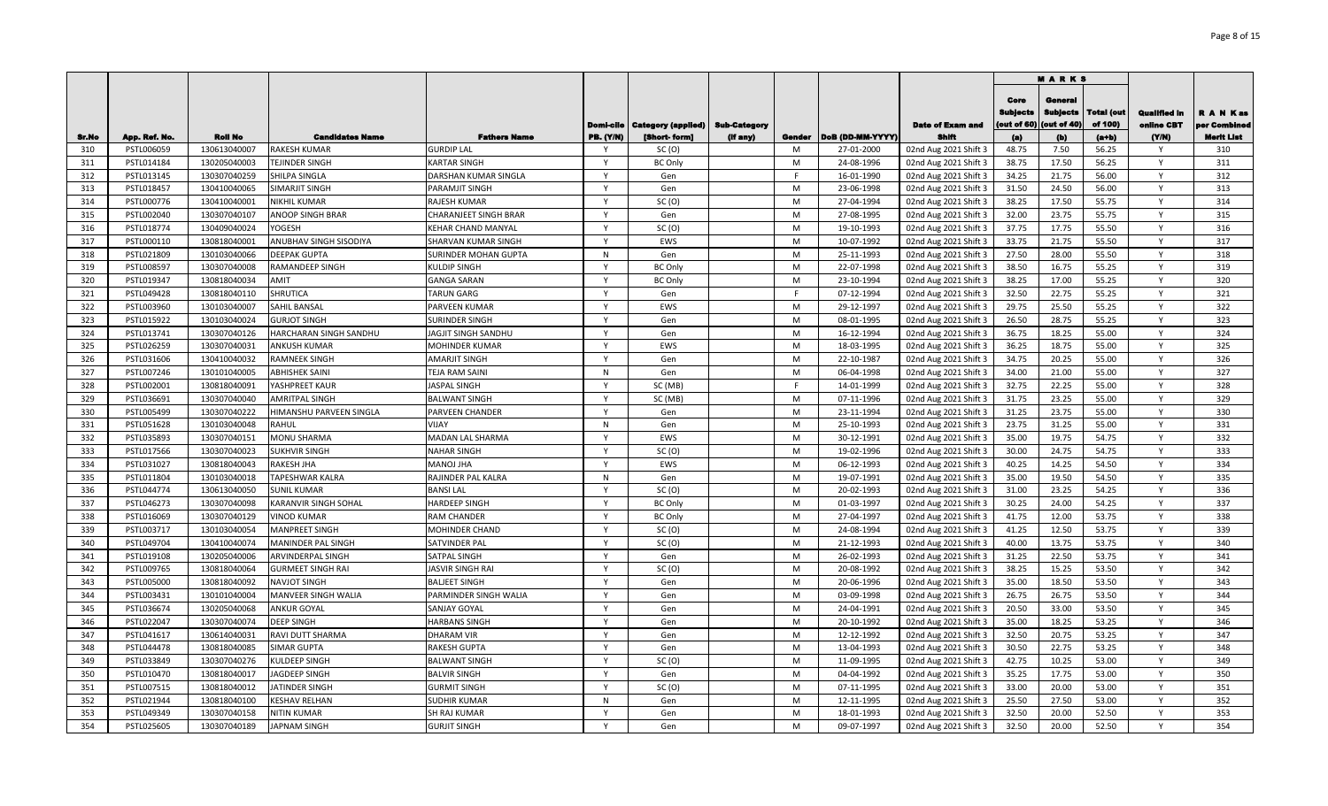| Sr.No | App. Ref. No. | Roll No | Candidates Name | Fathers Name | Domi-cile PB. (Y/N) | Category (applied) [Short- form] | Sub-Category (If any) | Gender | DoB (DD-MM-YYYY) | Date of Exam and Shift | MARKS | | | Qualified in online CBT (Y/N) | R A N K as per Combined Merit List |
|---|---|---|---|---|---|---|---|---|---|---|---|---|---|---|---|
| | | | | | | | | | | | Core Subjects (out of 60) (a) | General Subjects (out of 40) (b) | Total (out of 100) (a+b) | | |
| 310 | PSTL006059 | 130613040007 | RAKESH KUMAR | GURDIP LAL | Y | SC (O) | | M | 27-01-2000 | 02nd Aug 2021 Shift 3 | 48.75 | 7.50 | 56.25 | Y | 310 |
| 311 | PSTL014184 | 130205040003 | TEJINDER SINGH | KARTAR SINGH | Y | BC Only | | M | 24-08-1996 | 02nd Aug 2021 Shift 3 | 38.75 | 17.50 | 56.25 | Y | 311 |
| 312 | PSTL013145 | 130307040259 | SHILPA SINGLA | DARSHAN KUMAR SINGLA | Y | Gen | | F | 16-01-1990 | 02nd Aug 2021 Shift 3 | 34.25 | 21.75 | 56.00 | Y | 312 |
| 313 | PSTL018457 | 130410040065 | SIMARJIT SINGH | PARAMJIT SINGH | Y | Gen | | M | 23-06-1998 | 02nd Aug 2021 Shift 3 | 31.50 | 24.50 | 56.00 | Y | 313 |
| 314 | PSTL000776 | 130103040001 | NIKHIL KUMAR | RAJESH KUMAR | Y | SC (O) | | M | 27-04-1994 | 02nd Aug 2021 Shift 3 | 38.25 | 17.50 | 55.75 | Y | 314 |
| 315 | PSTL002040 | 130307040107 | ANOOP SINGH BRAR | CHARANJEET SINGH BRAR | Y | Gen | | M | 27-08-1995 | 02nd Aug 2021 Shift 3 | 32.00 | 23.75 | 55.75 | Y | 315 |
| 316 | PSTL018774 | 130409040024 | YOGESH | KEHAR CHAND MANYAL | Y | SC (O) | | M | 19-10-1993 | 02nd Aug 2021 Shift 3 | 37.75 | 17.75 | 55.50 | Y | 316 |
| 317 | PSTL000110 | 130818040001 | ANUBHAV SINGH SISODIYA | SHARVAN KUMAR SINGH | Y | EWS | | M | 10-07-1992 | 02nd Aug 2021 Shift 3 | 33.75 | 21.75 | 55.50 | Y | 317 |
| 318 | PSTL021809 | 130103040066 | DEEPAK GUPTA | SURINDER MOHAN GUPTA | N | Gen | | M | 25-11-1993 | 02nd Aug 2021 Shift 3 | 27.50 | 28.00 | 55.50 | Y | 318 |
| 319 | PSTL008597 | 130307040008 | RAMANDEEP SINGH | KULDIP SINGH | Y | BC Only | | M | 22-07-1998 | 02nd Aug 2021 Shift 3 | 38.50 | 16.75 | 55.25 | Y | 319 |
| 320 | PSTL019347 | 130818040034 | AMIT | GANGA SARAN | Y | BC Only | | M | 23-10-1994 | 02nd Aug 2021 Shift 3 | 38.25 | 17.00 | 55.25 | Y | 320 |
| 321 | PSTL049428 | 130818040110 | SHRUTICA | TARUN GARG | Y | Gen | | F | 07-12-1994 | 02nd Aug 2021 Shift 3 | 32.50 | 22.75 | 55.25 | Y | 321 |
| 322 | PSTL003960 | 130103040007 | SAHIL BANSAL | PARVEEN KUMAR | Y | EWS | | M | 29-12-1997 | 02nd Aug 2021 Shift 3 | 29.75 | 25.50 | 55.25 | Y | 322 |
| 323 | PSTL015922 | 130103040024 | GURJOT SINGH | SURINDER SINGH | Y | Gen | | M | 08-01-1995 | 02nd Aug 2021 Shift 3 | 26.50 | 28.75 | 55.25 | Y | 323 |
| 324 | PSTL013741 | 130307040126 | HARCHARAN SINGH SANDHU | JAGJIT SINGH SANDHU | Y | Gen | | M | 16-12-1994 | 02nd Aug 2021 Shift 3 | 36.75 | 18.25 | 55.00 | Y | 324 |
| 325 | PSTL026259 | 130307040031 | ANKUSH KUMAR | MOHINDER KUMAR | Y | EWS | | M | 18-03-1995 | 02nd Aug 2021 Shift 3 | 36.25 | 18.75 | 55.00 | Y | 325 |
| 326 | PSTL031606 | 130410040032 | RAMNEEK SINGH | AMARJIT SINGH | Y | Gen | | M | 22-10-1987 | 02nd Aug 2021 Shift 3 | 34.75 | 20.25 | 55.00 | Y | 326 |
| 327 | PSTL007246 | 130101040005 | ABHISHEK SAINI | TEJA RAM SAINI | N | Gen | | M | 06-04-1998 | 02nd Aug 2021 Shift 3 | 34.00 | 21.00 | 55.00 | Y | 327 |
| 328 | PSTL002001 | 130818040091 | YASHPREET KAUR | JASPAL SINGH | Y | SC (MB) | | F | 14-01-1999 | 02nd Aug 2021 Shift 3 | 32.75 | 22.25 | 55.00 | Y | 328 |
| 329 | PSTL036691 | 130307040040 | AMRITPAL SINGH | BALWANT SINGH | Y | SC (MB) | | M | 07-11-1996 | 02nd Aug 2021 Shift 3 | 31.75 | 23.25 | 55.00 | Y | 329 |
| 330 | PSTL005499 | 130307040222 | HIMANSHU PARVEEN SINGLA | PARVEEN CHANDER | Y | Gen | | M | 23-11-1994 | 02nd Aug 2021 Shift 3 | 31.25 | 23.75 | 55.00 | Y | 330 |
| 331 | PSTL051628 | 130103040048 | RAHUL | VIJAY | N | Gen | | M | 25-10-1993 | 02nd Aug 2021 Shift 3 | 23.75 | 31.25 | 55.00 | Y | 331 |
| 332 | PSTL035893 | 130307040151 | MONU SHARMA | MADAN LAL SHARMA | Y | EWS | | M | 30-12-1991 | 02nd Aug 2021 Shift 3 | 35.00 | 19.75 | 54.75 | Y | 332 |
| 333 | PSTL017566 | 130307040023 | SUKHVIR SINGH | NAHAR SINGH | Y | SC (O) | | M | 19-02-1996 | 02nd Aug 2021 Shift 3 | 30.00 | 24.75 | 54.75 | Y | 333 |
| 334 | PSTL031027 | 130818040043 | RAKESH JHA | MANOJ JHA | Y | EWS | | M | 06-12-1993 | 02nd Aug 2021 Shift 3 | 40.25 | 14.25 | 54.50 | Y | 334 |
| 335 | PSTL011804 | 130103040018 | TAPESHWAR KALRA | RAJINDER PAL KALRA | N | Gen | | M | 19-07-1991 | 02nd Aug 2021 Shift 3 | 35.00 | 19.50 | 54.50 | Y | 335 |
| 336 | PSTL044774 | 130613040050 | SUNIL KUMAR | BANSI LAL | Y | SC (O) | | M | 20-02-1993 | 02nd Aug 2021 Shift 3 | 31.00 | 23.25 | 54.25 | Y | 336 |
| 337 | PSTL046273 | 130307040098 | KARANVIR SINGH SOHAL | HARDEEP SINGH | Y | BC Only | | M | 01-03-1997 | 02nd Aug 2021 Shift 3 | 30.25 | 24.00 | 54.25 | Y | 337 |
| 338 | PSTL016069 | 130307040129 | VINOD KUMAR | RAM CHANDER | Y | BC Only | | M | 27-04-1997 | 02nd Aug 2021 Shift 3 | 41.75 | 12.00 | 53.75 | Y | 338 |
| 339 | PSTL003717 | 130103040054 | MANPREET SINGH | MOHINDER CHAND | Y | SC (O) | | M | 24-08-1994 | 02nd Aug 2021 Shift 3 | 41.25 | 12.50 | 53.75 | Y | 339 |
| 340 | PSTL049704 | 130410040074 | MANINDER PAL SINGH | SATVINDER PAL | Y | SC (O) | | M | 21-12-1993 | 02nd Aug 2021 Shift 3 | 40.00 | 13.75 | 53.75 | Y | 340 |
| 341 | PSTL019108 | 130205040006 | ARVINDERPAL SINGH | SATPAL SINGH | Y | Gen | | M | 26-02-1993 | 02nd Aug 2021 Shift 3 | 31.25 | 22.50 | 53.75 | Y | 341 |
| 342 | PSTL009765 | 130818040064 | GURMEET SINGH RAI | JASVIR SINGH RAI | Y | SC (O) | | M | 20-08-1992 | 02nd Aug 2021 Shift 3 | 38.25 | 15.25 | 53.50 | Y | 342 |
| 343 | PSTL005000 | 130818040092 | NAVJOT SINGH | BALJEET SINGH | Y | Gen | | M | 20-06-1996 | 02nd Aug 2021 Shift 3 | 35.00 | 18.50 | 53.50 | Y | 343 |
| 344 | PSTL003431 | 130101040004 | MANVEER SINGH WALIA | PARMINDER SINGH WALIA | Y | Gen | | M | 03-09-1998 | 02nd Aug 2021 Shift 3 | 26.75 | 26.75 | 53.50 | Y | 344 |
| 345 | PSTL036674 | 130205040068 | ANKUR GOYAL | SANJAY GOYAL | Y | Gen | | M | 24-04-1991 | 02nd Aug 2021 Shift 3 | 20.50 | 33.00 | 53.50 | Y | 345 |
| 346 | PSTL022047 | 130307040074 | DEEP SINGH | HARBANS SINGH | Y | Gen | | M | 20-10-1992 | 02nd Aug 2021 Shift 3 | 35.00 | 18.25 | 53.25 | Y | 346 |
| 347 | PSTL041617 | 130614040031 | RAVI DUTT SHARMA | DHARAM VIR | Y | Gen | | M | 12-12-1992 | 02nd Aug 2021 Shift 3 | 32.50 | 20.75 | 53.25 | Y | 347 |
| 348 | PSTL044478 | 130818040085 | SIMAR GUPTA | RAKESH GUPTA | Y | Gen | | M | 13-04-1993 | 02nd Aug 2021 Shift 3 | 30.50 | 22.75 | 53.25 | Y | 348 |
| 349 | PSTL033849 | 130307040276 | KULDEEP SINGH | BALWANT SINGH | Y | SC (O) | | M | 11-09-1995 | 02nd Aug 2021 Shift 3 | 42.75 | 10.25 | 53.00 | Y | 349 |
| 350 | PSTL010470 | 130818040017 | JAGDEEP SINGH | BALVIR SINGH | Y | Gen | | M | 04-04-1992 | 02nd Aug 2021 Shift 3 | 35.25 | 17.75 | 53.00 | Y | 350 |
| 351 | PSTL007515 | 130818040012 | JATINDER SINGH | GURMIT SINGH | Y | SC (O) | | M | 07-11-1995 | 02nd Aug 2021 Shift 3 | 33.00 | 20.00 | 53.00 | Y | 351 |
| 352 | PSTL021944 | 130818040100 | KESHAV RELHAN | SUDHIR KUMAR | N | Gen | | M | 12-11-1995 | 02nd Aug 2021 Shift 3 | 25.50 | 27.50 | 53.00 | Y | 352 |
| 353 | PSTL049349 | 130307040158 | NITIN KUMAR | SH RAJ KUMAR | Y | Gen | | M | 18-01-1993 | 02nd Aug 2021 Shift 3 | 32.50 | 20.00 | 52.50 | Y | 353 |
| 354 | PSTL025605 | 130307040189 | JAPNAM SINGH | GURJIT SINGH | Y | Gen | | M | 09-07-1997 | 02nd Aug 2021 Shift 3 | 32.50 | 20.00 | 52.50 | Y | 354 |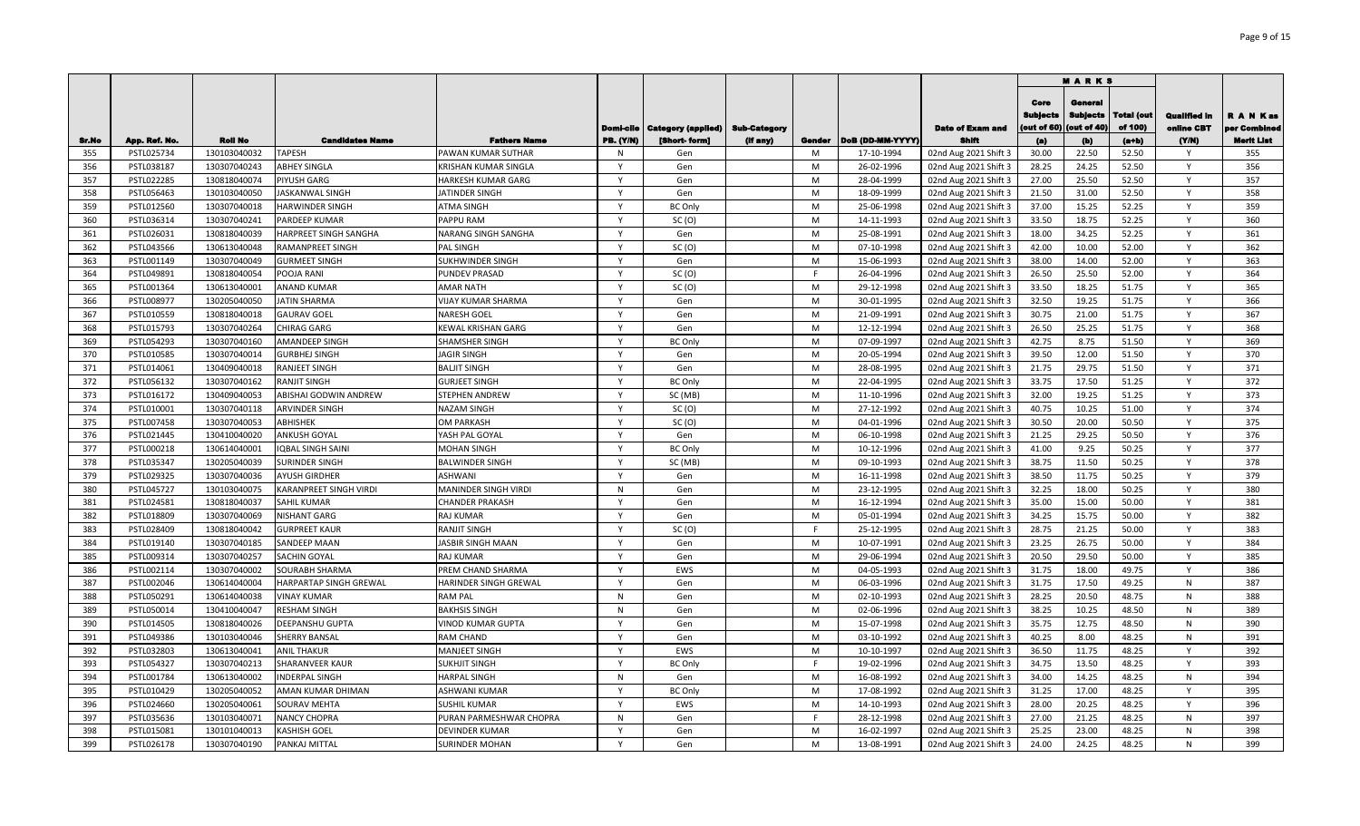| Sr.No | App. Ref. No. | Roll No | Candidates Name | Fathers Name | Domi-cile PB. (Y/N) | Category (applied) [Short- form] | Sub-Category (if any) | Gender | DoB (DD-MM-YYYY) | Date of Exam and Shift | MARKS | | | Qualified in online CBT (Y/N) | R A N K as per Combined Merit List |
|---|---|---|---|---|---|---|---|---|---|---|---|---|---|---|---|
| | | | | | | | | | | | Core Subjects (out of 60) (a) | General Subjects (out of 40) (b) | Total (out of 100) (a+b) | | |
| 355 | PSTL025734 | 130103040032 | TAPESH | PAWAN KUMAR SUTHAR | N | Gen | | M | 17-10-1994 | 02nd Aug 2021 Shift 3 | 30.00 | 22.50 | 52.50 | Y | 355 |
| 356 | PSTL038187 | 130307040243 | ABHEY SINGLA | KRISHAN KUMAR SINGLA | Y | Gen | | M | 26-02-1996 | 02nd Aug 2021 Shift 3 | 28.25 | 24.25 | 52.50 | Y | 356 |
| 357 | PSTL022285 | 130818040074 | PIYUSH GARG | HARKESH KUMAR GARG | Y | Gen | | M | 28-04-1999 | 02nd Aug 2021 Shift 3 | 27.00 | 25.50 | 52.50 | Y | 357 |
| 358 | PSTL056463 | 130103040050 | JASKANWAL SINGH | JATINDER SINGH | Y | Gen | | M | 18-09-1999 | 02nd Aug 2021 Shift 3 | 21.50 | 31.00 | 52.50 | Y | 358 |
| 359 | PSTL012560 | 130307040018 | HARWINDER SINGH | ATMA SINGH | Y | BC Only | | M | 25-06-1998 | 02nd Aug 2021 Shift 3 | 37.00 | 15.25 | 52.25 | Y | 359 |
| 360 | PSTL036314 | 130307040241 | PARDEEP KUMAR | PAPPU RAM | Y | SC (O) | | M | 14-11-1993 | 02nd Aug 2021 Shift 3 | 33.50 | 18.75 | 52.25 | Y | 360 |
| 361 | PSTL026031 | 130818040039 | HARPREET SINGH SANGHA | NARANG SINGH SANGHA | Y | Gen | | M | 25-08-1991 | 02nd Aug 2021 Shift 3 | 18.00 | 34.25 | 52.25 | Y | 361 |
| 362 | PSTL043566 | 130613040048 | RAMANPREET SINGH | PAL SINGH | Y | SC (O) | | M | 07-10-1998 | 02nd Aug 2021 Shift 3 | 42.00 | 10.00 | 52.00 | Y | 362 |
| 363 | PSTL001149 | 130307040049 | GURMEET SINGH | SUKHWINDER SINGH | Y | Gen | | M | 15-06-1993 | 02nd Aug 2021 Shift 3 | 38.00 | 14.00 | 52.00 | Y | 363 |
| 364 | PSTL049891 | 130818040054 | POOJA RANI | PUNDEV PRASAD | Y | SC (O) | | F | 26-04-1996 | 02nd Aug 2021 Shift 3 | 26.50 | 25.50 | 52.00 | Y | 364 |
| 365 | PSTL001364 | 130613040001 | ANAND KUMAR | AMAR NATH | Y | SC (O) | | M | 29-12-1998 | 02nd Aug 2021 Shift 3 | 33.50 | 18.25 | 51.75 | Y | 365 |
| 366 | PSTL008977 | 130205040050 | JATIN SHARMA | VIJAY KUMAR SHARMA | Y | Gen | | M | 30-01-1995 | 02nd Aug 2021 Shift 3 | 32.50 | 19.25 | 51.75 | Y | 366 |
| 367 | PSTL010559 | 130818040018 | GAURAV GOEL | NARESH GOEL | Y | Gen | | M | 21-09-1991 | 02nd Aug 2021 Shift 3 | 30.75 | 21.00 | 51.75 | Y | 367 |
| 368 | PSTL015793 | 130307040264 | CHIRAG GARG | KEWAL KRISHAN GARG | Y | Gen | | M | 12-12-1994 | 02nd Aug 2021 Shift 3 | 26.50 | 25.25 | 51.75 | Y | 368 |
| 369 | PSTL054293 | 130307040160 | AMANDEEP SINGH | SHAMSHER SINGH | Y | BC Only | | M | 07-09-1997 | 02nd Aug 2021 Shift 3 | 42.75 | 8.75 | 51.50 | Y | 369 |
| 370 | PSTL010585 | 130307040014 | GURBHEJ SINGH | JAGIR SINGH | Y | Gen | | M | 20-05-1994 | 02nd Aug 2021 Shift 3 | 39.50 | 12.00 | 51.50 | Y | 370 |
| 371 | PSTL014061 | 130409040018 | RANJEET SINGH | BALJIT SINGH | Y | Gen | | M | 28-08-1995 | 02nd Aug 2021 Shift 3 | 21.75 | 29.75 | 51.50 | Y | 371 |
| 372 | PSTL056132 | 130307040162 | RANJIT SINGH | GURJEET SINGH | Y | BC Only | | M | 22-04-1995 | 02nd Aug 2021 Shift 3 | 33.75 | 17.50 | 51.25 | Y | 372 |
| 373 | PSTL016172 | 130409040053 | ABISHAI GODWIN ANDREW | STEPHEN ANDREW | Y | SC (MB) | | M | 11-10-1996 | 02nd Aug 2021 Shift 3 | 32.00 | 19.25 | 51.25 | Y | 373 |
| 374 | PSTL010001 | 130307040118 | ARVINDER SINGH | NAZAM SINGH | Y | SC (O) | | M | 27-12-1992 | 02nd Aug 2021 Shift 3 | 40.75 | 10.25 | 51.00 | Y | 374 |
| 375 | PSTL007458 | 130307040053 | ABHISHEK | OM PARKASH | Y | SC (O) | | M | 04-01-1996 | 02nd Aug 2021 Shift 3 | 30.50 | 20.00 | 50.50 | Y | 375 |
| 376 | PSTL021445 | 130410040020 | ANKUSH GOYAL | YASH PAL GOYAL | Y | Gen | | M | 06-10-1998 | 02nd Aug 2021 Shift 3 | 21.25 | 29.25 | 50.50 | Y | 376 |
| 377 | PSTL000218 | 130614040001 | IQBAL SINGH SAINI | MOHAN SINGH | Y | BC Only | | M | 10-12-1996 | 02nd Aug 2021 Shift 3 | 41.00 | 9.25 | 50.25 | Y | 377 |
| 378 | PSTL035347 | 130205040039 | SURINDER SINGH | BALWINDER SINGH | Y | SC (MB) | | M | 09-10-1993 | 02nd Aug 2021 Shift 3 | 38.75 | 11.50 | 50.25 | Y | 378 |
| 379 | PSTL029325 | 130307040036 | AYUSH GIRDHER | ASHWANI | Y | Gen | | M | 16-11-1998 | 02nd Aug 2021 Shift 3 | 38.50 | 11.75 | 50.25 | Y | 379 |
| 380 | PSTL045727 | 130103040075 | KARANPREET SINGH VIRDI | MANINDER SINGH VIRDI | N | Gen | | M | 23-12-1995 | 02nd Aug 2021 Shift 3 | 32.25 | 18.00 | 50.25 | Y | 380 |
| 381 | PSTL024581 | 130818040037 | SAHIL KUMAR | CHANDER PRAKASH | Y | Gen | | M | 16-12-1994 | 02nd Aug 2021 Shift 3 | 35.00 | 15.00 | 50.00 | Y | 381 |
| 382 | PSTL018809 | 130307040069 | NISHANT GARG | RAJ KUMAR | Y | Gen | | M | 05-01-1994 | 02nd Aug 2021 Shift 3 | 34.25 | 15.75 | 50.00 | Y | 382 |
| 383 | PSTL028409 | 130818040042 | GURPREET KAUR | RANJIT SINGH | Y | SC (O) | | F | 25-12-1995 | 02nd Aug 2021 Shift 3 | 28.75 | 21.25 | 50.00 | Y | 383 |
| 384 | PSTL019140 | 130307040185 | SANDEEP MAAN | JASBIR SINGH MAAN | Y | Gen | | M | 10-07-1991 | 02nd Aug 2021 Shift 3 | 23.25 | 26.75 | 50.00 | Y | 384 |
| 385 | PSTL009314 | 130307040257 | SACHIN GOYAL | RAJ KUMAR | Y | Gen | | M | 29-06-1994 | 02nd Aug 2021 Shift 3 | 20.50 | 29.50 | 50.00 | Y | 385 |
| 386 | PSTL002114 | 130307040002 | SOURABH SHARMA | PREM CHAND SHARMA | Y | EWS | | M | 04-05-1993 | 02nd Aug 2021 Shift 3 | 31.75 | 18.00 | 49.75 | Y | 386 |
| 387 | PSTL002046 | 130614040004 | HARPARTAP SINGH GREWAL | HARINDER SINGH GREWAL | Y | Gen | | M | 06-03-1996 | 02nd Aug 2021 Shift 3 | 31.75 | 17.50 | 49.25 | N | 387 |
| 388 | PSTL050291 | 130614040038 | VINAY KUMAR | RAM PAL | N | Gen | | M | 02-10-1993 | 02nd Aug 2021 Shift 3 | 28.25 | 20.50 | 48.75 | N | 388 |
| 389 | PSTL050014 | 130410040047 | RESHAM SINGH | BAKHSIS SINGH | N | Gen | | M | 02-06-1996 | 02nd Aug 2021 Shift 3 | 38.25 | 10.25 | 48.50 | N | 389 |
| 390 | PSTL014505 | 130818040026 | DEEPANSHU GUPTA | VINOD KUMAR GUPTA | Y | Gen | | M | 15-07-1998 | 02nd Aug 2021 Shift 3 | 35.75 | 12.75 | 48.50 | N | 390 |
| 391 | PSTL049386 | 130103040046 | SHERRY BANSAL | RAM CHAND | Y | Gen | | M | 03-10-1992 | 02nd Aug 2021 Shift 3 | 40.25 | 8.00 | 48.25 | N | 391 |
| 392 | PSTL032803 | 130613040041 | ANIL THAKUR | MANJEET SINGH | Y | EWS | | M | 10-10-1997 | 02nd Aug 2021 Shift 3 | 36.50 | 11.75 | 48.25 | Y | 392 |
| 393 | PSTL054327 | 130307040213 | SHARANVEER KAUR | SUKHJIT SINGH | Y | BC Only | | F | 19-02-1996 | 02nd Aug 2021 Shift 3 | 34.75 | 13.50 | 48.25 | Y | 393 |
| 394 | PSTL001784 | 130613040002 | INDERPAL SINGH | HARPAL SINGH | N | Gen | | M | 16-08-1992 | 02nd Aug 2021 Shift 3 | 34.00 | 14.25 | 48.25 | N | 394 |
| 395 | PSTL010429 | 130205040052 | AMAN KUMAR DHIMAN | ASHWANI KUMAR | Y | BC Only | | M | 17-08-1992 | 02nd Aug 2021 Shift 3 | 31.25 | 17.00 | 48.25 | Y | 395 |
| 396 | PSTL024660 | 130205040061 | SOURAV MEHTA | SUSHIL KUMAR | Y | EWS | | M | 14-10-1993 | 02nd Aug 2021 Shift 3 | 28.00 | 20.25 | 48.25 | Y | 396 |
| 397 | PSTL035636 | 130103040071 | NANCY CHOPRA | PURAN PARMESHWAR CHOPRA | N | Gen | | F | 28-12-1998 | 02nd Aug 2021 Shift 3 | 27.00 | 21.25 | 48.25 | N | 397 |
| 398 | PSTL015081 | 130101040013 | KASHISH GOEL | DEVINDER KUMAR | Y | Gen | | M | 16-02-1997 | 02nd Aug 2021 Shift 3 | 25.25 | 23.00 | 48.25 | N | 398 |
| 399 | PSTL026178 | 130307040190 | PANKAJ MITTAL | SURINDER MOHAN | Y | Gen | | M | 13-08-1991 | 02nd Aug 2021 Shift 3 | 24.00 | 24.25 | 48.25 | N | 399 |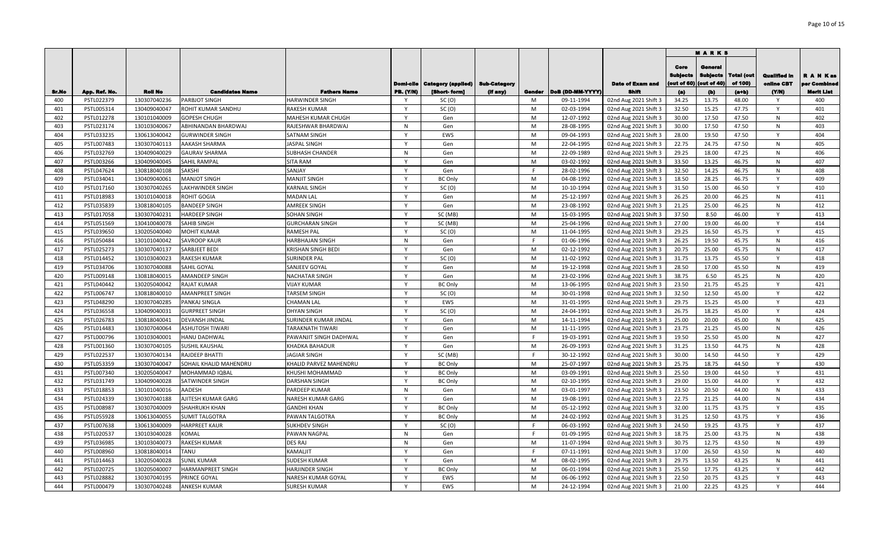| Sr.No | App. Ref. No. | Roll No | Candidates Name | Fathers Name | Domi-cile PB. (Y/N) | Category (applied) [Short- form] | Sub-Category (if any) | Gender | DoB (DD-MM-YYYY) | Date of Exam and Shift | MARKS | | | Qualified in online CBT (Y/N) | R A N K as per Combined Merit List |
|---|---|---|---|---|---|---|---|---|---|---|---|---|---|---|---|
| | | | | | | | | | | | Core Subjects (out of 60) (a) | General Subjects (out of 40) (b) | Total (out of 100) (a+b) | | |
| 400 | PSTL022379 | 130307040236 | PARBJOT SINGH | HARWINDER SINGH | Y | SC (O) | | M | 09-11-1994 | 02nd Aug 2021 Shift 3 | 34.25 | 13.75 | 48.00 | Y | 400 |
| 401 | PSTL005314 | 130409040047 | ROHIT KUMAR SANDHU | RAKESH KUMAR | Y | SC (O) | | M | 02-03-1994 | 02nd Aug 2021 Shift 3 | 32.50 | 15.25 | 47.75 | Y | 401 |
| 402 | PSTL012278 | 130101040009 | GOPESH CHUGH | MAHESH KUMAR CHUGH | Y | Gen | | M | 12-07-1992 | 02nd Aug 2021 Shift 3 | 30.00 | 17.50 | 47.50 | N | 402 |
| 403 | PSTL023174 | 130103040067 | ABHINANDAN BHARDWAJ | RAJESHWAR BHARDWAJ | N | Gen | | M | 28-08-1995 | 02nd Aug 2021 Shift 3 | 30.00 | 17.50 | 47.50 | N | 403 |
| 404 | PSTL033235 | 130613040042 | GURWINDER SINGH | SATNAM SINGH | Y | EWS | | M | 09-04-1993 | 02nd Aug 2021 Shift 3 | 28.00 | 19.50 | 47.50 | Y | 404 |
| 405 | PSTL007483 | 130307040113 | AAKASH SHARMA | JASPAL SINGH | Y | Gen | | M | 22-04-1995 | 02nd Aug 2021 Shift 3 | 22.75 | 24.75 | 47.50 | N | 405 |
| 406 | PSTL032769 | 130409040029 | GAURAV SHARMA | SUBHASH CHANDER | N | Gen | | M | 22-09-1989 | 02nd Aug 2021 Shift 3 | 29.25 | 18.00 | 47.25 | N | 406 |
| 407 | PSTL003266 | 130409040045 | SAHIL RAMPAL | SITA RAM | Y | Gen | | M | 03-02-1992 | 02nd Aug 2021 Shift 3 | 33.50 | 13.25 | 46.75 | N | 407 |
| 408 | PSTL047624 | 130818040108 | SAKSHI | SANJAY | Y | Gen | | F | 28-02-1996 | 02nd Aug 2021 Shift 3 | 32.50 | 14.25 | 46.75 | N | 408 |
| 409 | PSTL034041 | 130409040061 | MANJOT SINGH | MANJIT SINGH | Y | BC Only | | M | 04-08-1992 | 02nd Aug 2021 Shift 3 | 18.50 | 28.25 | 46.75 | Y | 409 |
| 410 | PSTL017160 | 130307040265 | LAKHWINDER SINGH | KARNAIL SINGH | Y | SC (O) | | M | 10-10-1994 | 02nd Aug 2021 Shift 3 | 31.50 | 15.00 | 46.50 | Y | 410 |
| 411 | PSTL018983 | 130101040018 | ROHIT GOGIA | MADAN LAL | Y | Gen | | M | 25-12-1997 | 02nd Aug 2021 Shift 3 | 26.25 | 20.00 | 46.25 | N | 411 |
| 412 | PSTL035839 | 130818040105 | BANDEEP SINGH | AMREEK SINGH | Y | Gen | | M | 23-08-1992 | 02nd Aug 2021 Shift 3 | 21.25 | 25.00 | 46.25 | N | 412 |
| 413 | PSTL017058 | 130307040231 | HARDEEP SINGH | SOHAN SINGH | Y | SC (MB) | | M | 15-03-1995 | 02nd Aug 2021 Shift 3 | 37.50 | 8.50 | 46.00 | Y | 413 |
| 414 | PSTL051569 | 130410040078 | SAHIB SINGH | GURCHARAN SINGH | Y | SC (MB) | | M | 25-04-1996 | 02nd Aug 2021 Shift 3 | 27.00 | 19.00 | 46.00 | Y | 414 |
| 415 | PSTL039650 | 130205040040 | MOHIT KUMAR | RAMESH PAL | Y | SC (O) | | M | 11-04-1995 | 02nd Aug 2021 Shift 3 | 29.25 | 16.50 | 45.75 | Y | 415 |
| 416 | PSTL050484 | 130101040042 | SAVROOP KAUR | HARBHAJAN SINGH | N | Gen | | F | 01-06-1996 | 02nd Aug 2021 Shift 3 | 26.25 | 19.50 | 45.75 | N | 416 |
| 417 | PSTL025273 | 130307040137 | SARBJEET BEDI | KRISHAN SINGH BEDI | Y | Gen | | M | 02-12-1992 | 02nd Aug 2021 Shift 3 | 20.75 | 25.00 | 45.75 | N | 417 |
| 418 | PSTL014452 | 130103040023 | RAKESH KUMAR | SURINDER PAL | Y | SC (O) | | M | 11-02-1992 | 02nd Aug 2021 Shift 3 | 31.75 | 13.75 | 45.50 | Y | 418 |
| 419 | PSTL034706 | 130307040088 | SAHIL GOYAL | SANJEEV GOYAL | Y | Gen | | M | 19-12-1998 | 02nd Aug 2021 Shift 3 | 28.50 | 17.00 | 45.50 | N | 419 |
| 420 | PSTL009148 | 130818040015 | AMANDEEP SINGH | NACHATAR SINGH | Y | Gen | | M | 23-02-1996 | 02nd Aug 2021 Shift 3 | 38.75 | 6.50 | 45.25 | N | 420 |
| 421 | PSTL040442 | 130205040042 | RAJAT KUMAR | VIJAY KUMAR | Y | BC Only | | M | 13-06-1995 | 02nd Aug 2021 Shift 3 | 23.50 | 21.75 | 45.25 | Y | 421 |
| 422 | PSTL006747 | 130818040010 | AMANPREET SINGH | TARSEM SINGH | Y | SC (O) | | M | 30-01-1998 | 02nd Aug 2021 Shift 3 | 32.50 | 12.50 | 45.00 | Y | 422 |
| 423 | PSTL048290 | 130307040285 | PANKAJ SINGLA | CHAMAN LAL | Y | EWS | | M | 31-01-1995 | 02nd Aug 2021 Shift 3 | 29.75 | 15.25 | 45.00 | Y | 423 |
| 424 | PSTL036558 | 130409040031 | GURPREET SINGH | DHYAN SINGH | Y | SC (O) | | M | 24-04-1991 | 02nd Aug 2021 Shift 3 | 26.75 | 18.25 | 45.00 | Y | 424 |
| 425 | PSTL026783 | 130818040041 | DEVANSH JINDAL | SURINDER KUMAR JINDAL | Y | Gen | | M | 14-11-1994 | 02nd Aug 2021 Shift 3 | 25.00 | 20.00 | 45.00 | N | 425 |
| 426 | PSTL014483 | 130307040064 | ASHUTOSH TIWARI | TARAKNATH TIWARI | Y | Gen | | M | 11-11-1995 | 02nd Aug 2021 Shift 3 | 23.75 | 21.25 | 45.00 | N | 426 |
| 427 | PSTL000796 | 130103040001 | HANU DADHWAL | PAWANJIT SINGH DADHWAL | Y | Gen | | F | 19-03-1991 | 02nd Aug 2021 Shift 3 | 19.50 | 25.50 | 45.00 | N | 427 |
| 428 | PSTL001360 | 130307040105 | SUSHIL KAUSHAL | KHADKA BAHADUR | Y | Gen | | M | 26-09-1993 | 02nd Aug 2021 Shift 3 | 31.25 | 13.50 | 44.75 | N | 428 |
| 429 | PSTL022537 | 130307040134 | RAJDEEP BHATTI | JAGIAR SINGH | Y | SC (MB) | | F | 30-12-1992 | 02nd Aug 2021 Shift 3 | 30.00 | 14.50 | 44.50 | Y | 429 |
| 430 | PSTL053359 | 130307040047 | SOHAIL KHALID MAHENDRU | KHALID PARVEZ MAHENDRU | Y | BC Only | | M | 25-07-1997 | 02nd Aug 2021 Shift 3 | 25.75 | 18.75 | 44.50 | Y | 430 |
| 431 | PSTL007340 | 130205040047 | MOHAMMAD IQBAL | KHUSHI MOHAMMAD | Y | BC Only | | M | 03-09-1991 | 02nd Aug 2021 Shift 3 | 25.50 | 19.00 | 44.50 | Y | 431 |
| 432 | PSTL031749 | 130409040028 | SATWINDER SINGH | DARSHAN SINGH | Y | BC Only | | M | 02-10-1995 | 02nd Aug 2021 Shift 3 | 29.00 | 15.00 | 44.00 | Y | 432 |
| 433 | PSTL018853 | 130101040016 | AADESH | PARDEEP KUMAR | N | Gen | | M | 03-01-1997 | 02nd Aug 2021 Shift 3 | 23.50 | 20.50 | 44.00 | N | 433 |
| 434 | PSTL024339 | 130307040188 | AJITESH KUMAR GARG | NARESH KUMAR GARG | Y | Gen | | M | 19-08-1991 | 02nd Aug 2021 Shift 3 | 22.75 | 21.25 | 44.00 | N | 434 |
| 435 | PSTL008987 | 130307040009 | SHAHRUKH KHAN | GANDHI KHAN | Y | BC Only | | M | 05-12-1992 | 02nd Aug 2021 Shift 3 | 32.00 | 11.75 | 43.75 | Y | 435 |
| 436 | PSTL055928 | 130613040055 | SUMIT TALGOTRA | PAWAN TALGOTRA | Y | BC Only | | M | 24-02-1992 | 02nd Aug 2021 Shift 3 | 31.25 | 12.50 | 43.75 | Y | 436 |
| 437 | PSTL007638 | 130613040009 | HARPREET KAUR | SUKHDEV SINGH | Y | SC (O) | | F | 06-03-1992 | 02nd Aug 2021 Shift 3 | 24.50 | 19.25 | 43.75 | Y | 437 |
| 438 | PSTL020537 | 130103040028 | KOMAL | PAWAN NAGPAL | N | Gen | | F | 01-09-1995 | 02nd Aug 2021 Shift 3 | 18.75 | 25.00 | 43.75 | N | 438 |
| 439 | PSTL036985 | 130103040073 | RAKESH KUMAR | DES RAJ | N | Gen | | M | 11-07-1994 | 02nd Aug 2021 Shift 3 | 30.75 | 12.75 | 43.50 | N | 439 |
| 440 | PSTL008960 | 130818040014 | TANU | KAMALJIT | Y | Gen | | F | 07-11-1991 | 02nd Aug 2021 Shift 3 | 17.00 | 26.50 | 43.50 | N | 440 |
| 441 | PSTL014463 | 130205040028 | SUNIL KUMAR | SUDESH KUMAR | Y | Gen | | M | 08-02-1995 | 02nd Aug 2021 Shift 3 | 29.75 | 13.50 | 43.25 | N | 441 |
| 442 | PSTL020725 | 130205040007 | HARMANPREET SINGH | HARJINDER SINGH | Y | BC Only | | M | 06-01-1994 | 02nd Aug 2021 Shift 3 | 25.50 | 17.75 | 43.25 | Y | 442 |
| 443 | PSTL028882 | 130307040195 | PRINCE GOYAL | NARESH KUMAR GOYAL | Y | EWS | | M | 06-06-1992 | 02nd Aug 2021 Shift 3 | 22.50 | 20.75 | 43.25 | Y | 443 |
| 444 | PSTL000479 | 130307040248 | ANKESH KUMAR | SURESH KUMAR | Y | EWS | | M | 24-12-1994 | 02nd Aug 2021 Shift 3 | 21.00 | 22.25 | 43.25 | Y | 444 |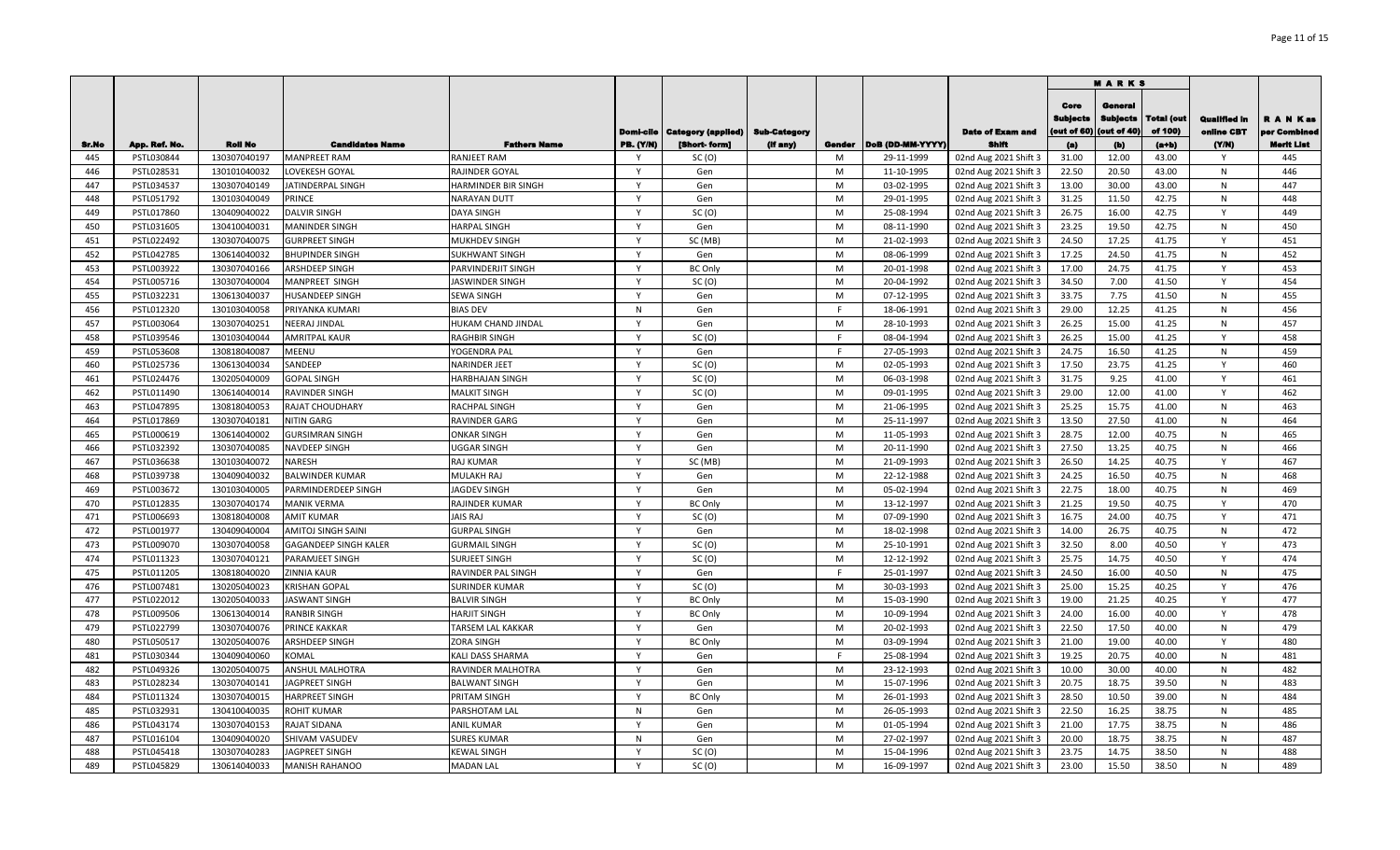| Sr.No | App. Ref. No. | Roll No | Candidates Name | Fathers Name | Domi-cile PB. (Y/N) | Category (applied) [Short- form] | Sub-Category (if any) | Gender | DoB (DD-MM-YYYY) | Date of Exam and Shift | MARKS | | | Qualified in online CBT (Y/N) | R A N K as per Combined Merit List |
|---|---|---|---|---|---|---|---|---|---|---|---|---|---|---|---|
| | | | | | | | | | | | Core Subjects (out of 60) (a) | General Subjects (out of 40) (b) | Total (out of 100) (a+b) | | |
| 445 | PSTL030844 | 130307040197 | MANPREET RAM | RANJEET RAM | Y | SC (O) | | M | 29-11-1999 | 02nd Aug 2021 Shift 3 | 31.00 | 12.00 | 43.00 | Y | 445 |
| 446 | PSTL028531 | 130101040032 | LOVEKESH GOYAL | RAJINDER GOYAL | Y | Gen | | M | 11-10-1995 | 02nd Aug 2021 Shift 3 | 22.50 | 20.50 | 43.00 | N | 446 |
| 447 | PSTL034537 | 130307040149 | JATINDERPAL SINGH | HARMINDER BIR SINGH | Y | Gen | | M | 03-02-1995 | 02nd Aug 2021 Shift 3 | 13.00 | 30.00 | 43.00 | N | 447 |
| 448 | PSTL051792 | 130103040049 | PRINCE | NARAYAN DUTT | Y | Gen | | M | 29-01-1995 | 02nd Aug 2021 Shift 3 | 31.25 | 11.50 | 42.75 | N | 448 |
| 449 | PSTL017860 | 130409040022 | DALVIR SINGH | DAYA SINGH | Y | SC (O) | | M | 25-08-1994 | 02nd Aug 2021 Shift 3 | 26.75 | 16.00 | 42.75 | Y | 449 |
| 450 | PSTL031605 | 130410040031 | MANINDER SINGH | HARPAL SINGH | Y | Gen | | M | 08-11-1990 | 02nd Aug 2021 Shift 3 | 23.25 | 19.50 | 42.75 | N | 450 |
| 451 | PSTL022492 | 130307040075 | GURPREET SINGH | MUKHDEV SINGH | Y | SC (MB) | | M | 21-02-1993 | 02nd Aug 2021 Shift 3 | 24.50 | 17.25 | 41.75 | Y | 451 |
| 452 | PSTL042785 | 130614040032 | BHUPINDER SINGH | SUKHWANT SINGH | Y | Gen | | M | 08-06-1999 | 02nd Aug 2021 Shift 3 | 17.25 | 24.50 | 41.75 | N | 452 |
| 453 | PSTL003922 | 130307040166 | ARSHDEEP SINGH | PARVINDERJIT SINGH | Y | BC Only | | M | 20-01-1998 | 02nd Aug 2021 Shift 3 | 17.00 | 24.75 | 41.75 | Y | 453 |
| 454 | PSTL005716 | 130307040004 | MANPREET SINGH | JASWINDER SINGH | Y | SC (O) | | M | 20-04-1992 | 02nd Aug 2021 Shift 3 | 34.50 | 7.00 | 41.50 | Y | 454 |
| 455 | PSTL032231 | 130613040037 | HUSANDEEP SINGH | SEWA SINGH | Y | Gen | | M | 07-12-1995 | 02nd Aug 2021 Shift 3 | 33.75 | 7.75 | 41.50 | N | 455 |
| 456 | PSTL012320 | 130103040058 | PRIYANKA KUMARI | BIAS DEV | N | Gen | | F | 18-06-1991 | 02nd Aug 2021 Shift 3 | 29.00 | 12.25 | 41.25 | N | 456 |
| 457 | PSTL003064 | 130307040251 | NEERAJ JINDAL | HUKAM CHAND JINDAL | Y | Gen | | M | 28-10-1993 | 02nd Aug 2021 Shift 3 | 26.25 | 15.00 | 41.25 | N | 457 |
| 458 | PSTL039546 | 130103040044 | AMRITPAL KAUR | RAGHBIR SINGH | Y | SC (O) | | F | 08-04-1994 | 02nd Aug 2021 Shift 3 | 26.25 | 15.00 | 41.25 | Y | 458 |
| 459 | PSTL053608 | 130818040087 | MEENU | YOGENDRA PAL | Y | Gen | | F | 27-05-1993 | 02nd Aug 2021 Shift 3 | 24.75 | 16.50 | 41.25 | N | 459 |
| 460 | PSTL025736 | 130613040034 | SANDEEP | NARINDER JEET | Y | SC (O) | | M | 02-05-1993 | 02nd Aug 2021 Shift 3 | 17.50 | 23.75 | 41.25 | Y | 460 |
| 461 | PSTL024476 | 130205040009 | GOPAL SINGH | HARBHAJAN SINGH | Y | SC (O) | | M | 06-03-1998 | 02nd Aug 2021 Shift 3 | 31.75 | 9.25 | 41.00 | Y | 461 |
| 462 | PSTL011490 | 130614040014 | RAVINDER SINGH | MALKIT SINGH | Y | SC (O) | | M | 09-01-1995 | 02nd Aug 2021 Shift 3 | 29.00 | 12.00 | 41.00 | Y | 462 |
| 463 | PSTL047895 | 130818040053 | RAJAT CHOUDHARY | RACHPAL SINGH | Y | Gen | | M | 21-06-1995 | 02nd Aug 2021 Shift 3 | 25.25 | 15.75 | 41.00 | N | 463 |
| 464 | PSTL017869 | 130307040181 | NITIN GARG | RAVINDER GARG | Y | Gen | | M | 25-11-1997 | 02nd Aug 2021 Shift 3 | 13.50 | 27.50 | 41.00 | N | 464 |
| 465 | PSTL000619 | 130614040002 | GURSIMRAN SINGH | ONKAR SINGH | Y | Gen | | M | 11-05-1993 | 02nd Aug 2021 Shift 3 | 28.75 | 12.00 | 40.75 | N | 465 |
| 466 | PSTL032392 | 130307040085 | NAVDEEP SINGH | UGGAR SINGH | Y | Gen | | M | 20-11-1990 | 02nd Aug 2021 Shift 3 | 27.50 | 13.25 | 40.75 | N | 466 |
| 467 | PSTL036638 | 130103040072 | NARESH | RAJ KUMAR | Y | SC (MB) | | M | 21-09-1993 | 02nd Aug 2021 Shift 3 | 26.50 | 14.25 | 40.75 | Y | 467 |
| 468 | PSTL039738 | 130409040032 | BALWINDER KUMAR | MULAKH RAJ | Y | Gen | | M | 22-12-1988 | 02nd Aug 2021 Shift 3 | 24.25 | 16.50 | 40.75 | N | 468 |
| 469 | PSTL003672 | 130103040005 | PARMINDERDEEP SINGH | JAGDEV SINGH | Y | Gen | | M | 05-02-1994 | 02nd Aug 2021 Shift 3 | 22.75 | 18.00 | 40.75 | N | 469 |
| 470 | PSTL012835 | 130307040174 | MANIK VERMA | RAJINDER KUMAR | Y | BC Only | | M | 13-12-1997 | 02nd Aug 2021 Shift 3 | 21.25 | 19.50 | 40.75 | Y | 470 |
| 471 | PSTL006693 | 130818040008 | AMIT KUMAR | JAIS RAJ | Y | SC (O) | | M | 07-09-1990 | 02nd Aug 2021 Shift 3 | 16.75 | 24.00 | 40.75 | Y | 471 |
| 472 | PSTL001977 | 130409040004 | AMITOJ SINGH SAINI | GURPAL SINGH | Y | Gen | | M | 18-02-1998 | 02nd Aug 2021 Shift 3 | 14.00 | 26.75 | 40.75 | N | 472 |
| 473 | PSTL009070 | 130307040058 | GAGANDEEP SINGH KALER | GURMAIL SINGH | Y | SC (O) | | M | 25-10-1991 | 02nd Aug 2021 Shift 3 | 32.50 | 8.00 | 40.50 | Y | 473 |
| 474 | PSTL011323 | 130307040121 | PARAMJEET SINGH | SURJEET SINGH | Y | SC (O) | | M | 12-12-1992 | 02nd Aug 2021 Shift 3 | 25.75 | 14.75 | 40.50 | Y | 474 |
| 475 | PSTL011205 | 130818040020 | ZINNIA KAUR | RAVINDER PAL SINGH | Y | Gen | | F | 25-01-1997 | 02nd Aug 2021 Shift 3 | 24.50 | 16.00 | 40.50 | N | 475 |
| 476 | PSTL007481 | 130205040023 | KRISHAN GOPAL | SURINDER KUMAR | Y | SC (O) | | M | 30-03-1993 | 02nd Aug 2021 Shift 3 | 25.00 | 15.25 | 40.25 | Y | 476 |
| 477 | PSTL022012 | 130205040033 | JASWANT SINGH | BALVIR SINGH | Y | BC Only | | M | 15-03-1990 | 02nd Aug 2021 Shift 3 | 19.00 | 21.25 | 40.25 | Y | 477 |
| 478 | PSTL009506 | 130613040014 | RANBIR SINGH | HARJIT SINGH | Y | BC Only | | M | 10-09-1994 | 02nd Aug 2021 Shift 3 | 24.00 | 16.00 | 40.00 | Y | 478 |
| 479 | PSTL022799 | 130307040076 | PRINCE KAKKAR | TARSEM LAL KAKKAR | Y | Gen | | M | 20-02-1993 | 02nd Aug 2021 Shift 3 | 22.50 | 17.50 | 40.00 | N | 479 |
| 480 | PSTL050517 | 130205040076 | ARSHDEEP SINGH | ZORA SINGH | Y | BC Only | | M | 03-09-1994 | 02nd Aug 2021 Shift 3 | 21.00 | 19.00 | 40.00 | Y | 480 |
| 481 | PSTL030344 | 130409040060 | KOMAL | KALI DASS SHARMA | Y | Gen | | F | 25-08-1994 | 02nd Aug 2021 Shift 3 | 19.25 | 20.75 | 40.00 | N | 481 |
| 482 | PSTL049326 | 130205040075 | ANSHUL MALHOTRA | RAVINDER MALHOTRA | Y | Gen | | M | 23-12-1993 | 02nd Aug 2021 Shift 3 | 10.00 | 30.00 | 40.00 | N | 482 |
| 483 | PSTL028234 | 130307040141 | JAGPREET SINGH | BALWANT SINGH | Y | Gen | | M | 15-07-1996 | 02nd Aug 2021 Shift 3 | 20.75 | 18.75 | 39.50 | N | 483 |
| 484 | PSTL011324 | 130307040015 | HARPREET SINGH | PRITAM SINGH | Y | BC Only | | M | 26-01-1993 | 02nd Aug 2021 Shift 3 | 28.50 | 10.50 | 39.00 | N | 484 |
| 485 | PSTL032931 | 130410040035 | ROHIT KUMAR | PARSHOTAM LAL | N | Gen | | M | 26-05-1993 | 02nd Aug 2021 Shift 3 | 22.50 | 16.25 | 38.75 | N | 485 |
| 486 | PSTL043174 | 130307040153 | RAJAT SIDANA | ANIL KUMAR | Y | Gen | | M | 01-05-1994 | 02nd Aug 2021 Shift 3 | 21.00 | 17.75 | 38.75 | N | 486 |
| 487 | PSTL016104 | 130409040020 | SHIVAM VASUDEV | SURES KUMAR | N | Gen | | M | 27-02-1997 | 02nd Aug 2021 Shift 3 | 20.00 | 18.75 | 38.75 | N | 487 |
| 488 | PSTL045418 | 130307040283 | JAGPREET SINGH | KEWAL SINGH | Y | SC (O) | | M | 15-04-1996 | 02nd Aug 2021 Shift 3 | 23.75 | 14.75 | 38.50 | N | 488 |
| 489 | PSTL045829 | 130614040033 | MANISH RAHANOO | MADAN LAL | Y | SC (O) | | M | 16-09-1997 | 02nd Aug 2021 Shift 3 | 23.00 | 15.50 | 38.50 | N | 489 |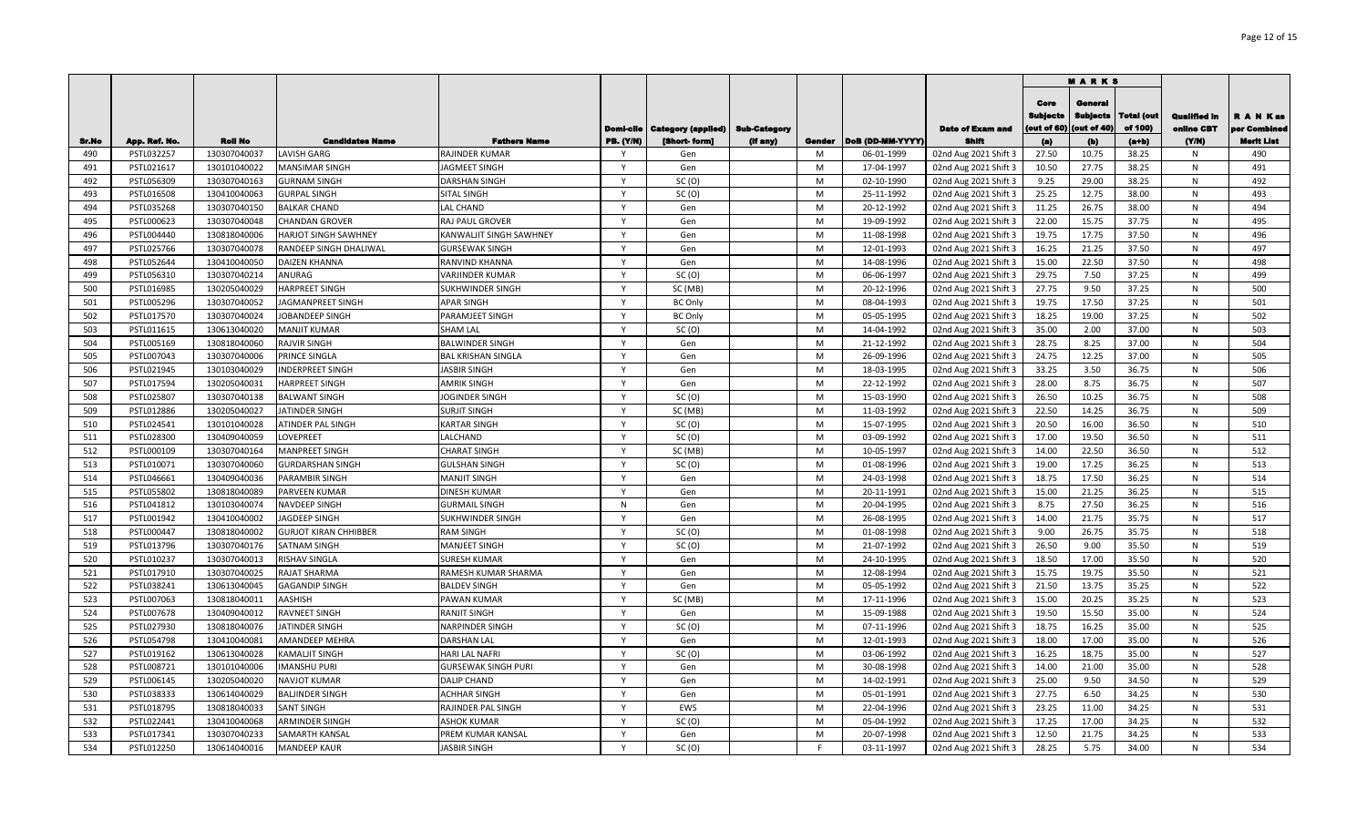| Sr.No | App. Ref. No. | Roll No | Candidates Name | Fathers Name | Domi-cile PB. (Y/N) | Category (applied) [Short- form] | Sub-Category (if any) | Gender | DoB (DD-MM-YYYY) | Date of Exam and Shift | MARKS Core Subjects (out of 60) (a) | General Subjects (out of 40) (b) | Total (out of 100) (a+b) | Qualified in online CBT (Y/N) | R A N K as per Combined Merit List |
|---|---|---|---|---|---|---|---|---|---|---|---|---|---|---|---|
| 490 | PSTL032257 | 130307040037 | LAVISH GARG | RAJINDER KUMAR | Y | Gen | | M | 06-01-1999 | 02nd Aug 2021 Shift 3 | 27.50 | 10.75 | 38.25 | N | 490 |
| 491 | PSTL021617 | 130101040022 | MANSIMAR SINGH | JAGMEET SINGH | Y | Gen | | M | 17-04-1997 | 02nd Aug 2021 Shift 3 | 10.50 | 27.75 | 38.25 | N | 491 |
| 492 | PSTL056309 | 130307040163 | GURNAM SINGH | DARSHAN SINGH | Y | SC (O) | | M | 02-10-1990 | 02nd Aug 2021 Shift 3 | 9.25 | 29.00 | 38.25 | N | 492 |
| 493 | PSTL016508 | 130410040063 | GURPAL SINGH | SITAL SINGH | Y | SC (O) | | M | 25-11-1992 | 02nd Aug 2021 Shift 3 | 25.25 | 12.75 | 38.00 | N | 493 |
| 494 | PSTL035268 | 130307040150 | BALKAR CHAND | LAL CHAND | Y | Gen | | M | 20-12-1992 | 02nd Aug 2021 Shift 3 | 11.25 | 26.75 | 38.00 | N | 494 |
| 495 | PSTL000623 | 130307040048 | CHANDAN GROVER | RAJ PAUL GROVER | Y | Gen | | M | 19-09-1992 | 02nd Aug 2021 Shift 3 | 22.00 | 15.75 | 37.75 | N | 495 |
| 496 | PSTL004440 | 130818040006 | HARJOT SINGH SAWHNEY | KANWALJIT SINGH SAWHNEY | Y | Gen | | M | 11-08-1998 | 02nd Aug 2021 Shift 3 | 19.75 | 17.75 | 37.50 | N | 496 |
| 497 | PSTL025766 | 130307040078 | RANDEEP SINGH DHALIWAL | GURSEWAK SINGH | Y | Gen | | M | 12-01-1993 | 02nd Aug 2021 Shift 3 | 16.25 | 21.25 | 37.50 | N | 497 |
| 498 | PSTL052644 | 130410040050 | DAIZEN KHANNA | RANVIND KHANNA | Y | Gen | | M | 14-08-1996 | 02nd Aug 2021 Shift 3 | 15.00 | 22.50 | 37.50 | N | 498 |
| 499 | PSTL056310 | 130307040214 | ANURAG | VARJINDER KUMAR | Y | SC (O) | | M | 06-06-1997 | 02nd Aug 2021 Shift 3 | 29.75 | 7.50 | 37.25 | N | 499 |
| 500 | PSTL016985 | 130205040029 | HARPREET SINGH | SUKHWINDER SINGH | Y | SC (MB) | | M | 20-12-1996 | 02nd Aug 2021 Shift 3 | 27.75 | 9.50 | 37.25 | N | 500 |
| 501 | PSTL005296 | 130307040052 | JAGMANPREET SINGH | APAR SINGH | Y | BC Only | | M | 08-04-1993 | 02nd Aug 2021 Shift 3 | 19.75 | 17.50 | 37.25 | N | 501 |
| 502 | PSTL017570 | 130307040024 | JOBANDEEP SINGH | PARAMJEET SINGH | Y | BC Only | | M | 05-05-1995 | 02nd Aug 2021 Shift 3 | 18.25 | 19.00 | 37.25 | N | 502 |
| 503 | PSTL011615 | 130613040020 | MANJIT KUMAR | SHAM LAL | Y | SC (O) | | M | 14-04-1992 | 02nd Aug 2021 Shift 3 | 35.00 | 2.00 | 37.00 | N | 503 |
| 504 | PSTL005169 | 130818040060 | RAJVIR SINGH | BALWINDER SINGH | Y | Gen | | M | 21-12-1992 | 02nd Aug 2021 Shift 3 | 28.75 | 8.25 | 37.00 | N | 504 |
| 505 | PSTL007043 | 130307040006 | PRINCE SINGLA | BAL KRISHAN SINGLA | Y | Gen | | M | 26-09-1996 | 02nd Aug 2021 Shift 3 | 24.75 | 12.25 | 37.00 | N | 505 |
| 506 | PSTL021945 | 130103040029 | INDERPREET SINGH | JASBIR SINGH | Y | Gen | | M | 18-03-1995 | 02nd Aug 2021 Shift 3 | 33.25 | 3.50 | 36.75 | N | 506 |
| 507 | PSTL017594 | 130205040031 | HARPREET SINGH | AMRIK SINGH | Y | Gen | | M | 22-12-1992 | 02nd Aug 2021 Shift 3 | 28.00 | 8.75 | 36.75 | N | 507 |
| 508 | PSTL025807 | 130307040138 | BALWANT SINGH | JOGINDER SINGH | Y | SC (O) | | M | 15-03-1990 | 02nd Aug 2021 Shift 3 | 26.50 | 10.25 | 36.75 | N | 508 |
| 509 | PSTL012886 | 130205040027 | JATINDER SINGH | SURJIT SINGH | Y | SC (MB) | | M | 11-03-1992 | 02nd Aug 2021 Shift 3 | 22.50 | 14.25 | 36.75 | N | 509 |
| 510 | PSTL024541 | 130101040028 | ATINDER PAL SINGH | KARTAR SINGH | Y | SC (O) | | M | 15-07-1995 | 02nd Aug 2021 Shift 3 | 20.50 | 16.00 | 36.50 | N | 510 |
| 511 | PSTL028300 | 130409040059 | LOVEPREET | LALCHAND | Y | SC (O) | | M | 03-09-1992 | 02nd Aug 2021 Shift 3 | 17.00 | 19.50 | 36.50 | N | 511 |
| 512 | PSTL000109 | 130307040164 | MANPREET SINGH | CHARAT SINGH | Y | SC (MB) | | M | 10-05-1997 | 02nd Aug 2021 Shift 3 | 14.00 | 22.50 | 36.50 | N | 512 |
| 513 | PSTL010071 | 130307040060 | GURDARSHAN SINGH | GULSHAN SINGH | Y | SC (O) | | M | 01-08-1996 | 02nd Aug 2021 Shift 3 | 19.00 | 17.25 | 36.25 | N | 513 |
| 514 | PSTL046661 | 130409040036 | PARAMBIR SINGH | MANJIT SINGH | Y | Gen | | M | 24-03-1998 | 02nd Aug 2021 Shift 3 | 18.75 | 17.50 | 36.25 | N | 514 |
| 515 | PSTL055802 | 130818040089 | PARVEEN KUMAR | DINESH KUMAR | Y | Gen | | M | 20-11-1991 | 02nd Aug 2021 Shift 3 | 15.00 | 21.25 | 36.25 | N | 515 |
| 516 | PSTL041812 | 130103040074 | NAVDEEP SINGH | GURMAIL SINGH | N | Gen | | M | 20-04-1995 | 02nd Aug 2021 Shift 3 | 8.75 | 27.50 | 36.25 | N | 516 |
| 517 | PSTL001942 | 130410040002 | JAGDEEP SINGH | SUKHWINDER SINGH | Y | Gen | | M | 26-08-1995 | 02nd Aug 2021 Shift 3 | 14.00 | 21.75 | 35.75 | N | 517 |
| 518 | PSTL000447 | 130818040002 | GURJOT KIRAN CHHIBBER | RAM SINGH | Y | SC (O) | | M | 01-08-1998 | 02nd Aug 2021 Shift 3 | 9.00 | 26.75 | 35.75 | N | 518 |
| 519 | PSTL013796 | 130307040176 | SATNAM SINGH | MANJEET SINGH | Y | SC (O) | | M | 21-07-1992 | 02nd Aug 2021 Shift 3 | 26.50 | 9.00 | 35.50 | N | 519 |
| 520 | PSTL010237 | 130307040013 | RISHAV SINGLA | SURESH KUMAR | Y | Gen | | M | 24-10-1995 | 02nd Aug 2021 Shift 3 | 18.50 | 17.00 | 35.50 | N | 520 |
| 521 | PSTL017910 | 130307040025 | RAJAT SHARMA | RAMESH KUMAR SHARMA | Y | Gen | | M | 12-08-1994 | 02nd Aug 2021 Shift 3 | 15.75 | 19.75 | 35.50 | N | 521 |
| 522 | PSTL038241 | 130613040045 | GAGANDIP SINGH | BALDEV SINGH | Y | Gen | | M | 05-05-1992 | 02nd Aug 2021 Shift 3 | 21.50 | 13.75 | 35.25 | N | 522 |
| 523 | PSTL007063 | 130818040011 | AASHISH | PAWAN KUMAR | Y | SC (MB) | | M | 17-11-1996 | 02nd Aug 2021 Shift 3 | 15.00 | 20.25 | 35.25 | N | 523 |
| 524 | PSTL007678 | 130409040012 | RAVNEET SINGH | RANJIT SINGH | Y | Gen | | M | 15-09-1988 | 02nd Aug 2021 Shift 3 | 19.50 | 15.50 | 35.00 | N | 524 |
| 525 | PSTL027930 | 130818040076 | JATINDER SINGH | NARPINDER SINGH | Y | SC (O) | | M | 07-11-1996 | 02nd Aug 2021 Shift 3 | 18.75 | 16.25 | 35.00 | N | 525 |
| 526 | PSTL054798 | 130410040081 | AMANDEEP MEHRA | DARSHAN LAL | Y | Gen | | M | 12-01-1993 | 02nd Aug 2021 Shift 3 | 18.00 | 17.00 | 35.00 | N | 526 |
| 527 | PSTL019162 | 130613040028 | KAMALJIT SINGH | HARI LAL NAFRI | Y | SC (O) | | M | 03-06-1992 | 02nd Aug 2021 Shift 3 | 16.25 | 18.75 | 35.00 | N | 527 |
| 528 | PSTL008721 | 130101040006 | IMANSHU PURI | GURSEWAK SINGH PURI | Y | Gen | | M | 30-08-1998 | 02nd Aug 2021 Shift 3 | 14.00 | 21.00 | 35.00 | N | 528 |
| 529 | PSTL006145 | 130205040020 | NAVJOT KUMAR | DALIP CHAND | Y | Gen | | M | 14-02-1991 | 02nd Aug 2021 Shift 3 | 25.00 | 9.50 | 34.50 | N | 529 |
| 530 | PSTL038333 | 130614040029 | BALJINDER SINGH | ACHHAR SINGH | Y | Gen | | M | 05-01-1991 | 02nd Aug 2021 Shift 3 | 27.75 | 6.50 | 34.25 | N | 530 |
| 531 | PSTL018795 | 130818040033 | SANT SINGH | RAJINDER PAL SINGH | Y | EWS | | M | 22-04-1996 | 02nd Aug 2021 Shift 3 | 23.25 | 11.00 | 34.25 | N | 531 |
| 532 | PSTL022441 | 130410040068 | ARMINDER SIINGH | ASHOK KUMAR | Y | SC (O) | | M | 05-04-1992 | 02nd Aug 2021 Shift 3 | 17.25 | 17.00 | 34.25 | N | 532 |
| 533 | PSTL017341 | 130307040233 | SAMARTH KANSAL | PREM KUMAR KANSAL | Y | Gen | | M | 20-07-1998 | 02nd Aug 2021 Shift 3 | 12.50 | 21.75 | 34.25 | N | 533 |
| 534 | PSTL012250 | 130614040016 | MANDEEP KAUR | JASBIR SINGH | Y | SC (O) | | F | 03-11-1997 | 02nd Aug 2021 Shift 3 | 28.25 | 5.75 | 34.00 | N | 534 |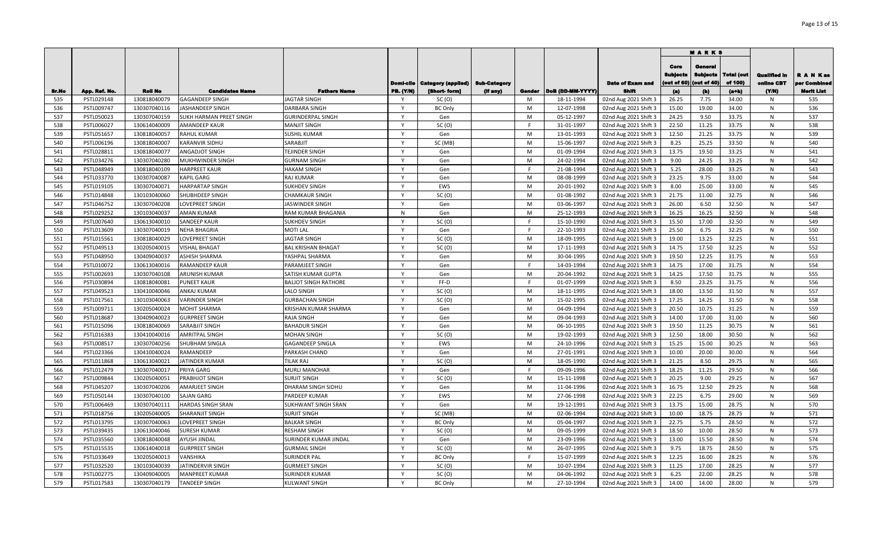| Sr.No | App. Ref. No. | Roll No | Candidates Name | Fathers Name | Domi-cile PB. (Y/N) | Category (applied) [Short- form] | Sub-Category (If any) | Gender | DoB (DD-MM-YYYY) | Date of Exam and Shift | MARKS Core Subjects (out of 60) (a) | General Subjects (out of 40) (b) | Total (out of 100) (a+b) | Qualified in online CBT (Y/N) | R A N K as per Combined Merit List |
|---|---|---|---|---|---|---|---|---|---|---|---|---|---|---|---|
| 535 | PSTL029148 | 130818040079 | GAGANDEEP SINGH | JAGTAR SINGH | Y | SC (O) | | M | 18-11-1994 | 02nd Aug 2021 Shift 3 | 26.25 | 7.75 | 34.00 | N | 535 |
| 536 | PSTL009747 | 130307040116 | JASHANDEEP SINGH | DARBARA SINGH | Y | BC Only | | M | 12-07-1998 | 02nd Aug 2021 Shift 3 | 15.00 | 19.00 | 34.00 | N | 536 |
| 537 | PSTL050023 | 130307040159 | SUKH HARMAN PREET SINGH | GURINDERPAL SINGH | Y | Gen | | M | 05-12-1997 | 02nd Aug 2021 Shift 3 | 24.25 | 9.50 | 33.75 | N | 537 |
| 538 | PSTL006027 | 130614040009 | AMANDEEP KAUR | MANJIT SINGH | Y | SC (O) | | F | 31-01-1997 | 02nd Aug 2021 Shift 3 | 22.50 | 11.25 | 33.75 | N | 538 |
| 539 | PSTL051657 | 130818040057 | RAHUL KUMAR | SUSHIL KUMAR | Y | Gen | | M | 13-01-1993 | 02nd Aug 2021 Shift 3 | 12.50 | 21.25 | 33.75 | N | 539 |
| 540 | PSTL006196 | 130818040007 | KARANVIR SIDHU | SARABJIT | Y | SC (MB) | | M | 15-06-1997 | 02nd Aug 2021 Shift 3 | 8.25 | 25.25 | 33.50 | N | 540 |
| 541 | PSTL028811 | 130818040077 | ANGADJOT SINGH | TEJINDER SINGH | Y | Gen | | M | 01-09-1994 | 02nd Aug 2021 Shift 3 | 13.75 | 19.50 | 33.25 | N | 541 |
| 542 | PSTL034276 | 130307040280 | MUKHWINDER SINGH | GURNAM SINGH | Y | Gen | | M | 24-02-1994 | 02nd Aug 2021 Shift 3 | 9.00 | 24.25 | 33.25 | N | 542 |
| 543 | PSTL048949 | 130818040109 | HARPREET KAUR | HAKAM SINGH | Y | Gen | | F | 21-08-1994 | 02nd Aug 2021 Shift 3 | 5.25 | 28.00 | 33.25 | N | 543 |
| 544 | PSTL033770 | 130307040087 | KAPIL GARG | RAJ KUMAR | Y | Gen | | M | 08-08-1999 | 02nd Aug 2021 Shift 3 | 23.25 | 9.75 | 33.00 | N | 544 |
| 545 | PSTL019105 | 130307040071 | HARPARTAP SINGH | SUKHDEV SINGH | Y | EWS | | M | 20-01-1992 | 02nd Aug 2021 Shift 3 | 8.00 | 25.00 | 33.00 | N | 545 |
| 546 | PSTL014848 | 130103040060 | SHUBHDEEP SINGH | CHAMKAUR SINGH | Y | SC (O) | | M | 01-08-1992 | 02nd Aug 2021 Shift 3 | 21.75 | 11.00 | 32.75 | N | 546 |
| 547 | PSTL046752 | 130307040208 | LOVEPREET SINGH | JASWINDER SINGH | Y | Gen | | M | 03-06-1997 | 02nd Aug 2021 Shift 3 | 26.00 | 6.50 | 32.50 | N | 547 |
| 548 | PSTL029252 | 130103040037 | AMAN KUMAR | RAM KUMAR BHAGANIA | N | Gen | | M | 25-12-1993 | 02nd Aug 2021 Shift 3 | 16.25 | 16.25 | 32.50 | N | 548 |
| 549 | PSTL007640 | 130613040010 | SANDEEP KAUR | SUKHDEV SINGH | Y | SC (O) | | F | 15-10-1990 | 02nd Aug 2021 Shift 3 | 15.50 | 17.00 | 32.50 | N | 549 |
| 550 | PSTL013609 | 130307040019 | NEHA BHAGRIA | MOTI LAL | Y | Gen | | F | 22-10-1993 | 02nd Aug 2021 Shift 3 | 25.50 | 6.75 | 32.25 | N | 550 |
| 551 | PSTL015561 | 130818040029 | LOVEPREET SINGH | JAGTAR SINGH | Y | SC (O) | | M | 18-09-1995 | 02nd Aug 2021 Shift 3 | 19.00 | 13.25 | 32.25 | N | 551 |
| 552 | PSTL049513 | 130205040015 | VISHAL BHAGAT | BAL KRISHAN BHAGAT | Y | SC (O) | | M | 17-11-1993 | 02nd Aug 2021 Shift 3 | 14.75 | 17.50 | 32.25 | N | 552 |
| 553 | PSTL048950 | 130409040037 | ASHISH SHARMA | YASHPAL SHARMA | Y | Gen | | M | 30-04-1995 | 02nd Aug 2021 Shift 3 | 19.50 | 12.25 | 31.75 | N | 553 |
| 554 | PSTL010072 | 130613040016 | RAMANDEEP KAUR | PARAMJEET SINGH | Y | Gen | | F | 14-03-1994 | 02nd Aug 2021 Shift 3 | 14.75 | 17.00 | 31.75 | N | 554 |
| 555 | PSTL002693 | 130307040108 | ARUNISH KUMAR | SATISH KUMAR GUPTA | Y | Gen | | M | 20-04-1992 | 02nd Aug 2021 Shift 3 | 14.25 | 17.50 | 31.75 | N | 555 |
| 556 | PSTL030894 | 130818040081 | PUNEET KAUR | BALJOT SINGH RATHORE | Y | FF-D | | F | 01-07-1999 | 02nd Aug 2021 Shift 3 | 8.50 | 23.25 | 31.75 | N | 556 |
| 557 | PSTL049523 | 130410040046 | ANKAJ KUMAR | LALO SINGH | Y | SC (O) | | M | 18-11-1995 | 02nd Aug 2021 Shift 3 | 18.00 | 13.50 | 31.50 | N | 557 |
| 558 | PSTL017561 | 130103040063 | VARINDER SINGH | GURBACHAN SINGH | Y | SC (O) | | M | 15-02-1995 | 02nd Aug 2021 Shift 3 | 17.25 | 14.25 | 31.50 | N | 558 |
| 559 | PSTL009711 | 130205040024 | MOHIT SHARMA | KRISHAN KUMAR SHARMA | Y | Gen | | M | 04-09-1994 | 02nd Aug 2021 Shift 3 | 20.50 | 10.75 | 31.25 | N | 559 |
| 560 | PSTL018687 | 130409040023 | GURPREET SINGH | RAJA SINGH | Y | Gen | | M | 09-04-1993 | 02nd Aug 2021 Shift 3 | 14.00 | 17.00 | 31.00 | N | 560 |
| 561 | PSTL015096 | 130818040069 | SARABJIT SINGH | BAHADUR SINGH | Y | Gen | | M | 06-10-1995 | 02nd Aug 2021 Shift 3 | 19.50 | 11.25 | 30.75 | N | 561 |
| 562 | PSTL016383 | 130410040016 | AMRITPAL SINGH | MOHAN SINGH | Y | SC (O) | | M | 19-02-1993 | 02nd Aug 2021 Shift 3 | 12.50 | 18.00 | 30.50 | N | 562 |
| 563 | PSTL008517 | 130307040256 | SHUBHAM SINGLA | GAGANDEEP SINGLA | Y | EWS | | M | 24-10-1996 | 02nd Aug 2021 Shift 3 | 15.25 | 15.00 | 30.25 | N | 563 |
| 564 | PSTL023366 | 130410040024 | RAMANDEEP | PARKASH CHAND | Y | Gen | | M | 27-01-1991 | 02nd Aug 2021 Shift 3 | 10.00 | 20.00 | 30.00 | N | 564 |
| 565 | PSTL011868 | 130613040021 | JATINDER KUMAR | TILAK RAJ | Y | SC (O) | | M | 18-05-1990 | 02nd Aug 2021 Shift 3 | 21.25 | 8.50 | 29.75 | N | 565 |
| 566 | PSTL012479 | 130307040017 | PRIYA GARG | MURLI MANOHAR | Y | Gen | | F | 09-09-1996 | 02nd Aug 2021 Shift 3 | 18.25 | 11.25 | 29.50 | N | 566 |
| 567 | PSTL009844 | 130205040051 | PRABHJOT SINGH | SURJIT SINGH | Y | SC (O) | | M | 15-11-1998 | 02nd Aug 2021 Shift 3 | 20.25 | 9.00 | 29.25 | N | 567 |
| 568 | PSTL045207 | 130307040206 | AMARJEET SINGH | DHARAM SINGH SIDHU | Y | Gen | | M | 11-04-1996 | 02nd Aug 2021 Shift 3 | 16.75 | 12.50 | 29.25 | N | 568 |
| 569 | PSTL050144 | 130307040100 | SAJAN GARG | PARDEEP KUMAR | Y | EWS | | M | 27-06-1998 | 02nd Aug 2021 Shift 3 | 22.25 | 6.75 | 29.00 | N | 569 |
| 570 | PSTL006469 | 130307040111 | HARDAS SINGH SRAN | SUKHWANT SINGH SRAN | Y | Gen | | M | 19-12-1991 | 02nd Aug 2021 Shift 3 | 13.75 | 15.00 | 28.75 | N | 570 |
| 571 | PSTL018756 | 130205040005 | SHARANJIT SINGH | SURJIT SINGH | Y | SC (MB) | | M | 02-06-1994 | 02nd Aug 2021 Shift 3 | 10.00 | 18.75 | 28.75 | N | 571 |
| 572 | PSTL013795 | 130307040063 | LOVEPREET SINGH | BALKAR SINGH | Y | BC Only | | M | 05-04-1997 | 02nd Aug 2021 Shift 3 | 22.75 | 5.75 | 28.50 | N | 572 |
| 573 | PSTL039435 | 130613040046 | SURESH KUMAR | RESHAM SINGH | Y | SC (O) | | M | 09-05-1999 | 02nd Aug 2021 Shift 3 | 18.50 | 10.00 | 28.50 | N | 573 |
| 574 | PSTL035560 | 130818040048 | AYUSH JINDAL | SURINDER KUMAR JINDAL | Y | Gen | | M | 23-09-1996 | 02nd Aug 2021 Shift 3 | 13.00 | 15.50 | 28.50 | N | 574 |
| 575 | PSTL015535 | 130614040018 | GURPREET SINGH | GURMAIL SINGH | Y | SC (O) | | M | 26-07-1995 | 02nd Aug 2021 Shift 3 | 9.75 | 18.75 | 28.50 | N | 575 |
| 576 | PSTL033649 | 130205040013 | VANSHIKA | SURINDER PAL | Y | BC Only | | F | 15-07-1999 | 02nd Aug 2021 Shift 3 | 12.25 | 16.00 | 28.25 | N | 576 |
| 577 | PSTL032520 | 130103040039 | JATINDERVIR SINGH | GURMEET SINGH | Y | SC (O) | | M | 10-07-1994 | 02nd Aug 2021 Shift 3 | 11.25 | 17.00 | 28.25 | N | 577 |
| 578 | PSTL002775 | 130409040005 | MANPREET KUMAR | SURINDER KUMAR | Y | SC (O) | | M | 04-06-1992 | 02nd Aug 2021 Shift 3 | 6.25 | 22.00 | 28.25 | N | 578 |
| 579 | PSTL017583 | 130307040179 | TANDEEP SINGH | KULWANT SINGH | Y | BC Only | | M | 27-10-1994 | 02nd Aug 2021 Shift 3 | 14.00 | 14.00 | 28.00 | N | 579 |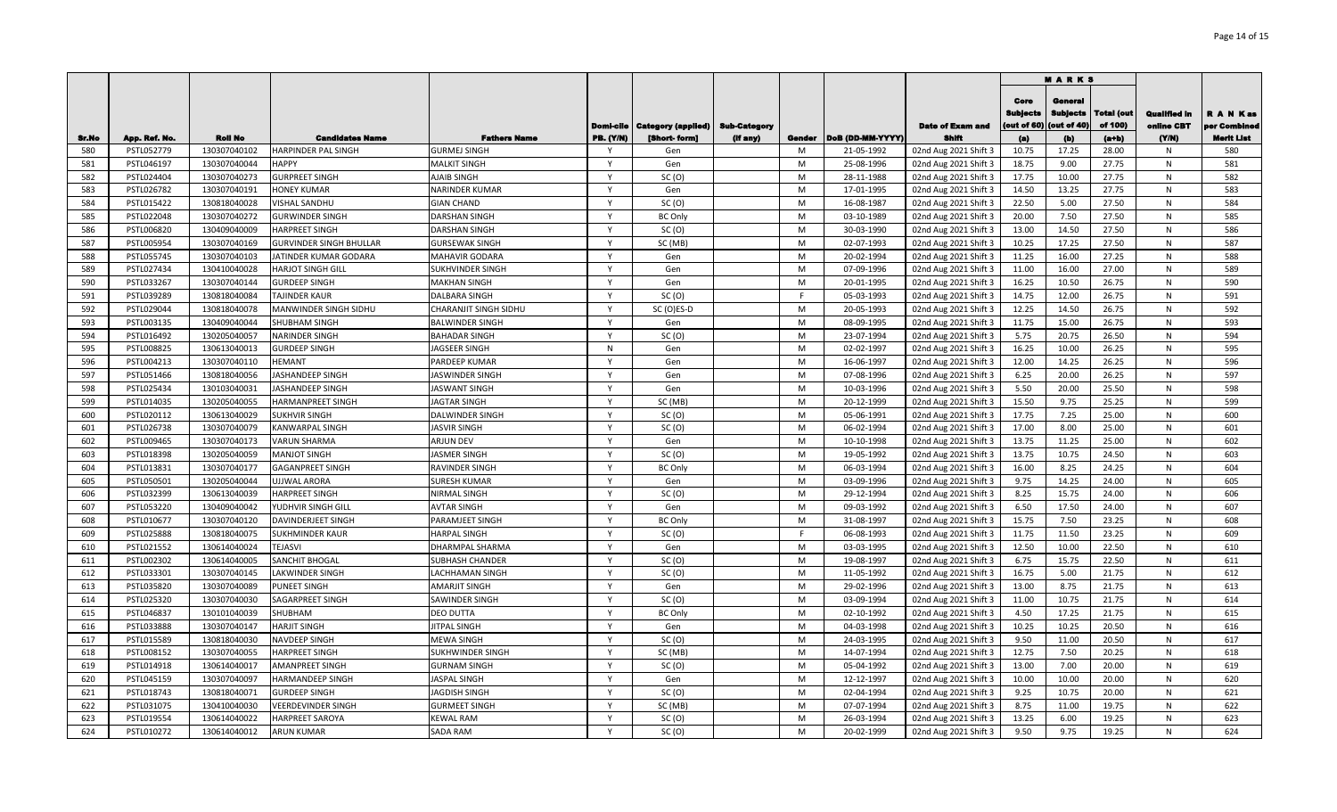| Sr.No | App. Ref. No. | Roll No | Candidates Name | Fathers Name | Domi-cile PB. (Y/N) | Category (applied) [Short- form] | Sub-Category (If any) | Gender | DoB (DD-MM-YYYY) | Date of Exam and Shift | MARKS Core Subjects (out of 60) (a) | General Subjects (out of 40) (b) | Total (out of 100) (a+b) | Qualified in online CBT (Y/N) | R A N K as per Combined Merit List |
|---|---|---|---|---|---|---|---|---|---|---|---|---|---|---|---|
| 580 | PSTL052779 | 130307040102 | HARPINDER PAL SINGH | GURMEJ SINGH | Y | Gen | | M | 21-05-1992 | 02nd Aug 2021 Shift 3 | 10.75 | 17.25 | 28.00 | N | 580 |
| 581 | PSTL046197 | 130307040044 | HAPPY | MALKIT SINGH | Y | Gen | | M | 25-08-1996 | 02nd Aug 2021 Shift 3 | 18.75 | 9.00 | 27.75 | N | 581 |
| 582 | PSTL024404 | 130307040273 | GURPREET SINGH | AJAIB SINGH | Y | SC (O) | | M | 28-11-1988 | 02nd Aug 2021 Shift 3 | 17.75 | 10.00 | 27.75 | N | 582 |
| 583 | PSTL026782 | 130307040191 | HONEY KUMAR | NARINDER KUMAR | Y | Gen | | M | 17-01-1995 | 02nd Aug 2021 Shift 3 | 14.50 | 13.25 | 27.75 | N | 583 |
| 584 | PSTL015422 | 130818040028 | VISHAL SANDHU | GIAN CHAND | Y | SC (O) | | M | 16-08-1987 | 02nd Aug 2021 Shift 3 | 22.50 | 5.00 | 27.50 | N | 584 |
| 585 | PSTL022048 | 130307040272 | GURWINDER SINGH | DARSHAN SINGH | Y | BC Only | | M | 03-10-1989 | 02nd Aug 2021 Shift 3 | 20.00 | 7.50 | 27.50 | N | 585 |
| 586 | PSTL006820 | 130409040009 | HARPREET SINGH | DARSHAN SINGH | Y | SC (O) | | M | 30-03-1990 | 02nd Aug 2021 Shift 3 | 13.00 | 14.50 | 27.50 | N | 586 |
| 587 | PSTL005954 | 130307040169 | GURVINDER SINGH BHULLAR | GURSEWAK SINGH | Y | SC (MB) | | M | 02-07-1993 | 02nd Aug 2021 Shift 3 | 10.25 | 17.25 | 27.50 | N | 587 |
| 588 | PSTL055745 | 130307040103 | JATINDER KUMAR GODARA | MAHAVIR GODARA | Y | Gen | | M | 20-02-1994 | 02nd Aug 2021 Shift 3 | 11.25 | 16.00 | 27.25 | N | 588 |
| 589 | PSTL027434 | 130410040028 | HARJOT SINGH GILL | SUKHVINDER SINGH | Y | Gen | | M | 07-09-1996 | 02nd Aug 2021 Shift 3 | 11.00 | 16.00 | 27.00 | N | 589 |
| 590 | PSTL033267 | 130307040144 | GURDEEP SINGH | MAKHAN SINGH | Y | Gen | | M | 20-01-1995 | 02nd Aug 2021 Shift 3 | 16.25 | 10.50 | 26.75 | N | 590 |
| 591 | PSTL039289 | 130818040084 | TAJINDER KAUR | DALBARA SINGH | Y | SC (O) | | F | 05-03-1993 | 02nd Aug 2021 Shift 3 | 14.75 | 12.00 | 26.75 | N | 591 |
| 592 | PSTL029044 | 130818040078 | MANWINDER SINGH SIDHU | CHARANJIT SINGH SIDHU | Y | SC (O)ES-D | | M | 20-05-1993 | 02nd Aug 2021 Shift 3 | 12.25 | 14.50 | 26.75 | N | 592 |
| 593 | PSTL003135 | 130409040044 | SHUBHAM SINGH | BALWINDER SINGH | Y | Gen | | M | 08-09-1995 | 02nd Aug 2021 Shift 3 | 11.75 | 15.00 | 26.75 | N | 593 |
| 594 | PSTL016492 | 130205040057 | NARINDER SINGH | BAHADAR SINGH | Y | SC (O) | | M | 23-07-1994 | 02nd Aug 2021 Shift 3 | 5.75 | 20.75 | 26.50 | N | 594 |
| 595 | PSTL008825 | 130613040013 | GURDEEP SINGH | JAGSEER SINGH | N | Gen | | M | 02-02-1997 | 02nd Aug 2021 Shift 3 | 16.25 | 10.00 | 26.25 | N | 595 |
| 596 | PSTL004213 | 130307040110 | HEMANT | PARDEEP KUMAR | Y | Gen | | M | 16-06-1997 | 02nd Aug 2021 Shift 3 | 12.00 | 14.25 | 26.25 | N | 596 |
| 597 | PSTL051466 | 130818040056 | JASHANDEEP SINGH | JASWINDER SINGH | Y | Gen | | M | 07-08-1996 | 02nd Aug 2021 Shift 3 | 6.25 | 20.00 | 26.25 | N | 597 |
| 598 | PSTL025434 | 130103040031 | JASHANDEEP SINGH | JASWANT SINGH | Y | Gen | | M | 10-03-1996 | 02nd Aug 2021 Shift 3 | 5.50 | 20.00 | 25.50 | N | 598 |
| 599 | PSTL014035 | 130205040055 | HARMANPREET SINGH | JAGTAR SINGH | Y | SC (MB) | | M | 20-12-1999 | 02nd Aug 2021 Shift 3 | 15.50 | 9.75 | 25.25 | N | 599 |
| 600 | PSTL020112 | 130613040029 | SUKHVIR SINGH | DALWINDER SINGH | Y | SC (O) | | M | 05-06-1991 | 02nd Aug 2021 Shift 3 | 17.75 | 7.25 | 25.00 | N | 600 |
| 601 | PSTL026738 | 130307040079 | KANWARPAL SINGH | JASVIR SINGH | Y | SC (O) | | M | 06-02-1994 | 02nd Aug 2021 Shift 3 | 17.00 | 8.00 | 25.00 | N | 601 |
| 602 | PSTL009465 | 130307040173 | VARUN SHARMA | ARJUN DEV | Y | Gen | | M | 10-10-1998 | 02nd Aug 2021 Shift 3 | 13.75 | 11.25 | 25.00 | N | 602 |
| 603 | PSTL018398 | 130205040059 | MANJOT SINGH | JASMER SINGH | Y | SC (O) | | M | 19-05-1992 | 02nd Aug 2021 Shift 3 | 13.75 | 10.75 | 24.50 | N | 603 |
| 604 | PSTL013831 | 130307040177 | GAGANPREET SINGH | RAVINDER SINGH | Y | BC Only | | M | 06-03-1994 | 02nd Aug 2021 Shift 3 | 16.00 | 8.25 | 24.25 | N | 604 |
| 605 | PSTL050501 | 130205040044 | UJJWAL ARORA | SURESH KUMAR | Y | Gen | | M | 03-09-1996 | 02nd Aug 2021 Shift 3 | 9.75 | 14.25 | 24.00 | N | 605 |
| 606 | PSTL032399 | 130613040039 | HARPREET SINGH | NIRMAL SINGH | Y | SC (O) | | M | 29-12-1994 | 02nd Aug 2021 Shift 3 | 8.25 | 15.75 | 24.00 | N | 606 |
| 607 | PSTL053220 | 130409040042 | YUDHVIR SINGH GILL | AVTAR SINGH | Y | Gen | | M | 09-03-1992 | 02nd Aug 2021 Shift 3 | 6.50 | 17.50 | 24.00 | N | 607 |
| 608 | PSTL010677 | 130307040120 | DAVINDERJEET SINGH | PARAMJEET SINGH | Y | BC Only | | M | 31-08-1997 | 02nd Aug 2021 Shift 3 | 15.75 | 7.50 | 23.25 | N | 608 |
| 609 | PSTL025888 | 130818040075 | SUKHMINDER KAUR | HARPAL SINGH | Y | SC (O) | | F | 06-08-1993 | 02nd Aug 2021 Shift 3 | 11.75 | 11.50 | 23.25 | N | 609 |
| 610 | PSTL021552 | 130614040024 | TEJASVI | DHARMPAL SHARMA | Y | Gen | | M | 03-03-1995 | 02nd Aug 2021 Shift 3 | 12.50 | 10.00 | 22.50 | N | 610 |
| 611 | PSTL002302 | 130614040005 | SANCHIT BHOGAL | SUBHASH CHANDER | Y | SC (O) | | M | 19-08-1997 | 02nd Aug 2021 Shift 3 | 6.75 | 15.75 | 22.50 | N | 611 |
| 612 | PSTL033301 | 130307040145 | LAKWINDER SINGH | LACHHAMAN SINGH | Y | SC (O) | | M | 11-05-1992 | 02nd Aug 2021 Shift 3 | 16.75 | 5.00 | 21.75 | N | 612 |
| 613 | PSTL035820 | 130307040089 | PUNEET SINGH | AMARJIT SINGH | Y | Gen | | M | 29-02-1996 | 02nd Aug 2021 Shift 3 | 13.00 | 8.75 | 21.75 | N | 613 |
| 614 | PSTL025320 | 130307040030 | SAGARPREET SINGH | SAWINDER SINGH | Y | SC (O) | | M | 03-09-1994 | 02nd Aug 2021 Shift 3 | 11.00 | 10.75 | 21.75 | N | 614 |
| 615 | PSTL046837 | 130101040039 | SHUBHAM | DEO DUTTA | Y | BC Only | | M | 02-10-1992 | 02nd Aug 2021 Shift 3 | 4.50 | 17.25 | 21.75 | N | 615 |
| 616 | PSTL033888 | 130307040147 | HARJIT SINGH | JITPAL SINGH | Y | Gen | | M | 04-03-1998 | 02nd Aug 2021 Shift 3 | 10.25 | 10.25 | 20.50 | N | 616 |
| 617 | PSTL015589 | 130818040030 | NAVDEEP SINGH | MEWA SINGH | Y | SC (O) | | M | 24-03-1995 | 02nd Aug 2021 Shift 3 | 9.50 | 11.00 | 20.50 | N | 617 |
| 618 | PSTL008152 | 130307040055 | HARPREET SINGH | SUKHWINDER SINGH | Y | SC (MB) | | M | 14-07-1994 | 02nd Aug 2021 Shift 3 | 12.75 | 7.50 | 20.25 | N | 618 |
| 619 | PSTL014918 | 130614040017 | AMANPREET SINGH | GURNAM SINGH | Y | SC (O) | | M | 05-04-1992 | 02nd Aug 2021 Shift 3 | 13.00 | 7.00 | 20.00 | N | 619 |
| 620 | PSTL045159 | 130307040097 | HARMANDEEP SINGH | JASPAL SINGH | Y | Gen | | M | 12-12-1997 | 02nd Aug 2021 Shift 3 | 10.00 | 10.00 | 20.00 | N | 620 |
| 621 | PSTL018743 | 130818040071 | GURDEEP SINGH | JAGDISH SINGH | Y | SC (O) | | M | 02-04-1994 | 02nd Aug 2021 Shift 3 | 9.25 | 10.75 | 20.00 | N | 621 |
| 622 | PSTL031075 | 130410040030 | VEERDEVINDER SINGH | GURMEET SINGH | Y | SC (MB) | | M | 07-07-1994 | 02nd Aug 2021 Shift 3 | 8.75 | 11.00 | 19.75 | N | 622 |
| 623 | PSTL019554 | 130614040022 | HARPREET SAROYA | KEWAL RAM | Y | SC (O) | | M | 26-03-1994 | 02nd Aug 2021 Shift 3 | 13.25 | 6.00 | 19.25 | N | 623 |
| 624 | PSTL010272 | 130614040012 | ARUN KUMAR | SADA RAM | Y | SC (O) | | M | 20-02-1999 | 02nd Aug 2021 Shift 3 | 9.50 | 9.75 | 19.25 | N | 624 |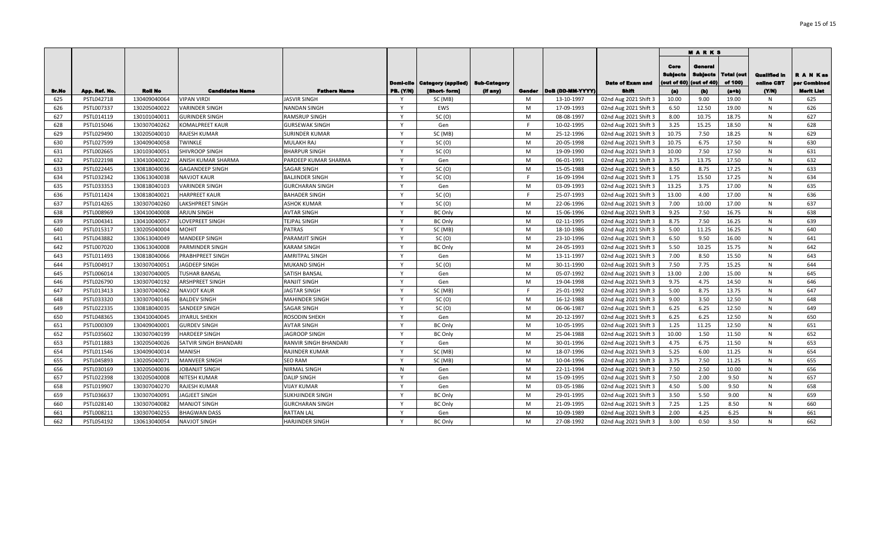| Sr.No | App. Ref. No. | Roll No | Candidates Name | Fathers Name | Domi-cile PB. (Y/N) | Category (applied) [Short- form] | Sub-Category (if any) | Gender | DoB (DD-MM-YYYY) | Date of Exam and Shift | MARKS Core Subjects (out of 60) (a) | General Subjects (out of 40) (b) | Total (out of 100) (a+b) | Qualified in online CBT (Y/N) | R A N K as per Combined Merit List |
|---|---|---|---|---|---|---|---|---|---|---|---|---|---|---|---|
| 625 | PSTL042718 | 130409040064 | VIPAN VIRDI | JASVIR SINGH | Y | SC (MB) | | M | 13-10-1997 | 02nd Aug 2021 Shift 3 | 10.00 | 9.00 | 19.00 | N | 625 |
| 626 | PSTL007337 | 130205040022 | VARINDER SINGH | NANDAN SINGH | Y | EWS | | M | 17-09-1993 | 02nd Aug 2021 Shift 3 | 6.50 | 12.50 | 19.00 | N | 626 |
| 627 | PSTL014119 | 130101040011 | GURINDER SINGH | RAMSRUP SINGH | Y | SC (O) | | M | 08-08-1997 | 02nd Aug 2021 Shift 3 | 8.00 | 10.75 | 18.75 | N | 627 |
| 628 | PSTL015046 | 130307040262 | KOMALPREET KAUR | GURSEWAK SINGH | Y | Gen | | F | 10-02-1995 | 02nd Aug 2021 Shift 3 | 3.25 | 15.25 | 18.50 | N | 628 |
| 629 | PSTL029490 | 130205040010 | RAJESH KUMAR | SURINDER KUMAR | Y | SC (MB) | | M | 25-12-1996 | 02nd Aug 2021 Shift 3 | 10.75 | 7.50 | 18.25 | N | 629 |
| 630 | PSTL027599 | 130409040058 | TWINKLE | MULAKH RAJ | Y | SC (O) | | M | 20-05-1998 | 02nd Aug 2021 Shift 3 | 10.75 | 6.75 | 17.50 | N | 630 |
| 631 | PSTL002665 | 130103040051 | SHIVROOP SINGH | BHARPUR SINGH | Y | SC (O) | | M | 19-09-1990 | 02nd Aug 2021 Shift 3 | 10.00 | 7.50 | 17.50 | N | 631 |
| 632 | PSTL022198 | 130410040022 | ANISH KUMAR SHARMA | PARDEEP KUMAR SHARMA | Y | Gen | | M | 06-01-1991 | 02nd Aug 2021 Shift 3 | 3.75 | 13.75 | 17.50 | N | 632 |
| 633 | PSTL022445 | 130818040036 | GAGANDEEP SINGH | SAGAR SINGH | Y | SC (O) | | M | 15-05-1988 | 02nd Aug 2021 Shift 3 | 8.50 | 8.75 | 17.25 | N | 633 |
| 634 | PSTL032342 | 130613040038 | NAVJOT KAUR | BALJINDER SINGH | Y | SC (O) | | F | 16-09-1994 | 02nd Aug 2021 Shift 3 | 1.75 | 15.50 | 17.25 | N | 634 |
| 635 | PSTL033353 | 130818040103 | VARINDER SINGH | GURCHARAN SINGH | Y | Gen | | M | 03-09-1993 | 02nd Aug 2021 Shift 3 | 13.25 | 3.75 | 17.00 | N | 635 |
| 636 | PSTL011424 | 130818040021 | HARPREET KAUR | BAHADER SINGH | Y | SC (O) | | F | 25-07-1993 | 02nd Aug 2021 Shift 3 | 13.00 | 4.00 | 17.00 | N | 636 |
| 637 | PSTL014265 | 130307040260 | LAKSHPREET SINGH | ASHOK KUMAR | Y | SC (O) | | M | 22-06-1996 | 02nd Aug 2021 Shift 3 | 7.00 | 10.00 | 17.00 | N | 637 |
| 638 | PSTL008969 | 130410040008 | ARJUN SINGH | AVTAR SINGH | Y | BC Only | | M | 15-06-1996 | 02nd Aug 2021 Shift 3 | 9.25 | 7.50 | 16.75 | N | 638 |
| 639 | PSTL004341 | 130410040057 | LOVEPREET SINGH | TEJPAL SINGH | Y | BC Only | | M | 02-11-1995 | 02nd Aug 2021 Shift 3 | 8.75 | 7.50 | 16.25 | N | 639 |
| 640 | PSTL015317 | 130205040004 | MOHIT | PATRAS | Y | SC (MB) | | M | 18-10-1986 | 02nd Aug 2021 Shift 3 | 5.00 | 11.25 | 16.25 | N | 640 |
| 641 | PSTL043882 | 130613040049 | MANDEEP SINGH | PARAMJIT SINGH | Y | SC (O) | | M | 23-10-1996 | 02nd Aug 2021 Shift 3 | 6.50 | 9.50 | 16.00 | N | 641 |
| 642 | PSTL007020 | 130613040008 | PARMINDER SINGH | KARAM SINGH | Y | BC Only | | M | 24-05-1993 | 02nd Aug 2021 Shift 3 | 5.50 | 10.25 | 15.75 | N | 642 |
| 643 | PSTL011493 | 130818040066 | PRABHPREET SINGH | AMRITPAL SINGH | Y | Gen | | M | 13-11-1997 | 02nd Aug 2021 Shift 3 | 7.00 | 8.50 | 15.50 | N | 643 |
| 644 | PSTL004917 | 130307040051 | JAGDEEP SINGH | MUKAND SINGH | Y | SC (O) | | M | 30-11-1990 | 02nd Aug 2021 Shift 3 | 7.50 | 7.75 | 15.25 | N | 644 |
| 645 | PSTL006014 | 130307040005 | TUSHAR BANSAL | SATISH BANSAL | Y | Gen | | M | 05-07-1992 | 02nd Aug 2021 Shift 3 | 13.00 | 2.00 | 15.00 | N | 645 |
| 646 | PSTL026790 | 130307040192 | ARSHPREET SINGH | RANJIT SINGH | Y | Gen | | M | 19-04-1998 | 02nd Aug 2021 Shift 3 | 9.75 | 4.75 | 14.50 | N | 646 |
| 647 | PSTL013413 | 130307040062 | NAVJOT KAUR | JAGTAR SINGH | Y | SC (MB) | | F | 25-01-1992 | 02nd Aug 2021 Shift 3 | 5.00 | 8.75 | 13.75 | N | 647 |
| 648 | PSTL033320 | 130307040146 | BALDEV SINGH | MAHINDER SINGH | Y | SC (O) | | M | 16-12-1988 | 02nd Aug 2021 Shift 3 | 9.00 | 3.50 | 12.50 | N | 648 |
| 649 | PSTL022335 | 130818040035 | SANDEEP SINGH | SAGAR SINGH | Y | SC (O) | | M | 06-06-1987 | 02nd Aug 2021 Shift 3 | 6.25 | 6.25 | 12.50 | N | 649 |
| 650 | PSTL048365 | 130410040045 | JIYARUL SHEKH | ROSODIN SHEKH | Y | Gen | | M | 20-12-1997 | 02nd Aug 2021 Shift 3 | 6.25 | 6.25 | 12.50 | N | 650 |
| 651 | PSTL000309 | 130409040001 | GURDEV SINGH | AVTAR SINGH | Y | BC Only | | M | 10-05-1995 | 02nd Aug 2021 Shift 3 | 1.25 | 11.25 | 12.50 | N | 651 |
| 652 | PSTL035602 | 130307040199 | HARDEEP SINGH | JAGROOP SINGH | Y | BC Only | | M | 25-04-1988 | 02nd Aug 2021 Shift 3 | 10.00 | 1.50 | 11.50 | N | 652 |
| 653 | PSTL011883 | 130205040026 | SATVIR SINGH BHANDARI | RANVIR SINGH BHANDARI | Y | Gen | | M | 30-01-1996 | 02nd Aug 2021 Shift 3 | 4.75 | 6.75 | 11.50 | N | 653 |
| 654 | PSTL011546 | 130409040014 | MANISH | RAJINDER KUMAR | Y | SC (MB) | | M | 18-07-1996 | 02nd Aug 2021 Shift 3 | 5.25 | 6.00 | 11.25 | N | 654 |
| 655 | PSTL045893 | 130205040071 | MANVEER SINGH | SEO RAM | Y | SC (MB) | | M | 10-04-1996 | 02nd Aug 2021 Shift 3 | 3.75 | 7.50 | 11.25 | N | 655 |
| 656 | PSTL030169 | 130205040036 | JOBANJIT SINGH | NIRMAL SINGH | N | Gen | | M | 22-11-1994 | 02nd Aug 2021 Shift 3 | 7.50 | 2.50 | 10.00 | N | 656 |
| 657 | PSTL022398 | 130205040008 | NITESH KUMAR | DALIP SINGH | Y | Gen | | M | 15-09-1995 | 02nd Aug 2021 Shift 3 | 7.50 | 2.00 | 9.50 | N | 657 |
| 658 | PSTL019907 | 130307040270 | RAJESH KUMAR | VIJAY KUMAR | Y | Gen | | M | 03-05-1986 | 02nd Aug 2021 Shift 3 | 4.50 | 5.00 | 9.50 | N | 658 |
| 659 | PSTL036637 | 130307040091 | JAGJEET SINGH | SUKHJINDER SINGH | Y | BC Only | | M | 29-01-1995 | 02nd Aug 2021 Shift 3 | 3.50 | 5.50 | 9.00 | N | 659 |
| 660 | PSTL028140 | 130307040082 | MANJOT SINGH | GURCHARAN SINGH | Y | BC Only | | M | 21-09-1995 | 02nd Aug 2021 Shift 3 | 7.25 | 1.25 | 8.50 | N | 660 |
| 661 | PSTL008211 | 130307040255 | BHAGWAN DASS | RATTAN LAL | Y | Gen | | M | 10-09-1989 | 02nd Aug 2021 Shift 3 | 2.00 | 4.25 | 6.25 | N | 661 |
| 662 | PSTL054192 | 130613040054 | NAVJOT SINGH | HARJINDER SINGH | Y | BC Only | | M | 27-08-1992 | 02nd Aug 2021 Shift 3 | 3.00 | 0.50 | 3.50 | N | 662 |